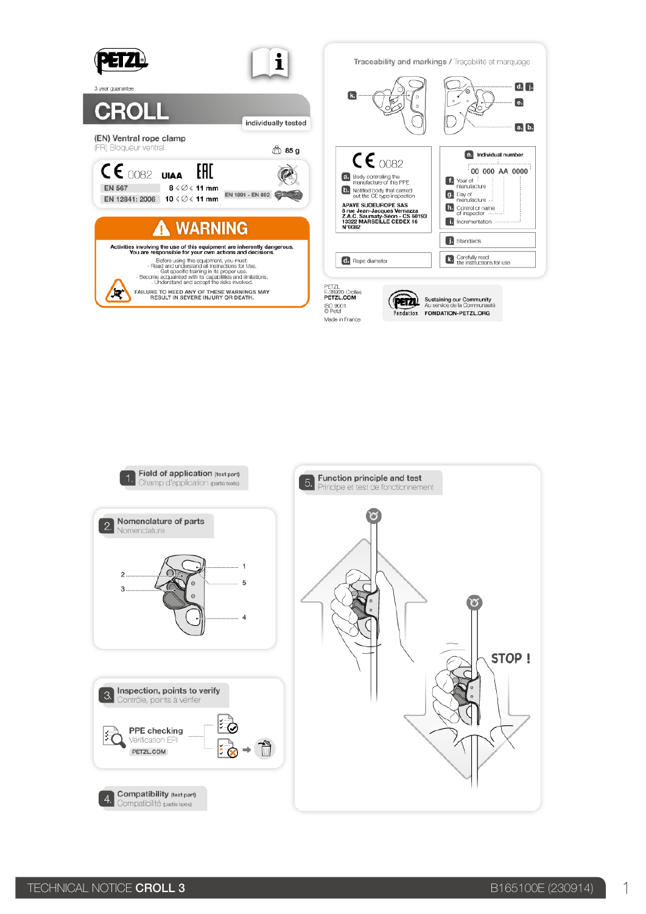PETZL

3 year guarantee

# CROLL

individually tested

(EN) Ventral rope clamp

(FR) Bloqueur ventral

85 g

CE 0082 UIAA EAC

| | | |
|---|---|---|
| EN 567 | 8 ≤ Ø ≤ 11 mm | |
| EN 12841: 2006 | 10 ≤ Ø ≤ 11 mm | EN 1891 - EN 892 |

## WARNING

**Activities involving the use of this equipment are inherently dangerous. You are responsible for your own actions and decisions.**

Before using this equipment, you must:
- Read and understand all instructions for Use.
- Get specific training in its proper use.
- Become acquainted with its capabilities and limitations.
- Understand and accept the risks involved.

**FAILURE TO HEED ANY OF THESE WARNINGS MAY RESULT IN SEVERE INJURY OR DEATH.**

## Traceability and markings / Traçabilité et marquage

k. d. j. e. a. b.

CE 0082

a. Body controlling the manufacture of this PPE

b. Notified body that carried out the CE type inspection

APAVE SUDEUROPE SAS
8 rue Jean-Jacques Vernazza
Z.A.C. Saumaty-Séon - CS 60193
13322 MARSEILLE CEDEX 16
N°0082

e. Individual number

00 000 AA 0000

f. Year of manufacture

g. Day of manufacture

h. Control or name of inspector

i. Incrementation

j. Standards

d. Rope diameter

k. Carefully read the instructions for use

PETZL
F-38920 Crolles
PETZL.COM
ISO 9001
© Petzl
Made in France

Sustaining our Community
Au service de la Communauté
Fondation FONDATION-PETZL.ORG

## 1. Field of application (text part)

Champ d'application (partie texte)

## 2. Nomenclature of parts

Nomenclature

1, 2, 3, 4, 5

## 3. Inspection, points to verify

Contrôle, points à vérifier

PPE checking

Vérification EPI

PETZL.COM

## 4. Compatibility (text part)

Compatibilité (partie texte)

## 5. Function principle and test

Principe et test de fonctionnement

STOP !

TECHNICAL NOTICE CROLL 3 B165100E (230914)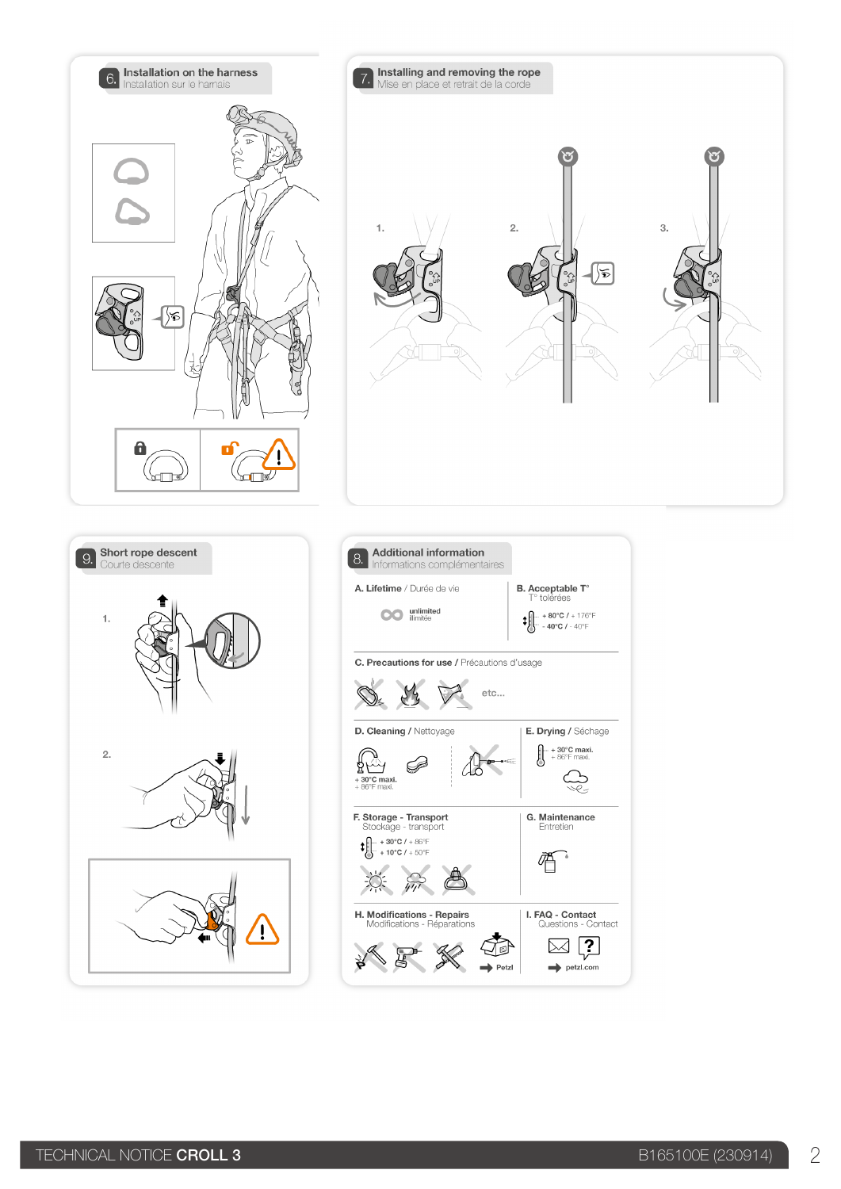## 6. Installation on the harness
Installation sur le harnais

## 7. Installing and removing the rope
Mise en place et retrait de la corde

1.

2.

3.

## 9. Short rope descent
Courte descente

1.

2.

## 8. Additional information
Informations complémentaires

**A. Lifetime** / Durée de vie

unlimited
illimitée

**B. Acceptable T°**
T° tolérées

+ 80°C / + 176°F
- 40°C / - 40°F

**C. Precautions for use** / Précautions d'usage

etc...

**D. Cleaning** / Nettoyage

+ 30°C maxi.
+ 86°F maxi.

**E. Drying** / Séchage

+ 30°C maxi.
+ 86°F maxi.

**F. Storage - Transport**
Stockage - transport

+ 30°C / + 86°F
+ 10°C / + 50°F

**G. Maintenance**
Entretien

**H. Modifications - Repairs**
Modifications - Réparations

Petzl

**I. FAQ - Contact**
Questions - Contact

petzl.com

TECHNICAL NOTICE **CROLL 3** B165100E (230914)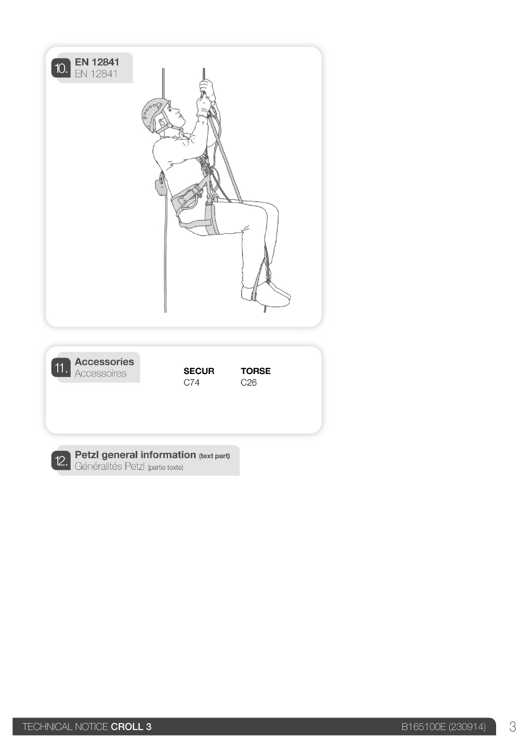## 10. EN 12841

EN 12841

## 11. Accessories

Accessoires

| SECUR | TORSE |
|---|---|
| C74 | C26 |

## 12. Petzl general information (text part)

Généralités Petzl (partie texte)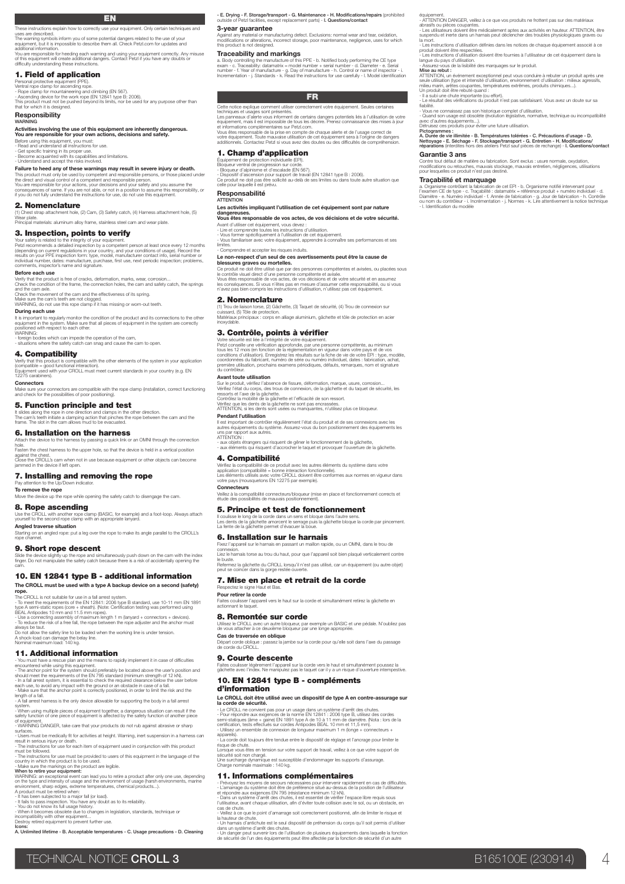# EN

These instructions explain how to correctly use your equipment. Only certain techniques and uses are described.

The warning symbols inform you of some potential dangers related to the use of your equipment, but it is impossible to describe them all. Check Petzl.com for updates and additional information.

You are responsible for heeding each warning and using your equipment correctly. Any misuse of this equipment will create additional dangers. Contact Petzl if you have any doubts or difficulty understanding these instructions.

## 1. Field of application

Personal protective equipment (PPE).

Ventral rope clamp for ascending rope.

- Rope clamp for mountaineering and climbing (EN 567).
- Ascending device for the work rope (EN 12841 type B: 2006).

This product must not be pushed beyond its limits, nor be used for any purpose other than that for which it is designed.

### Responsibility

**WARNING**

**Activities involving the use of this equipment are inherently dangerous.**
**You are responsible for your own actions, decisions and safety.**

Before using this equipment, you must:
- Read and understand all instructions for use.
- Get specific training in its proper use.
- Become acquainted with its capabilities and limitations.
- Understand and accept the risks involved.

**Failure to heed any of these warnings may result in severe injury or death.**

This product must only be used by competent and responsible persons, or those placed under the direct and visual control of a competent and responsible person.

You are responsible for your actions, your decisions and your safety and you assume the consequences of same. If you are not able, or not in a position to assume this responsibility, or if you do not fully understand the instructions for use, do not use this equipment.

## 2. Nomenclature

(1) Chest strap attachment hole, (2) Cam, (3) Safety catch, (4) Harness attachment hole, (5) Wear plate.

Principal materials: aluminum alloy frame, stainless steel cam and wear plate.

## 3. Inspection, points to verify

Your safety is related to the integrity of your equipment.

Petzl recommends a detailed inspection by a competent person at least once every 12 months (depending on current regulations in your country, and your conditions of usage). Record the results on your PPE inspection form: type, model, manufacturer contact info, serial number or individual number, dates: manufacture, purchase, first use, next periodic inspection; problems, comments, inspector's name and signature.

### Before each use

Verify that the product is free of cracks, deformation, marks, wear, corrosion...

Check the condition of the frame, the connection holes, the cam and safety catch, the springs and the cam axle.

Check the movement of the cam and the effectiveness of its spring.

Make sure the cam's teeth are not clogged.

WARNING, do not use this rope clamp if it has missing or worn-out teeth.

### During each use

It is important to regularly monitor the condition of the product and its connections to the other equipment in the system. Make sure that all pieces of equipment in the system are correctly positioned with respect to each other.

WARNING:
- foreign bodies which can impede the operation of the cam,
- situations where the safety catch can snag and cause the cam to open.

## 4. Compatibility

Verify that this product is compatible with the other elements of the system in your application (compatible = good functional interaction).

Equipment used with your CROLL must meet current standards in your country (e.g. EN 12275 carabiners).

### Connectors

Make sure your connectors are compatible with the rope clamp (installation, correct functioning and check for the possibilities of poor positioning).

## 5. Function principle and test

It slides along the rope in one direction and clamps in the other direction.

The cam's teeth initiate a clamping action that pinches the rope between the cam and the frame. The slot in the cam allows mud to be evacuated.

## 6. Installation on the harness

Attach the device to the harness by passing a quick link or an OMNI through the connection hole.

Fasten the chest harness to the upper hole, so that the device is held in a vertical position against the chest.

Close the CROLL's cam when not in use because equipment or other objects can become jammed in the device if left open.

## 7. Installing and removing the rope

Pay attention to the Up/Down indicator.

### To remove the rope

Move the device up the rope while opening the safety catch to disengage the cam.

## 8. Rope ascending

Use the CROLL with another rope clamp (BASIC, for example) and a foot-loop. Always attach yourself to the second rope clamp with an appropriate lanyard.

### Angled traverse situation

Starting on an angled rope: put a leg over the rope to make its angle parallel to the CROLL's rope channel.

## 9. Short rope descent

Slide the device slightly up the rope and simultaneously push down on the cam with the index finger. Do not manipulate the safety catch because there is a risk of accidentally opening the cam.

## 10. EN 12841 type B - additional information

**The CROLL must be used with a type A backup device on a second (safety) rope.**

The CROLL is not suitable for use in a fall arrest system.

- To meet the requirements of the EN 12841: 2006 type B standard, use 10-11 mm EN 1891 type A semi-static ropes (core + sheath). (Note: Certification testing was performed using BEAL Antipodes 10 mm and 11.5 mm ropes).
- Use a connecting assembly of maximum length 1 m (lanyard + connectors + devices).
- To reduce the risk of a free fall, the rope between the rope adjuster and the anchor must always be taut.

Do not allow the safety line to be loaded when the working line is under tension.

A shock-load can damage the belay line.

Nominal maximum load: 140 kg.

## 11. Additional information

- You must have a rescue plan and the means to rapidly implement it in case of difficulties encountered while using this equipment.
- The anchor point for the system should preferably be located above the user's position and should meet the requirements of the EN 795 standard (minimum strength of 12 kN).
- In a fall arrest system, it is essential to check the required clearance below the user before each use, to avoid any impact with the ground or an obstacle in case of a fall.
- Make sure that the anchor point is correctly positioned, in order to limit the risk and the length of a fall.
- A fall arrest harness is the only device allowable for supporting the body in a fall arrest system.
- When using multiple pieces of equipment together, a dangerous situation can result if the safety function of one piece of equipment is affected by the safety function of another piece of equipment.
- WARNING DANGER, take care that your products do not rub against abrasive or sharp surfaces.
- Users must be medically fit for activities at height. Warning, inert suspension in a harness can result in serious injury or death.
- The instructions for use for each item of equipment used in conjunction with this product must be followed.
- The instructions for use must be provided to users of this equipment in the language of the country in which the product is to be used.
- Make sure the markings on the product are legible.

**When to retire your equipment:**

WARNING: an exceptional event can lead you to retire a product after only one use, depending on the type and intensity of usage and the environment of usage (harsh environments, marine environment, sharp edges, extreme temperatures, chemical products...).

A product must be retired when:
- It has been subjected to a major fall (or load).
- It fails to pass inspection. You have any doubt as to its reliability.
- You do not know its full usage history.
- When it becomes obsolete due to changes in legislation, standards, technique or incompatibility with other equipment...

Destroy retired equipment to prevent further use.

**Icons:**

**A.** Unlimited lifetime - **B.** Acceptable temperatures - **C.** Usage precautions - **D.** Cleaning - **E.** Drying - **F.** Storage/transport - **G.** Maintenance - **H.** Modifications/repairs (prohibited outside of Petzl facilities, except replacement parts) - **I.** Questions/contact

### 3-year guarantee

Against any material or manufacturing defect. Exclusions: normal wear and tear, oxidation, modifications or alterations, incorrect storage, poor maintenance, negligence, uses for which this product is not designed.

### Traceability and markings

a. Body controlling the manufacture of this PPE - b. Notified body performing the CE type exam - c. Traceability: datamatrix = model number + serial number - d. Diameter - e. Serial number - f. Year of manufacture - g. Day of manufacture - h. Control or name of inspector - i. Incrementation - j. Standards - k. Read the instructions for use carefully - l. Model identification

# FR

Cette notice explique comment utiliser correctement votre équipement. Seules certaines techniques et usages sont présentés.

Les panneaux d'alerte vous informent de certains dangers potentiels liés à l'utilisation de votre équipement, mais il est impossible de tous les décrire. Prenez connaissance des mises à jour et informations complémentaires sur Petzl.com.

Vous êtes responsable de la prise en compte de chaque alerte et de l'usage correct de votre équipement. Toute mauvaise utilisation de cet équipement sera à l'origine de dangers additionnels. Contactez Petzl si vous avez des doutes ou des difficultés de compréhension.

## 1. Champ d'application

Équipement de protection individuelle (EPI).

Bloqueur ventral de progression sur corde.

- Bloqueur d'alpinisme et d'escalade (EN 567).
- Dispositif d'ascension pour support de travail (EN 12841 type B : 2006).

Ce produit ne doit pas être sollicité au-delà de ses limites ou dans toute autre situation que celle pour laquelle il est prévu.

### Responsabilité

**ATTENTION**

**Les activités impliquant l'utilisation de cet équipement sont par nature dangereuses.**
**Vous êtes responsable de vos actes, de vos décisions et de votre sécurité.**

Avant d'utiliser cet équipement, vous devez :
- Lire et comprendre toutes les instructions d'utilisation.
- Vous former spécifiquement à l'utilisation de cet équipement.
- Vous familiariser avec votre équipement, apprendre à connaître ses performances et ses limites.
- Comprendre et accepter les risques induits.

**Le non-respect d'un seul de ces avertissements peut être la cause de blessures graves ou mortelles.**

Ce produit ne doit être utilisé que par des personnes compétentes et avisées, ou placées sous le contrôle visuel direct d'une personne compétente et avisée.

Vous êtes responsable de vos actes, de vos décisions et de votre sécurité et en assumez les conséquences. Si vous n'êtes pas en mesure d'assumer cette responsabilité, ou si vous n'avez pas bien compris les instructions d'utilisation, n'utilisez pas cet équipement.

## 2. Nomenclature

(1) Trou de liaison torse, (2) Gâchette, (3) Taquet de sécurité, (4) Trou de connexion sur cuissard, (5) Tôle de protection.

Matériaux principaux : corps en alliage aluminium, gâchette et tôle de protection en acier inoxydable.

## 3. Contrôle, points à vérifier

Votre sécurité est liée à l'intégrité de votre équipement.

Petzl conseille une vérification approfondie, par une personne compétente, au minimum tous les 12 mois (en fonction de la réglementation en vigueur dans votre pays et de vos conditions d'utilisation). Enregistrez les résultats sur la fiche de vie de votre EPI : type, modèle, coordonnées du fabricant, numéro de série ou numéro individuel, dates : fabrication, achat, première utilisation, prochains examens périodiques, défauts, remarques, nom et signature du contrôleur.

### Avant toute utilisation

Sur le produit, vérifiez l'absence de fissure, déformation, marque, usure, corrosion...

Vérifiez l'état du corps, des trous de connexion, de la gâchette et du taquet de sécurité, les ressorts et l'axe de la gâchette.

Contrôlez la mobilité de la gâchette et l'efficacité de son ressort.

Vérifiez que les dents de la gâchette ne sont pas encrassées.

ATTENTION, si les dents sont usées ou manquantes, n'utilisez plus ce bloqueur.

### Pendant l'utilisation

Il est important de contrôler régulièrement l'état du produit et de ses connexions avec les autres équipements du système. Assurez-vous du bon positionnement des équipements les uns par rapport aux autres.

ATTENTION :
- aux objets étrangers qui risquent de gêner le fonctionnement de la gâchette,
- aux éléments qui risquent d'accrocher le taquet et provoquer l'ouverture de la gâchette.

## 4. Compatibilité

Vérifiez la compatibilité de ce produit avec les autres éléments du système dans votre application (compatibilité = bonne interaction fonctionnelle).

Les éléments utilisés avec votre CROLL doivent être conformes aux normes en vigueur dans votre pays (mousquetons EN 12275 par exemple).

### Connecteurs

Veillez à la compatibilité connecteurs/bloqueur (mise en place et fonctionnement corrects et étude des possibilités de mauvais positionnement).

## 5. Principe et test de fonctionnement

Il coulisse le long de la corde dans un sens et bloque dans l'autre sens.

Les dents de la gâchette amorcent le serrage puis la gâchette bloque la corde par pincement. La fente de la gâchette permet d'évacuer la boue.

## 6. Installation sur le harnais

Fixez l'appareil sur le harnais en passant un maillon rapide, ou un OMNI, dans le trou de connexion.

Liez le harnais torse au trou du haut, pour que l'appareil soit bien plaqué verticalement contre le buste.

Refermez la gâchette du CROLL lorsqu'il n'est pas utilisé, car un équipement (ou autre objet) peut se coincer dans la gorge restée ouverte.

## 7. Mise en place et retrait de la corde

Respectez le signe Haut et Bas.

### Pour retirer la corde

Faites coulisser l'appareil vers le haut sur la corde et simultanément retirez la gâchette en actionnant le taquet.

## 8. Remontée sur corde

Utilisez le CROLL avec un autre bloqueur, par exemple un BASIC et une pédale. N'oubliez pas de vous attacher à ce deuxième bloqueur par une longe appropriée.

### Cas de traversée en oblique

Départ corde oblique : passez la jambe sur la corde pour qu'elle soit dans l'axe du passage de corde du CROLL.

## 9. Courte descente

Faites coulisser légèrement l'appareil sur la corde vers le haut et simultanément poussez la gâchette avec l'index. Ne manipulez pas le taquet car il y a un risque d'ouverture intempestive.

## 10. EN 12841 type B - compléments d'information

**Le CROLL doit être utilisé avec un dispositif de type A en contre-assurage sur la corde de sécurité.**

- Le CROLL ne convient pas pour un usage dans un système d'arrêt des chutes.
- Pour répondre aux exigences de la norme EN 12841 : 2006 type B, utilisez des cordes semi-statiques (âme + gaine) EN 1891 type A de 10 à 11 mm de diamètre. (Nota : lors de la certification, tests effectués sur cordes Antipodes BEAL 10 mm et 11,5 mm).
- Utilisez un ensemble de connexion de longueur maximum 1 m (longe + connecteurs + appareils).
- La corde doit toujours être tendue entre le dispositif de réglage et l'ancrage pour limiter le risque de chute.

Lorsque vous êtes en tension sur votre support de travail, veillez à ce que votre support de sécurité soit non chargé.

Une surcharge dynamique est susceptible d'endommager les supports d'assurage.

Charge nominale maximale : 140 kg.

## 11. Informations complémentaires

- Prévoyez les moyens de secours nécessaires pour intervenir rapidement en cas de difficultés.
- L'amarrage du système doit être de préférence situé au-dessus de la position de l'utilisateur et répondre aux exigences EN 795 (résistance minimum 12 kN).
- Dans un système d'arrêt des chutes, il est essentiel de vérifier l'espace libre requis sous l'utilisateur, avant chaque utilisation, afin d'éviter toute collision avec le sol, ou un obstacle, en cas de chute.
- Veillez à ce que le point d'amarrage soit correctement positionné, afin de limiter le risque et la hauteur de chute.
- Un harnais d'antichute est le seul dispositif de préhension du corps qu'il soit permis d'utiliser dans un système d'arrêt des chutes.
- Un danger peut survenir lors de l'utilisation de plusieurs équipements dans laquelle la fonction de sécurité de l'un des équipements peut être affectée par la fonction de sécurité d'un autre équipement.
- ATTENTION DANGER, veillez à ce que vos produits ne frottent pas sur des matériaux abrasifs ou pièces coupantes.
- Les utilisateurs doivent être médicalement aptes aux activités en hauteur. ATTENTION, être suspendu et inerte dans un harnais peut déclencher des troubles physiologiques graves ou la mort.
- Les instructions d'utilisation définies dans les notices de chaque équipement associé à ce produit doivent être respectées.
- Les instructions d'utilisation doivent être fournies à l'utilisateur de cet équipement dans la langue du pays d'utilisation.
- Assurez-vous de la lisibilité des marquages sur le produit.

**Mise au rebut :**

ATTENTION, un événement exceptionnel peut vous conduire à rebuter un produit après une seule utilisation (type et intensité d'utilisation, environnement d'utilisation : milieux agressifs, milieu marin, arêtes coupantes, températures extrêmes, produits chimiques...).

Un produit doit être rebuté quand :
- Il a subi une chute importante (ou effort).
- Le résultat des vérifications du produit n'est pas satisfaisant. Vous avez un doute sur sa fiabilité.
- Vous ne connaissez pas son historique complet d'utilisation.
- Quand son usage est obsolète (évolution législative, normative, technique ou incompatibilité avec d'autres équipements...).

Détruisez ces produits pour éviter une future utilisation.

**Pictogrammes :**

**A.** Durée de vie illimitée - **B.** Températures tolérées - **C.** Précautions d'usage - **D.** Nettoyage - **E.** Séchage - **F.** Stockage/transport - **G.** Entretien - **H.** Modifications/réparations (interdites hors des ateliers Petzl sauf pièces de rechange) - **I.** Questions/contact

### Garantie 3 ans

Contre tout défaut de matière ou fabrication. Sont exclus : usure normale, oxydation, modifications ou retouches, mauvais stockage, mauvais entretien, négligences, utilisations pour lesquelles ce produit n'est pas destiné.

### Traçabilité et marquage

a. Organisme contrôlant la fabrication de cet EPI - b. Organisme notifié intervenant pour l'examen CE de type - c. Traçabilité : datamatrix = référence produit + numéro individuel - d. Diamètre - e. Numéro individuel - f. Année de fabrication - g. Jour de fabrication - h. Contrôle ou nom du contrôleur - i. Incrémentation - j. Normes - k. Lire attentivement la notice technique - l. Identification du modèle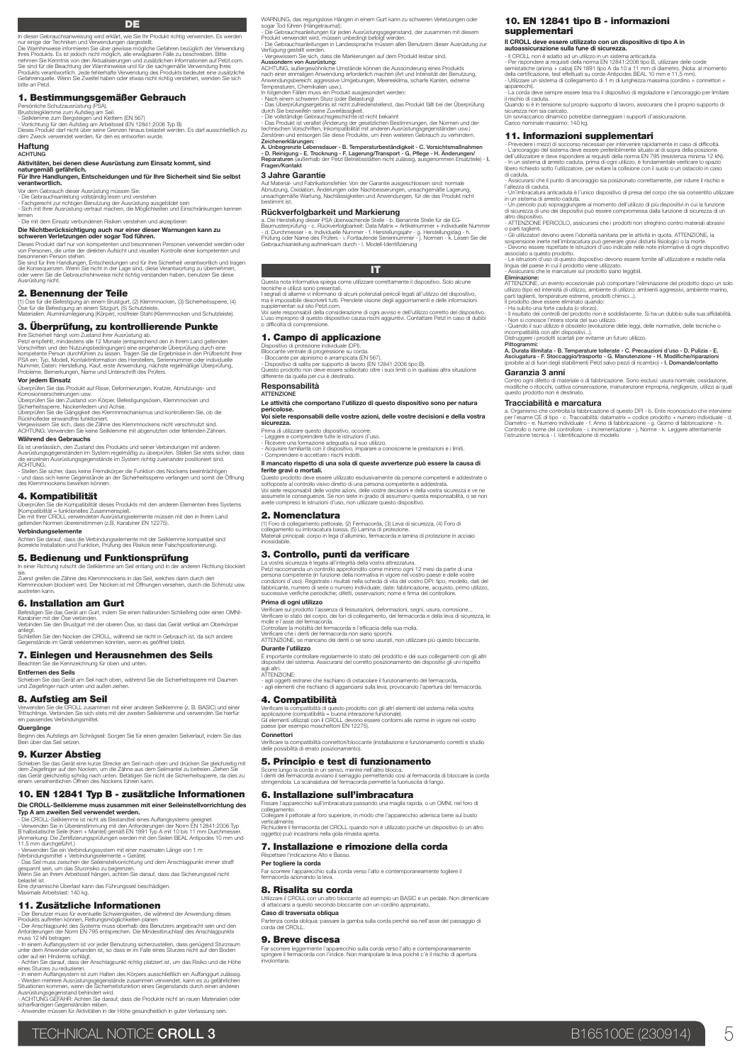# DE

In dieser Gebrauchsanweisung wird erklärt, wie Sie Ihr Produkt richtig verwenden. Es werden nur einige der Techniken und Verwendungen dargestellt.
Die Warnhinweise informieren Sie über gewisse mögliche Gefahren bezüglich der Verwendung Ihres Produkts. Es ist jedoch nicht möglich, alle erwägbaren Fälle zu beschreiben. Bitte nehmen Sie Kenntnis von den Aktualisierungen und zusätzlichen Informationen auf Petzl.com.
Sie sind für die Beachtung der Warnhinweise und für die sachgemäße Verwendung Ihres Produkts verantwortlich. Jede fehlerhafte Verwendung des Produkts bedeutet eine zusätzliche Gefahrenquelle. Wenn Sie Zweifel haben oder etwas nicht richtig verstehen, wenden Sie sich bitte an Petzl.

## 1. Bestimmungsgemäßer Gebrauch

Persönliche Schutzausrüstung (PSA).
Brusteinsteigklemme zum Aufstieg am Seil.
- Seilklemme zum Bergsteigen und Klettern (EN 567)
- Vorrichtung für den Aufstieg am Arbeitsseil (EN 12841:2006 Typ B)
Dieses Produkt darf nicht über seine Grenzen hinaus belastet werden. Es darf ausschließlich zu dem Zweck verwendet werden, für den es entworfen wurde.

### Haftung

ACHTUNG

**Aktivitäten, bei denen diese Ausrüstung zum Einsatz kommt, sind naturgemäß gefährlich.**
**Für Ihre Handlungen, Entscheidungen und für Ihre Sicherheit sind Sie selbst verantwortlich.**

Vor dem Gebrauch dieser Ausrüstung müssen Sie:
- Die Gebrauchsanleitung vollständig lesen und verstehen
- Fachgerecht zur richtigen Benutzung der Ausrüstung ausgebildet sein
- Sich mit Ihrer Ausrüstung vertraut machen, die Möglichkeiten und Einschränkungen kennen lernen
- Die mit dem Einsatz verbundenen Risiken verstehen und akzeptieren

**Die Nichtberücksichtigung auch nur einer dieser Warnungen kann zu schweren Verletzungen oder sogar Tod führen.**

Dieses Produkt darf nur von kompetenten und besonnenen Personen verwendet werden oder von Personen, die unter der direkten Aufsicht und visuellen Kontrolle einer kompetenten und besonnenen Person stehen.
Sie sind für Ihre Handlungen, Entscheidungen und für Ihre Sicherheit verantwortlich und tragen die Konsequenzen. Wenn Sie nicht in der Lage sind, diese Verantwortung zu übernehmen, oder wenn Sie die Gebrauchshinweise nicht richtig verstanden haben, benutzen Sie diese Ausrüstung nicht.

## 2. Benennung der Teile

(1) Öse für die Befestigung an einem Brustgurt, (2) Klemmnocken, (3) Sicherheitssperre, (4) Öse für die Befestigung an einem Sitzgurt, (5) Schutzleiste.
Materialien: Aluminiumlegierung (Körper), rostfreier Stahl (Klemmnocken und Schutzleiste).

## 3. Überprüfung, zu kontrollierende Punkte

Ihre Sicherheit hängt vom Zustand Ihrer Ausrüstung ab.
Petzl empfiehlt, mindestens alle 12 Monate (entsprechend den in Ihrem Land geltenden Vorschriften und den Nutzungsbedingungen) eine eingehende Überprüfung durch eine kompetente Person durchführen zu lassen. Tragen Sie die Ergebnisse in den Prüfbericht Ihrer PSA ein: Typ, Modell, Kontaktinformation des Herstellers, Seriennummer oder individuelle Nummer, Daten: Herstellung, Kauf, erste Anwendung, nächste regelmäßige Überprüfung, Probleme, Bemerkungen, Name und Unterschrift des Prüfers.

### Vor jedem Einsatz

Überprüfen Sie das Produkt auf Risse, Deformierungen, Kratzer, Abnutzungs- und Korrosionserscheinungen usw.
Überprüfen Sie den Zustand von Körper, Befestigungsösen, Klemmnocken und Sicherheitssperre, Nockenfedern und Achse.
Überprüfen Sie die Gängigkeit des Klemmmechanismus und kontrollieren Sie, ob die Rückholfeder einwandfrei funktioniert.
Vergewissern Sie sich, dass die Zähne des Klemmnockens nicht verschmutzt sind.
ACHTUNG: Verwenden Sie keine Seilklemme mit abgenutzten oder fehlenden Zähnen.

### Während des Gebrauchs

Es ist unerlässlich, den Zustand des Produkts und seiner Verbindungen mit anderen Ausrüstungsgegenständen im System regelmäßig zu überprüfen. Stellen Sie stets sicher, dass die einzelnen Ausrüstungsgegenstände im System richtig zueinander positioniert sind.
ACHTUNG:
- Stellen Sie sicher, dass keine Fremdkörper die Funktion des Nockens beeinträchtigen
- und dass sich keine Gegenstände an der Sicherheitssperre verfangen und somit die Öffnung des Klemmnockens bewirken können.

## 4. Kompatibilität

Überprüfen Sie die Kompatibilität dieses Produkts mit den anderen Elementen Ihres Systems (Kompatibilität = funktionelles Zusammenspiel).
Die mit Ihrer CROLL verwendeten Ausrüstungselemente müssen mit den in Ihrem Land geltenden Normen übereinstimmen (z.B. Karabiner EN 12275).

### Verbindungselemente

Achten Sie darauf, dass die Verbindungselemente mit der Seilklemme kompatibel sind (korrekte Installation und Funktion, Prüfung des Risikos einer Falschpositionierung).

## 5. Bedienung und Funktionsprüfung

In einer Richtung rutscht die Seilklemme am Seil entlang und in der anderen Richtung blockiert sie.
Zuerst greifen die Zähne des Klemmnockens in das Seil, welches dann durch den Klemmnocken blockiert wird. Der Nocken ist mit Öffnungen versehen, durch die Schmutz usw. austreten kann.

## 6. Installation am Gurt

Befestigen Sie das Gerät am Gurt, indem Sie einen halbrunden Schließring oder einen OMNI-Karabiner mit der Öse verbinden.
Verbinden Sie den Brustgurt mit der oberen Öse, so dass das Gerät vertikal am Oberkörper anliegt.
Schließen Sie den Nocken der CROLL, während sie nicht in Gebrauch ist, da sich andere Gegenstände im Gerät verklemmen können, wenn es geöffnet bleibt.

## 7. Einlegen und Herausnehmen des Seils

Beachten Sie die Kennzeichnung für oben und unten.

### Entfernen des Seils

Schieben Sie das Gerät am Seil nach oben, während Sie die Sicherheitssperre mit Daumen und Zeigefinger nach unten und außen ziehen.

## 8. Aufstieg am Seil

Verwenden Sie die CROLL zusammen mit einer anderen Seilklemme (z. B. BASIC) und einer Trittschlinge. Verbinden Sie sich stets mit der zweiten Seilklemme und verwenden Sie hierfür ein passendes Verbindungsmittel.

### Quergänge

Beginn des Aufstiegs am Schrägseil: Sorgen Sie für einen geraden Seilverlauf, indem Sie das Bein über das Seil setzen.

## 9. Kurzer Abstieg

Schieben Sie das Gerät eine kurze Strecke am Seil nach oben und drücken Sie gleichzeitig mit dem Zeigefinger auf den Nocken, um die Zähne aus dem Seilmantel zu befreien. Ziehen Sie das Gerät gleichzeitig schräg nach unten. Betätigen Sie nicht die Sicherheitssperre, da dies zu einem versehentlichen Öffnen des Nockens führen kann.

## 10. EN 12841 Typ B - zusätzliche Informationen

**Die CROLL-Seilklemme muss zusammen mit einer Seileinstellvorrichtung des Typ A am zweiten Seil verwendet werden.**
- Die CROLL-Seilklemme ist nicht als Bestandteil eines Auffangsystems geeignet
- Verwenden Sie in Übereinstimmung mit den Anforderungen der Norm EN 12841:2006 Typ B halbstatische Seile (Kern + Mantel) gemäß EN 1891 Typ A mit 10 bis 11 mm Durchmesser. (Anmerkung: Die Zertifizierungsprüfungen wurden mit den Seilen BEAL Antipodes 10 mm und 11,5 mm durchgeführt.)
- Verwenden Sie ein Verbindungssystem mit einer maximalen Länge von 1 m (Verbindungsmittel + Verbindungselemente + Geräte).
- Das Seil muss zwischen der Seileinstellvorrichtung und dem Anschlagpunkt immer straff gespannt sein, um das Sturzrisiko zu begrenzen.
Wenn Sie an Ihrem Arbeitsseil hängen, achten Sie darauf, dass das Sicherungsseil nicht belastet ist.
Eine dynamische Überlast kann das Führungsseil beschädigen.
Maximale Arbeitslast: 140 kg.

## 11. Zusätzliche Informationen

- Der Benutzer muss für eventuelle Schwierigkeiten, die während der Anwendung dieses Produkts auftreten können, Rettungsmöglichkeiten planen
- Der Anschlagpunkt des Systems muss oberhalb des Benutzers angebracht sein und den Anforderungen der Norm EN 795 entsprechen. Die Mindestbruchlast des Anschlagpunkts muss 12 kN betragen
- In einem Auffangsystem ist vor jeder Benutzung sicherzustellen, dass genügend Sturzraum unter dem Anwender vorhanden ist, so dass er im Falle eines Sturzes nicht auf den Boden oder auf ein Hindernis schlägt.
- Achten Sie darauf, dass der Anschlagpunkt richtig platziert ist, um das Risiko und die Höhe eines Sturzes zu reduzieren.
- In einem Auffangsystem ist zum Halten des Körpers ausschließlich ein Auffanggurt zulässig.
- Werden mehrere Ausrüstungsgegenstände zusammen verwendet, kann es zu gefährlichen Situationen kommen, wenn die Sicherheitsfunktion eines Gegenstands durch einen anderen Ausrüstungsgegenstand behindert wird.
- ACHTUNG GEFAHR: Achten Sie darauf, dass die Produkte nicht an rauen Materialien oder scharfkantigen Gegenständen reiben.
- Anwender müssen für Aktivitäten in der Höhe gesundheitlich in guter Verfassung sein.
WARNUNG, das regungslose Hängen in einem Gurt kann zu schweren Verletzungen oder sogar Tod führen (Hängetrauma!).
- Die Gebrauchsanleitungen für jeden Ausrüstungsgegenstand, der zusammen mit diesem Produkt verwendet wird, müssen unbedingt befolgt werden.
- Die Gebrauchsanleitungen in Landessprache müssen allen Benutzern dieser Ausrüstung zur Verfügung gestellt werden.
- Vergewissern Sie sich, dass die Markierungen auf dem Produkt lesbar sind.

**Aussondern von Ausrüstung:**
ACHTUNG, außergewöhnliche Umstände können die Aussonderung eines Produkts nach einer einmaligen Anwendung erforderlich machen (Art und Intensität der Benutzung, Anwendungsbereich: aggressive Umgebungen, Meeresklima, scharfe Kanten, extreme Temperaturen, Chemikalien usw.).
In folgenden Fällen muss ein Produkt ausgesondert werden:
- Nach einem schweren Sturz (oder Belastung)
- Das Überprüfungsergebnis ist nicht zufriedenstellend, das Produkt fällt bei der Überprüfung durch Sie bezweifeln seine Zuverlässigkeit.
- Die vollständige Gebrauchsgeschichte ist nicht bekannt
- Das Produkt ist veraltet (Veränderung der gesetzlichen Bestimmungen, der Normen und der technischen Vorschriften, Inkompatibilität mit anderen Ausrüstungsgegenständen usw.)
Zerstören und entsorgen Sie diese Produkte, um ihren weiteren Gebrauch zu verhindern.

**Zeichenerklärungen:**
**A. Unbegrenzte Lebensdauer - B. Temperaturbeständigkeit - C. Vorsichtsmaßnahmen - D. Reinigung - E. Trocknung - F. Lagerung/Transport - G. Pflege - H. Änderungen/Reparaturen** (außerhalb der Petzl Betriebsstätten nicht zulässig, ausgenommen Ersatzteile) - **I. Fragen/Kontakt**

### 3 Jahre Garantie

Auf Material- und Fabrikationsfehler. Von der Garantie ausgeschlossen sind: normale Abnutzung, Oxidation, Änderungen oder Nachbesserungen, unsachgemäße Lagerung, unsachgemäße Wartung, Nachlässigkeiten und Anwendungen, für die das Produkt nicht bestimmt ist.

### Rückverfolgbarkeit und Markierung

a. Die Herstellung dieser PSA überwachende Stelle - b. Benannte Stelle für die EG-Baumusterprüfung - c. Rückverfolgbarkeit: Data Matrix = Artikelnummer + individuelle Nummer - d. Durchmesser - e. Individuelle Nummer - f. Herstellungsjahr - g. Herstellungstag - h. Prüfung oder Name des Prüfers - i. Fortlaufende Seriennummer - j. Normen - k. Lesen Sie die Gebrauchsanleitung aufmerksam durch - l. Modell-Identifizierung

# IT

Questa nota informativa spiega come utilizzare correttamente il dispositivo. Solo alcune tecniche e utilizzi sono presentati.
I segnali di allarme vi informano di alcuni potenziali pericoli legati all'utilizzo del dispositivo, ma è impossibile descriverli tutti. Prendete visione degli aggiornamenti e delle informazioni supplementari sul sito Petzl.com.
Voi siete responsabili della considerazione di ogni avviso e dell'utilizzo corretto del dispositivo. L'uso improprio di questo dispositivo causa rischi aggiuntivi. Contattare Petzl in caso di dubbi o difficoltà di comprensione.

## 1. Campo di applicazione

Dispositivo di protezione individuale (DPI).
Bloccante ventrale di progressione su corda.
- Bloccante per alpinismo e arrampicata (EN 567).
- Dispositivo di salita per supporto di lavoro (EN 12841:2006 tipo B).
Questo prodotto non deve essere sollecitato oltre i suoi limiti o in qualsiasi altra situazione differente da quella per cui è destinato.

### Responsabilità

ATTENZIONE

**Le attività che comportano l'utilizzo di questo dispositivo sono per natura pericolose.**
**Voi siete responsabili delle vostre azioni, delle vostre decisioni e della vostra sicurezza.**

Prima di utilizzare questo dispositivo, occorre:
- Leggere e comprendere tutte le istruzioni d'uso.
- Ricevere una formazione adeguata sul suo utilizzo.
- Acquisire familiarità con il dispositivo, imparare a conoscerne le prestazioni e i limiti.
- Comprendere e accettare i rischi indotti.

**Il mancato rispetto di una sola di queste avvertenze può essere la causa di ferite gravi o mortali.**

Questo prodotto deve essere utilizzato esclusivamente da persone competenti e addestrate o sottoposte al controllo visivo diretto di una persona competente e addestrata.
Voi siete responsabili delle vostre azioni, delle vostre decisioni e della vostra sicurezza e ve ne assumete le conseguenze. Se non siete in grado di assumervi questa responsabilità, o se non avete compreso le istruzioni d'uso, non utilizzate questo dispositivo.

## 2. Nomenclatura

(1) Foro di collegamento pettorale, (2) Fermacorda, (3) Leva di sicurezza, (4) Foro di collegamento su imbracatura bassa, (5) Lamina di protezione.
Materiali principali: corpo in lega d'alluminio, fermacorda e lamina di protezione in acciaio inossidabile.

## 3. Controllo, punti da verificare

La vostra sicurezza è legata all'integrità della vostra attrezzatura.
Petzl raccomanda un controllo approfondito come minimo ogni 12 mesi da parte di una persona competente (in funzione della normativa in vigore nel vostro paese e delle vostre condizioni d'uso). Registrate i risultati nella scheda di vita del vostro DPI: tipo, modello, dati del fabbricante, numero di serie o numero individuale; date: fabbricazione, acquisto, primo utilizzo, successive verifiche periodiche; difetti, osservazioni; nome e firma del controllore.

### Prima di ogni utilizzo

Verificare sul prodotto l'assenza di fessurazioni, deformazioni, segni, usura, corrosione...
Verificare lo stato del corpo, dei fori di collegamento, del fermacorda e della leva di sicurezza, le molle e l'asse del fermacorda.
Controllare la mobilità del fermacorda e l'efficacia della sua molla.
Verificare che i denti del fermacorda non siano sporchi.
ATTENZIONE, se mancano dei denti o se sono usurati, non utilizzare più questo bloccante.

### Durante l'utilizzo

È importante controllare regolarmente lo stato del prodotto e dei suoi collegamenti con gli altri dispositivi del sistema. Assicurarsi del corretto posizionamento dei dispositivi gli uni rispetto agli altri.
ATTENZIONE:
- agli oggetti estranei che rischiano di ostacolare il funzionamento del fermacorda,
- agli elementi che rischiano di agganciarsi sulla leva, provocando l'apertura del fermacorda.

## 4. Compatibilità

Verificare la compatibilità di questo prodotto con gli altri elementi del sistema nella vostra applicazione (compatibilità = buona interazione funzionale).
Gli elementi utilizzati con il CROLL devono essere conformi alle norme in vigore nel vostro paese (per esempio moschettoni EN 12275).

### Connettori

Verificare la compatibilità connettori/bloccante (installazione e funzionamento corretti e studio delle possibilità di errato posizionamento).

## 5. Principio e test di funzionamento

Scorre lungo la corda in un senso, mentre nell'altro blocca.
I denti del fermacorda avviano il serraggio permettendo così al fermacorda di bloccare la corda stringendola. La scanalatura del fermacorda permette la fuoriuscita di fango.

## 6. Installazione sull'imbracatura

Fissare l'apparecchio sull'imbracatura passando una maglia rapida, o un OMNI, nel foro di collegamento.
Collegare il pettorale al foro superiore, in modo che l'apparecchio aderisca bene sul busto verticalmente.
Richiudere il fermacorda del CROLL quando non è utilizzato poiché un dispositivo (o un altro oggetto) può incastrarsi nella gola rimasta aperta.

## 7. Installazione e rimozione della corda

Rispettare l'indicazione Alto e Basso.

### Per togliere la corda

Far scorrere l'apparecchio sulla corda verso l'alto e contemporaneamente togliere il fermacorda azionando la leva.

## 8. Risalita su corda

Utilizzare il CROLL con un altro bloccante ad esempio un BASIC e un pedale. Non dimenticare di attaccarsi a questo secondo bloccante con un cordino appropriato.

### Caso di traversata obliqua

Partenza corda obliqua: passare la gamba sulla corda perché sia nell'asse del passaggio di corda del CROLL.

## 9. Breve discesa

Far scorrere leggermente l'apparecchio sulla corda verso l'alto e contemporaneamente spingere il fermacorda con l'indice. Non manipolare la leva poiché c'è il rischio di apertura involontaria.

## 10. EN 12841 tipo B - informazioni supplementari

**Il CROLL deve essere utilizzato con un dispositivo di tipo A in autoassicurazione sull'altra corda di sicurezza.**
- Il CROLL non è adatto ad un utilizzo in un sistema anticaduta.
- Per rispondere ai requisiti della norma EN 12841:2006 tipo B, utilizzare delle corde semistatiche (anima + calza) EN 1891 tipo A da 10 a 11 mm di diametro. (Nota: al momento della certificazione, test effettuati su corde Antipodes BEAL 10 mm e 11,5 mm).
- Utilizzare un sistema di collegamento di 1 m di lunghezza massima (cordino + connettori + apparecchi).
- La corda deve sempre essere tesa tra il dispositivo di regolazione e l'ancoraggio per limitare il rischio di caduta.
Quando si è in tensione sul proprio supporto di lavoro, assicurarsi che il proprio supporto di sicurezza non sia caricato.
Un sovraccarico dinamico potrebbe danneggiare i supporti d'assicurazione.
Carico nominale massimo: 140 kg.

## 11. Informazioni supplementari

- Prevedere i mezzi di soccorso necessari per intervenire rapidamente in caso di difficoltà.
- L'ancoraggio del sistema deve essere preferibilmente situato al di sopra della posizione dell'utilizzatore e deve rispondere ai requisiti della norma EN 795 (resistenza minima 12 kN).
- In un sistema di arresto caduta, prima di ogni utilizzo, è fondamentale verificare lo spazio libero richiesto sotto l'utilizzatore, per evitare la collisione con il suolo o un ostacolo in caso di caduta.
- Assicurarsi che il punto di ancoraggio sia posizionato correttamente, per ridurre il rischio e l'altezza di caduta.
- Un'imbracatura anticaduta è l'unico dispositivo di presa del corpo che sia consentito utilizzare in un sistema di arresto caduta.
- Un pericolo può sopraggiungere al momento dell'utilizzo di più dispositivi in cui la funzione di sicurezza di uno dei dispositivi può essere compromessa dalla funzione di sicurezza di un altro dispositivo.
- ATTENZIONE PERICOLO, assicurarsi che i prodotti non sfreghino contro materiali abrasivi o parti taglienti.
- Gli utilizzatori devono avere l'idoneità sanitaria per le attività in quota. ATTENZIONE, la sospensione inerte nell'imbracatura può generare gravi disturbi fisiologici o la morte.
- Devono essere rispettate le istruzioni d'uso indicate nelle note informative di ogni dispositivo associato a questo prodotto.
- Le istruzioni d'uso di questo dispositivo devono essere fornite all'utilizzatore e redatte nella lingua del paese in cui il prodotto viene utilizzato.
- Assicurarsi che le marcature sul prodotto siano leggibili.

**Eliminazione:**
ATTENZIONE, un evento eccezionale può comportare l'eliminazione del prodotto dopo un solo utilizzo (tipo ed intensità di utilizzo, ambiente di utilizzo: ambienti aggressivi, ambiente marino, parti taglienti, temperature estreme, prodotti chimici...).
Il prodotto deve essere eliminato quando:
- Ha subìto una forte caduta (o sforzo).
- Il risultato dei controlli del prodotto non è soddisfacente. Si ha un dubbio sulla sua affidabilità.
- Non si conosce l'intera storia del suo utilizzo.
- Quando il suo utilizzo è obsoleto (evoluzione delle leggi, delle normative, delle tecniche o incompatibilità con altri dispositivi...).
Distruggere i prodotti scartati per evitarne un futuro utilizzo.

**Pittogrammi:**
**A. Durata illimitata - B. Temperature tollerate - C. Precauzioni d'uso - D. Pulizia - E. Asciugatura - F. Stoccaggio/trasporto - G. Manutenzione - H. Modifiche/riparazioni** (proibite al di fuori degli stabilimenti Petzl salvo pezzi di ricambio) - **I. Domande/contatto**

### Garanzia 3 anni

Contro ogni difetto di materiale o di fabbricazione. Sono esclusi: usura normale, ossidazione, modifiche o ritocchi, cattiva conservazione, manutenzione impropria, negligenze, utilizzi ai quali questo prodotto non è destinato.

### Tracciabilità e marcatura

a. Organismo che controlla la fabbricazione di questo DPI - b. Ente riconosciuto che interviene per l'esame CE di tipo - c. Tracciabilità: datamatrix = codice prodotto + numero individuale - d. Diametro - e. Numero individuale - f. Anno di fabbricazione - g. Giorno di fabbricazione - h. Controllo o nome del controllore - i. Incrementazione - j. Norme - k. Leggere attentamente l'istruzione tecnica - l. Identificazione di modello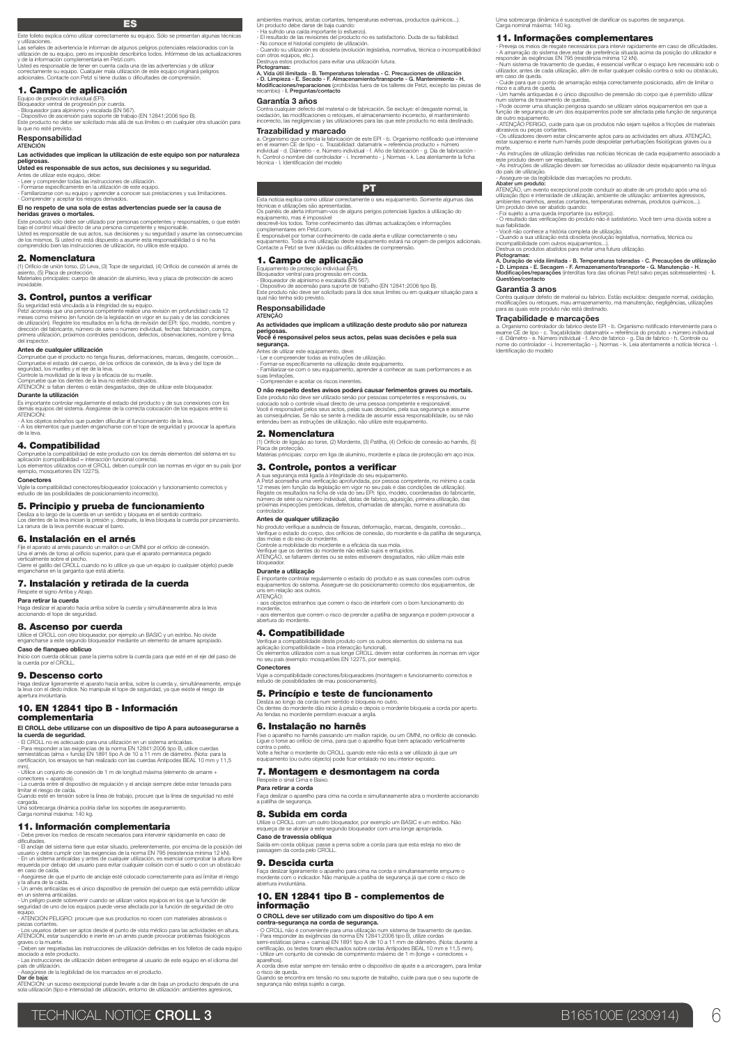# ES

Este folleto explica cómo utilizar correctamente su equipo. Sólo se presentan algunas técnicas y utilizaciones.
Las señales de advertencia le informan de algunos peligros potenciales relacionados con la utilización de su equipo, pero es imposible describirlos todos. Infórmese de las actualizaciones y de la información complementaria en Petzl.com.
Usted es responsable de tener en cuenta cada una de las advertencias y de utilizar correctamente su equipo. Cualquier mala utilización de este equipo originará peligros adicionales. Contacte con Petzl si tiene dudas o dificultades de comprensión.

## 1. Campo de aplicación

Equipo de protección individual (EPI).
Bloqueador ventral de progresión por cuerda.
- Bloqueador para alpinismo y escalada (EN 567).
- Dispositivo de ascensión para soporte de trabajo (EN 12841:2006 tipo B).
Este producto no debe ser solicitado más allá de sus límites o en cualquier otra situación para la que no esté previsto.

### Responsabilidad

**ATENCIÓN**

**Las actividades que implican la utilización de este equipo son por naturaleza peligrosas.**
**Usted es responsable de sus actos, sus decisiones y su seguridad.**
Antes de utilizar este equipo, debe:
- Leer y comprender todas las instrucciones de utilización.
- Formarse específicamente en la utilización de este equipo.
- Familiarizarse con su equipo y aprender a conocer sus prestaciones y sus limitaciones.
- Comprender y aceptar los riesgos derivados.

**El no respeto de una sola de estas advertencias puede ser la causa de heridas graves o mortales.**
Este producto sólo debe ser utilizado por personas competentes y responsables, o que estén bajo el control visual directo de una persona competente y responsable.
Usted es responsable de sus actos, sus decisiones y su seguridad y asume las consecuencias de los mismos. Si usted no está dispuesto a asumir esta responsabilidad o si no ha comprendido bien las instrucciones de utilización, no utilice este equipo.

## 2. Nomenclatura

(1) Orificio de unión torso, (2) Leva, (3) Tope de seguridad, (4) Orificio de conexión al arnés de asiento, (5) Placa de protección.
Materiales principales: cuerpo de aleación de aluminio, leva y placa de protección de acero inoxidable.

## 3. Control, puntos a verificar

Su seguridad está vinculada a la integridad de su equipo.
Petzl aconseja que una persona competente realice una revisión en profundidad cada 12 meses como mínimo (en función de la legislación en vigor en su país y de las condiciones de utilización). Registre los resultados en la ficha de revisión del EPI: tipo, modelo, nombre y dirección del fabricante, número de serie o número individual, fechas: fabricación, compra, primera utilización, próximos controles periódicos, defectos, observaciones, nombre y firma del inspector.

### Antes de cualquier utilización

Compruebe que el producto no tenga fisuras, deformaciones, marcas, desgaste, corrosión...
Compruebe el estado del cuerpo, de los orificios de conexión, de la leva y del tope de seguridad, los muelles y el eje de la leva.
Controle la movilidad de la leva y la eficacia de su muelle.
Compruebe que los dientes de la leva no estén obstruidos.
ATENCIÓN: si faltan dientes o están desgastados, deje de utilizar este bloqueador.

### Durante la utilización

Es importante controlar regularmente el estado del producto y de sus conexiones con los demás equipos del sistema. Asegúrese de la correcta colocación de los equipos entre sí.
ATENCIÓN:
- A los objetos extraños que pueden dificultar el funcionamiento de la leva.
- A los elementos que pueden engancharse con el tope de seguridad y provocar la apertura de la leva.

## 4. Compatibilidad

Compruebe la compatibilidad de este producto con los demás elementos del sistema en su aplicación (compatibilidad = interacción funcional correcta).
Los elementos utilizados con el CROLL deben cumplir con las normas en vigor en su país (por ejemplo, mosquetones EN 12275).

### Conectores

Vigile la compatibilidad conectores/bloqueador (colocación y funcionamiento correctos y estudio de las posibilidades de posicionamiento incorrecto).

## 5. Principio y prueba de funcionamiento

Desliza a lo largo de la cuerda en un sentido y bloquea en el sentido contrario.
Los dientes de la leva inician la presión y, después, la leva bloquea la cuerda por pinzamiento.
La ranura de la leva permite evacuar el barro.

## 6. Instalación en el arnés

Fije el aparato al arnés pasando un mallón o un OMNI por el orificio de conexión.
Una el arnés de torso al orificio superior, para que el aparato permanezca pegado verticalmente sobre el pecho.
Cierre el gatillo del CROLL cuando no lo utilice ya que un equipo (o cualquier objeto) puede engancharse en la garganta que está abierta.

## 7. Instalación y retirada de la cuerda

Respete el signo Arriba y Abajo.

### Para retirar la cuerda

Haga deslizar el aparato hacia arriba sobre la cuerda y simultáneamente abra la leva accionando el tope de seguridad.

## 8. Ascenso por cuerda

Utilice el CROLL con otro bloqueador, por ejemplo un BASIC y un estribo. No olvide engancharse a este segundo bloqueador mediante un elemento de amarre apropiado.

### Caso de flanqueo oblicuo

Inicio con cuerda oblicua: pase la pierna sobre la cuerda para que esté en el eje del paso de la cuerda por el CROLL.

## 9. Descenso corto

Haga deslizar ligeramente el aparato hacia arriba, sobre la cuerda y, simultáneamente, empuje la leva con el dedo índice. No manipule el tope de seguridad, ya que existe el riesgo de apertura involuntaria.

## 10. EN 12841 tipo B - Información complementaria

**El CROLL debe utilizarse con un dispositivo de tipo A para autoasegurarse a la cuerda de seguridad.**
- El CROLL no es adecuado para una utilización en un sistema anticaídas.
- Para responder a las exigencias de la norma EN 12841:2006 tipo B, utilice cuerdas semiestáticas (alma + funda) EN 1891 tipo A de 10 a 11 mm de diámetro. (Nota: para la certificación, los ensayos se han realizado con las cuerdas Antipodes BEAL 10 mm y 11,5 mm).
- Utilice un conjunto de conexión de 1 m de longitud máxima (elemento de amarre + conectores + aparatos).
- La cuerda entre el dispositivo de regulación y el anclaje siempre debe estar tensada para limitar el riesgo de caída.
Cuando esté en tensión sobre la línea de trabajo, procure que la línea de seguridad no esté cargada.
Una sobrecarga dinámica podría dañar los soportes de aseguramiento.
Carga nominal máxima: 140 kg.

## 11. Información complementaria

- Debe prever los medios de rescate necesarios para intervenir rápidamente en caso de dificultades.
- El anclaje del sistema tiene que estar situado, preferentemente, por encima de la posición del usuario y debe cumplir con las exigencias de la norma EN 795 (resistencia mínima 12 kN).
- En un sistema anticaídas, es esencial verificar el espacio libre requerido por debajo del usuario para evitar cualquier colisión con el suelo o con un obstáculo en caso de caída.
- Asegúrese de que el punto de anclaje esté colocado correctamente para así limitar el riesgo y la altura de la caída.
- Un arnés anticaídas es el único dispositivo de prensión del cuerpo que está permitido utilizar en un sistema anticaídas.
- Un peligro puede sobrevenir cuando se utilizan varios equipos en los que la función de seguridad de uno de los equipos puede verse afectada por la función de seguridad de otro equipo.
- ATENCIÓN PELIGRO: procure que sus productos no rocen con materiales abrasivos o piezas cortantes.
- Los usuarios deben ser aptos desde el punto de vista médico para las actividades en altura. ATENCIÓN, estar suspendido e inerte en un arnés puede provocar problemas fisiológicos graves o la muerte.
- Deben ser respetadas las instrucciones de utilización definidas en los folletos de cada equipo asociado a este producto.
- Las instrucciones de utilización deben entregarse al usuario de este equipo en el idioma del país de utilización.
- Asegúrese de la legibilidad de los marcados en el producto.

**Dar de baja:**
ATENCIÓN: un suceso excepcional puede llevarle a dar de baja un producto después de una sola utilización (tipo e intensidad de utilización, entorno de utilización: ambientes agresivos, ambientes marinos, aristas cortantes, temperaturas extremas, productos químicos...).
Un producto debe darse de baja cuando:
- Ha sufrido una caída importante (o esfuerzo).
- El resultado de las revisiones del producto no es satisfactorio. Duda de su fiabilidad.
- No conoce el historial completo de utilización.
- Cuando su utilización es obsoleta (evolución legislativa, normativa, técnica o incompatibilidad con otros equipos, etc.).
Destruya estos productos para evitar una utilización futura.

**Pictogramas:**
**A. Vida útil ilimitada - B. Temperaturas toleradas - C. Precauciones de utilización - D. Limpieza - E. Secado - F. Almacenamiento/transporte - G. Mantenimiento - H. Modificaciones/reparaciones** (prohibidas fuera de los talleres de Petzl, excepto las piezas de recambio) **- I. Preguntas/contacto**

### Garantía 3 años

Contra cualquier defecto del material o de fabricación. Se excluye: el desgaste normal, la oxidación, las modificaciones o retoques, el almacenamiento incorrecto, el mantenimiento incorrecto, las negligencias y las utilizaciones para las que este producto no está destinado.

### Trazabilidad y marcado

a. Organismo que controla la fabricación de este EPI - b. Organismo notificado que interviene en el examen CE de tipo - c. Trazabilidad: datamatrix = referencia producto + número individual - d. Diámetro - e. Número individual - f. Año de fabricación - g. Día de fabricación - h. Control o nombre del controlador - i. Incremento - j. Normas - k. Lea atentamente la ficha técnica - l. Identificación del modelo

# PT

Esta notícia explica como utilizar correctamente o seu equipamento. Somente algumas das técnicas e utilizações são apresentadas.
Os painéis de alerta informam-vos de alguns perigos potenciais ligados à utilização do equipamento, mas é impossível descrevê-los todos. Tome conhecimento das últimas actualizações e informações complementares em Petzl.com.
É responsável por tomar conhecimento de cada alerta e utilizar correctamente o seu equipamento. Toda a má utilização deste equipamento estará na origem de perigos adicionais. Contacte a Petzl se tiver dúvidas ou dificuldades de compreensão.

## 1. Campo de aplicação

Equipamento de protecção individual (EPI).
Bloqueador ventral para progressão em corda.
- Bloqueador de alpinismo e escalada (EN 567).
- Dispositivo de ascensão para suporte de trabalho (EN 12841:2006 tipo B).
Este produto não deve ser solicitado para lá dos seus limites ou em qualquer situação para a qual não tenha sido previsto.

### Responsabilidade

**ATENÇÃO**

**As actividades que implicam a utilização deste produto são por natureza perigosas.**
**Você é responsável pelos seus actos, pelas suas decisões e pela sua segurança.**
Antes de utilizar este equipamento, deve:
- Ler e compreender todas as instruções de utilização.
- Formar-se especificamente na utilização deste equipamento.
- Familiarizar-se com o seu equipamento, aprender a conhecer as suas performances e as suas limitações.
- Compreender e aceitar os riscos inerentes.

**O não respeito destes avisos poderá causar ferimentos graves ou mortais.**
Este produto não deve ser utilizado senão por pessoas competentes e responsáveis, ou colocado sob o controlo visual directo de uma pessoa competente e responsável.
Você é responsável pelos seus actos, pelas suas decisões, pela sua segurança e assume as consequências. Se não se sente à medida de assumir essa responsabilidade, ou se não entendeu bem as instruções de utilização, não utilize este equipamento.

## 2. Nomenclatura

(1) Orifício de ligação ao torse, (2) Mordente, (3) Patilha, (4) Orifício de conexão ao harnês, (5) Placa de protecção.
Matérias principais: corpo em liga de alumínio, mordente e placa de protecção em aço inox.

## 3. Controle, pontos a verificar

A sua segurança está ligada à integridade do seu equipamento.
A Petzl aconselha uma verificação aprofundada, por pessoa competente, no mínimo a cada 12 meses (em função da legislação em vigor nos seus país e das condições de utilização). Registe os resultados na ficha de vida do seu EPI: tipo, modelo, coordenadas do fabricante, número de série ou número individual, datas de fabrico, aquisição, primeira utilização, das próximas inspecções periódicas, defeitos, observações, nome e assinatura do controlador.

### Antes de qualquer utilização

No produto verifique a ausência de fissuras, deformação, marcas, desgaste, corrosão...
Verifique o estado do corpo, dos orifícios de conexão, do mordente e da patilha de segurança, das molas e do eixo do mordente.
Controle a mobilidade do mordente e a eficácia da sua mola.
Verifique que os dentes do mordente não estão sujos e entupidos.
ATENÇÃO, se faltarem dentes ou se estes estiverem desgastados, não utilize mais este bloqueador.

### Durante a utilização

É importante controlar regularmente o estado do produto e as suas conexões com outros equipamentos do sistema. Assegure-se do posicionamento correcto dos equipamentos, de uns em relação aos outros.
ATENÇÃO:
- aos objectos estranhos que correm o risco de interferir com o bom funcionamento do mordente,
- aos elementos que correm o risco de prender a patilha de segurança e poderem provocar a abertura do mordente.

## 4. Compatibilidade

Verifique a compatibilidade deste produto com os outros elementos do sistema na sua aplicação (compatibilidade = boa interacção funcional).
Os elementos utilizados com a sua longe CROLL devem estar conformes às normas em vigor no seu país (exemplo: mosquetões EN 12275, por exemplo).

### Conectores

Vigie a compatibilidade conectores/bloqueadores (montagem e funcionamento correctos e estudo de possibilidades de mau posicionamento).

## 5. Princípio e teste de funcionamento

Desliza ao longo da corda num sentido e bloqueia no outro.
Os dentes do mordente dão início à prisão e depois o mordente bloqueia a corda por aperto.
As fendas no mordente permitem evacuar a argila.

## 6. Instalação no harnês

Fixe o aparelho no harnês passando um maillon rapide, ou um OMNI, no orifício de conexão.
Ligue o torse ao orifício de cima, para que o aparelho fique bem aplacado verticalmente contra o peito.
Volte a fechar o mordente do CROLL quando este não está a ser utilizado já que um equipamento (ou outro objecto) pode ficar entalado no seu interior exposto.

## 7. Montagem e desmontagem na corda

Respeite o sinal Cima e Baixo.

### Para retirar a corda

Faça deslizar o aparelho para cima na corda e simultaneamente abra o mordente accionando a patilha de segurança.

## 8. Subida em corda

Utilize o CROLL com outro bloqueador, por exemplo um BASIC e um estribo. Não esqueça de se alonjar a este segundo bloqueador com uma longe apropriada.

### Caso de travessia oblíqua

Saída em corda oblíqua: passe a perna sobre a corda para que esta esteja no eixo de passagem da corda pelo CROLL.

## 9. Descida curta

Faça deslizar ligeiramente o aparelho para cima na corda e simultaneamente empurre o mordente com o indicador. Não manipule a patilha de segurança já que corre o risco de abertura involuntária.

## 10. EN 12841 tipo B - complementos de informação

**O CROLL deve ser utilizado com um dispositivo do tipo A em contra-segurança na corda de segurança.**
- O CROLL não é conveniente para uma utilização num sistema de travamento de quedas.
- Para responder às exigências da norma EN 12841:2006 tipo B, utilize cordas semi-estáticas (alma + camisa) EN 1891 tipo A de 10 a 11 mm de diâmetro. (Nota: durante a certificação, os testes foram efectuados sobre cordas Antipodes BEAL 10 mm e 11,5 mm).
- Utilize um conjunto de conexão de comprimento máximo de 1 m (longe + conectores + aparelhos).
A corda deve estar sempre em tensão entre o dispositivo de ajuste e a ancoragem, para limitar o risco de queda.
Quando se encontra em tensão no seu suporte de trabalho, cuide para que o seu suporte de segurança não esteja sujeito a carga.
Uma sobrecarga dinâmica é susceptível de danificar os suportes de segurança.
Carga nominal máxima: 140 kg.

## 11. Informações complementares

- Preveja os meios de resgate necessários para intervir rapidamente em caso de dificuldades.
- A amarração do sistema deve estar de preferência situada acima da posição do utilizador e responder às exigências da EN 795 (resistência mínima 12 kN).
- Num sistema de travamento de quedas, é essencial verificar o espaço livre necessário sob o utilizador, antes de cada utilização, afim de evitar qualquer colisão contra o solo ou obstáculo, em caso de queda.
- Cuide para que o ponto de amarração esteja correctamente posicionado, afim de limitar o risco e a altura de queda.
- Um harnês antiquedas é o único dispositivo de preensão do corpo que é permitido utilizar num sistema de travamento de quedas.
- Pode ocorrer uma situação perigosa quando se utilizam vários equipamentos em que a função de segurança de um dos equipamentos pode ser afectada pela função de segurança de outro equipamento.
- ATENÇÃO PERIGO, cuide para que os produtos não sejam sujeitos a fricções de materiais abrasivos ou peças cortantes.
- Os utilizadores devem estar clinicamente aptos para as actividades em altura. ATENÇÃO, estar suspenso e inerte num harnês pode despoletar perturbações fisiológicas graves ou a morte.
- As instruções de utilização definidas nas notícias técnicas de cada equipamento associado a este produto devem ser respeitadas.
- As instruções de utilização devem ser fornecidas ao utilizador deste equipamento na língua do país de utilização.
- Assegure-se da legibilidade das marcações no produto.

**Abater um produto:**
ATENÇÃO, um evento excepcional pode conduzir ao abate de um produto após uma só utilização (tipo e intensidade de utilização, ambiente de utilização: ambientes agressivos, ambientes marinhos, arestas cortantes, temperaturas extremas, produtos químicos...).
Um produto deve ser abatido quando:
- Foi sujeito a uma queda importante (ou esforço).
- O resultado das verificações do produto não é satisfatório. Você tem uma dúvida sobre a sua fiabilidade.
- Você não conhece a história completa de utilização.
- Quando a sua utilização está obsoleta (evolução legislativa, normativa, técnica ou incompatibilidade com outros equipamentos...).
Destrua os produtos abatidos para evitar uma futura utilização.

**Pictogramas:**
**A. Duração de vida ilimitada - B. Temperaturas toleradas - C. Precauções de utilização - D. Limpeza - E. Secagem - F. Armazenamento/transporte - G. Manutenção - H. Modificações/reparações** (interditas fora das oficinas Petzl salvo peças sobressalentes) **- I. Questões/contacto**

### Garantia 3 anos

Contra qualquer defeito de material ou fabrico. Estão excluídos: desgaste normal, oxidação, modificações ou retoques, mau armazenamento, má manutenção, negligências, utilizações para as quais este produto não está destinado.

### Traçabilidade e marcações

a. Organismo controlador do fabrico deste EPI - b. Organismo notificado interveniente para o exame CE de tipo - c. Traçabilidade: datamatrix = referência do produto + número individual - d. Diâmetro - e. Número individual - f. Ano de fabrico - g. Dia de fabrico - h. Controlo ou nome do controlador - i. Incrementação - j. Normas - k. Leia atentamente a notícia técnica - l. Identificação do modelo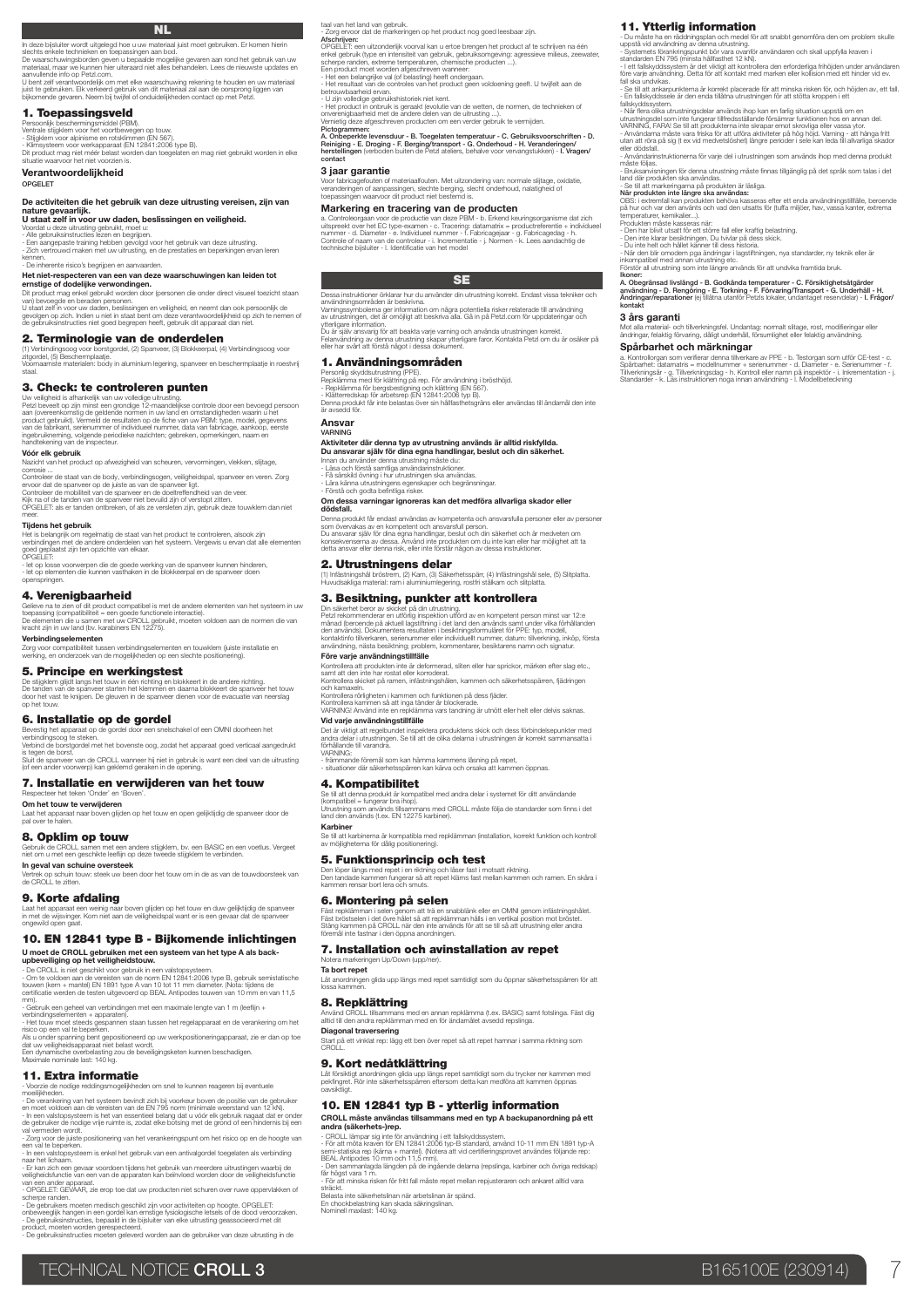# NL

In deze bijsluiter wordt uitgelegd hoe u uw materiaal juist moet gebruiken. Er komen hierin slechts enkele technieken en toepassingen aan bod.
De waarschuwingsborden geven u bepaalde mogelijke gevaren aan rond het gebruik van uw materiaal, maar we kunnen hier uiteraard niet alles behandelen. Lees de nieuwste updates en aanvullende info op Petzl.com.
U bent zelf verantwoordelijk om met elke waarschuwing rekening te houden en uw materiaal juist te gebruiken. Elk verkeerd gebruik van dit materiaal zal aan de oorsprong liggen van bijkomende gevaren. Neem bij twijfel of onduidelijkheden contact op met Petzl.

## 1. Toepassingsveld

Persoonlijk beschermingsmiddel (PBM).
Ventrale stijgklem voor het voortbewegen op touw.
- Stijgklem voor alpinisme en rotsklimmen (EN 567).
- Klimsysteem voor werkapparaat (EN 12841:2006 type B).
Dit product mag niet méér belast worden dan toegelaten en mag niet gebruikt worden in elke situatie waarvoor het niet voorzien is.

### Verantwoordelijkheid

OPGELET

**De activiteiten die het gebruik van deze uitrusting vereisen, zijn van nature gevaarlijk.**
**U staat zelf in voor uw daden, beslissingen en veiligheid.**
Voordat u deze uitrusting gebruikt, moet u:
- Alle gebruiksinstructies lezen en begrijpen.
- Een aangepaste training hebben gevolgd voor het gebruik van deze uitrusting.
- Zich vertrouwd maken met uw uitrusting, en de prestaties en beperkingen ervan leren kennen.
- De inherente risico's begrijpen en aanvaarden.

**Het niet-respecteren van een van deze waarschuwingen kan leiden tot ernstige of dodelijke verwondingen.**
Dit product mag enkel gebruikt worden door (personen die onder direct visueel toezicht staan van) bevoegde en beraden personen.
U staat zelf in voor uw daden, beslissingen en veiligheid, en neemt dan ook persoonlijk de gevolgen op zich. Indien u niet in staat bent om deze verantwoordelijkheid op zich te nemen of de gebruiksinstructies niet goed begrepen heeft, gebruik dit apparaat dan niet.

## 2. Terminologie van de onderdelen

(1) Verbindingsoog voor borstgordel, (2) Spanveer, (3) Blokkeerpal, (4) Verbindingsoog voor zitgordel, (5) Beschermplaatje.
Voornaamste materialen: body in aluminium legering, spanveer en beschermplaatje in roestvrij staal.

## 3. Check: te controleren punten

Uw veiligheid is afhankelijk van uw volledige uitrusting.
Petzl beveelt op zijn minst een grondige 12-maandelijkse controle door een bevoegd persoon aan (overeenkomstig de geldende normen in uw land en omstandigheden waarin u het product gebruikt). Vermeld de resultaten op de fiche van uw PBM: type, model, gegevens van de fabrikant, serienummer of individueel nummer, data van fabricage, aankoop, eerste ingebruikneming, volgende periodieke nazichten; gebreken, opmerkingen, naam en handtekening van de inspecteur.

### Vóór elk gebruik

Nazicht van het product op afwezigheid van scheuren, vervormingen, vlekken, slijtage, corrosie ...
Controleer de staat van de body, verbindingsogen, veiligheidspal, spanveer en veren. Zorg ervoor dat de spanveer op de juiste as van de spanveer ligt.
Controleer de mobiliteit van de spanveer en de doeltreffendheid van de veer.
Kijk na of de tanden van de spanveer niet bevuild zijn of verstopt zitten.
OPGELET: als er tanden ontbreken, of als ze versleten zijn, gebruik deze touwklem dan niet meer.

### Tijdens het gebruik

Het is belangrijk om regelmatig de staat van het product te controleren, alsook zijn verbindingen met de andere onderdelen van het systeem. Vergewis u ervan dat alle elementen goed geplaatst zijn ten opzichte van elkaar.
OPGELET:
- let op losse voorwerpen die de goede werking van de spanveer kunnen hinderen,
- let op elementen die kunnen vasthaken in de blokkeerpal en de spanveer doen openspringen.

## 4. Verenigbaarheid

Gelieve na te zien of dit product compatibel is met de andere elementen van het systeem in uw toepassing (compatibiliteit = een goede functionele interactie).
De elementen die u samen met uw CROLL gebruikt, moeten voldoen aan de normen die van kracht zijn in uw land (bv. karabiners EN 12275).

### Verbindingselementen

Zorg voor compatibiliteit tussen verbindingselementen en touwklem (juiste installatie en werking, en onderzoek van de mogelijkheden op een slechte positionering).

## 5. Principe en werkingstest

De stijgklem glijdt langs het touw in één richting en blokkeert in de andere richting.
De tanden van de spanveer starten het klemmen en daarna blokkeert de spanveer het touw door het vast te knijpen. De gleuven in de spanveer dienen voor de evacuatie van neerslag op het touw.

## 6. Installatie op de gordel

Bevestig het apparaat op de gordel door een snelschakel of een OMNI doorheen het verbindingsoog te steken.
Verbind de borstgordel met het bovenste oog, zodat het apparaat goed verticaal aangedrukt is tegen de borst.
Sluit de spanveer van de CROLL wanneer hij niet in gebruik is want een deel van de uitrusting (of een ander voorwerp) kan gekleimd geraken in de opening.

## 7. Installatie en verwijderen van het touw

Respecteer het teken 'Onder' en 'Boven'.

### Om het touw te verwijderen

Laat het apparaat naar boven glijden op het touw en open gelijktijdig de spanveer door de pal over te halen.

## 8. Opklim op touw

Gebruik de CROLL samen met een andere stijgklem, bv. een BASIC en een voetlus. Vergeet niet om u met een geschikte leeflijn op deze tweede stijgklem te verbinden.

### In geval van schuine oversteek

Vertrek op schuin touw: steek uw been door het touw om in de as van de touwdoorsteek van de CROLL te zitten.

## 9. Korte afdaling

Laat het apparaat een weinig naar boven glijden op het touw en duw gelijktijdig de spanveer in met de wijsvinger. Kom niet aan de veiligheidspal want er is een gevaar dat de spanveer ongewild open gaat.

## 10. EN 12841 type B - Bijkomende inlichtingen

**U moet de CROLL gebruiken met een systeem van het type A als back-upbeveiliging op het veiligheidstouw.**
- De CROLL is niet geschikt voor gebruik in een valstopsysteem.
- Om te voldoen aan de vereisten van de norm EN 12841:2006 type B, gebruik semistatische touwen (kern + mantel) EN 1891 type A van 10 tot 11 mm diameter. (Nota: tijdens de certificatie werden de testen uitgevoerd op BEAL Antipodes touwen van 10 mm en van 11,5 mm).
- Gebruik een geheel van verbindingen met een maximale lengte van 1 m (leeflijn + verbindingselementen + apparaten).
- Het touw moet steeds gespannen staan tussen het regelapparaat en de verankering om het risico op een val te beperken.
Als u onder spanning bent gepositioneerd op uw werkpositioneringapparaat, zie er dan op toe dat uw veiligheidsapparaat niet belast wordt.
Een dynamische overbelasting zou de beveiligingsketen kunnen beschadigen.
Maximale nominale last: 140 kg.

## 11. Extra informatie

- Voorzie de nodige reddingsmogelijkheden om snel te kunnen reageren bij eventuele moeilijkheden.
- De verankering van het systeem bevindt zich bij voorkeur boven de positie van de gebruiker en moet voldoen aan de vereisten van de EN 795 norm (minimale weerstand van 12 kN).
- In een valstopsysteem is het van essentieel belang dat u vóór elk gebruik nagaat dat er onder de gebruiker de nodige vrije ruimte is, zodat elke botsing met de grond of een hindernis bij een val vermeden wordt.
- Zorg voor de juiste positionering van het verankeringspunt om het risico op en de hoogte van een val te beperken.
- In een valstopsysteem is enkel het gebruik van een antivalgordel toegelaten als verbinding naar het lichaam.
- Er kan zich een gevaar voordoen tijdens het gebruik van meerdere uitrustingen waarbij de veiligheidsfunctie van een van de apparaten kan beïnvloed worden door de veiligheidsfunctie van een ander apparaat.
- OPGELET: GEVAAR, zie erop toe dat uw producten niet schuren over ruwe oppervlakken of scherpe randen.
- De gebruikers moeten medisch geschikt zijn voor activiteiten op hoogte. OPGELET: onbeweeglijk hangen in een gordel kan ernstige fysiologische letsels of de dood veroorzaken.
- De gebruiksinstructies, bepaald in de bijsluiter van elke uitrusting geassocieerd met dit product, moeten worden gerespecteerd.
- De gebruiksinstructies moeten geleverd worden aan de gebruiker van deze uitrusting in de taal van het land van gebruik.
- Zorg ervoor dat de markeringen op het product nog goed leesbaar zijn.

**Afschrijven:**
OPGELET: een uitzonderlijk voorval kan u ertoe brengen het product af te schrijven na één enkel gebruik (type en intensiteit van gebruik, gebruiksomgeving: agressieve milieus, zeewater, scherpe randen, extreme temperaturen, chemische producten ...).
Een product moet worden afgeschreven wanneer:
- Het een belangrijke val (of belasting) heeft ondergaan.
- Het resultaat van de controles van het product geen voldoening geeft. U twijfelt aan de betrouwbaarheid ervan.
- U zijn volledige gebruikshistoriek niet kent.
- Het product in onbruik is geraakt (evolutie van de wetten, de normen, de technieken of onverenigbaarheid met de andere delen van de uitrusting ...).
Vernietig deze afgeschreven producten om een verder gebruik te vermijden.

**Pictogrammen:**
**A. Onbeperkte levensduur - B. Toegelaten temperatuur - C. Gebruiksvoorschriften - D. Reiniging - E. Droging - F. Berging/transport - G. Onderhoud - H. Veranderingen/herstellingen** (verboden buiten de Petzl ateliers, behalve voor vervangstukken) **- I. Vragen/contact**

### 3 jaar garantie

Voor fabricagefouten of materiaalfouten. Met uitzondering van: normale slijtage, oxidatie, veranderingen of aanpassingen, slechte berging, slecht onderhoud, nalatigheid of toepassingen waarvoor dit product niet bestemd is.

### Markering en tracering van de producten

a. Controleorgaan voor de productie van deze PBM - b. Erkend keuringsorganisme dat zich uitspreekt over het EC type-examen - c. Tracering: datamatrix = productreferentie + individueel nummer - d. Diameter - e. Individueel nummer - f. Fabricagejaar - g. Fabricagedag - h. Controle of naam van de controleur - i. Incrementatie - j. Normen - k. Lees aandachtig de technische bijsluiter - l. Identificatie van het model

# SE

Dessa instruktioner förklarar hur du använder din utrustning korrekt. Endast vissa tekniker och användningsområden är beskrivna.
Varningssymbolerna ger information om några potentiella risker relaterade till användning av utrustningen, det är omöjligt att beskriva alla. Gå in på Petzl.com för uppdateringar och ytterligare information.
Du är själv ansvarig för att beakta varje varning och använda utrustningen korrekt.
Felanvändning av denna utrustning skapar ytterligare faror. Kontakta Petzl om du är osäker på eller har svårt att förstå något i dessa dokument.

## 1. Användningsområden

Personlig skyddsutrustning (PPE).
Repklämma med för klättring på rep. För användning i bröstHöjd.
- Repklämma för bergsbestigning och klättring (EN 567).
- Klätterredskap för arbetsrep (EN 12841:2006 typ B).
Denna produkt får inte belastas över sin hållfasthetsgräns eller användas till ändamål den inte är avsedd för.

### Ansvar

VARNING

**Aktiviteter där denna typ av utrustning används är alltid riskfyllda.**
**Du ansvarar själv för dina egna handlingar, beslut och din säkerhet.**
Innan du använder denna utrustning måste du:
- Läsa och förstå samtliga användarinstruktioner.
- Få särskild övning i hur utrustningen ska användas.
- Lära känna utrustningens egenskaper och begränsningar.
- Förstå och godta befintliga risker.

**Om dessa varningar ignoreras kan det medföra allvarliga skador eller dödsfall.**
Denna produkt får endast användas av kompetenta och ansvarsfulla personer eller av personer som övervakas av en kompetent och ansvarsfull person.
Du ansvarar själv för dina egna handlingar, beslut och din säkerhet och är medveten om konsekvenserna av dessa. Använd inte produkten om du inte kan eller har möjlighet att ta detta ansvar eller denna risk, eller inte förstår någon av dessa instruktioner.

## 2. Utrustningens delar

(1) Infästningshål bröstrem, (2) Kam, (3) Säkerhetsspärr, (4) Infästningshål sele, (5) Slitplatta.
Huvudsakliga material: ram i aluminiumlegering, rostfri stålkam och slitplatta.

## 3. Besiktning, punkter att kontrollera

Din säkerhet beror av skicket på din utrustning.
Petzl rekommenderar en utförlig inspektion utförd av en kompetent person minst var 12:e månad (beroende på aktuell lagstiftning i det land den används samt under vilka förhållanden den används). Dokumentera resultaten i besiktningsformuläret för PPE: typ, modell, kontaktinfo tillverkaren, serienummer eller individuellt nummer, datum: tillverkning, inköp, första användning, nästa besiktning; problem, kommentarer, besiktarens namn och signatur.

### Före varje användningstillfälle

Kontrollera att produkten inte är deformerad, sliten eller har sprickor, märken efter slag etc., samt att den inte har rostat eller korroderat.
Kontrollera skicket på ramen, infästningshålen, kammen och säkerhetsspärren, fjädringen och kamaxeln.
Kontrollera rörligheten i kammen och funktionen på dess fjäder.
Kontrollera kammen så att inga tänder är blockerade.
VARNING! Använd inte en repklämma vars tandning är utnött eller helt eller delvis saknas.

### Vid varje användningstillfälle

Det är viktigt att regelbundet inspektera produktens skick och dess förbindelsepunkter med andra delar i utrustningen. Se till att de olika delarna i utrustningen är korrekt sammansatta i förhållande till varandra.
VARNING:
- främmande föremål som kan hämma kammens låsning på repet,
- situationer där säkerhetsspärren kan kärva och orsaka att kammen öppnas.

## 4. Kompatibilitet

Se till att denna produkt är kompatibel med andra delar i systemet för ditt användande (kompatibel = fungerar bra ihop).
Utrustning som används tillsammans med CROLL måste följa de standarder som finns i det land den används (t.ex. EN 12275 karbiner).

### Karbiner

Se till att karbinerna är kompatibla med repklämman (installation, korrekt funktion och kontroll av möjligheterna för dålig positionering).

## 5. Funktionsprincip och test

Den löper längs med repet i en riktning och låser fast i motsatt riktning.
Den tandade kammen fungerar så att repet kläms fast mellan kammen och ramen. En skåra i kammen rensar bort lera och smuts.

## 6. Montering på selen

Fäst repklämman i selen genom att trä en snabblänk eller en OMNI genom infästningshålet.
Fäst bröstselen i det övre hålet så att repklämman hålls i en vertikal position mot bröstet.
Stäng kammen på CROLL när den inte används för att se till så att utrustning eller andra föremål inte fastnar i den öppna anordningen.

## 7. Installation och avinstallation av repet

Notera markeringen Up/Down (upp/ner).

### Ta bort repet

Låt anordningen glida upp längs med repet samtidigt som du öppnar säkerhetsspärren för att lossa kammen.

## 8. Repklättring

Använd CROLL tillsammans med en annan repklämma (t.ex. BASIC) samt fotslinga. Fäst dig alltid till den andra repklämman med en för ändamålet avsedd repslinga.

### Diagonal traversering

Start på ett vinklat rep: lägg ett ben över repet så att repet hamnar i samma riktning som CROLL.

## 9. Kort nedåtklättring

Låt försiktigt anordningen glida upp längs repet samtidigt som du trycker ner kammen med pekfingret. Rör inte säkerhetsspärren eftersom detta kan medföra att kammen öppnas oavsiktligt.

## 10. EN 12841 typ B - ytterlig information

**CROLL måste användas tillsammans med en typ A backupanordning på ett andra (säkerhets-)rep.**
- CROLL lämpar sig inte för användning i ett fallskyddssystem.
- För att möta kraven för EN 12841:2006 typ-B standard, använd 10-11 mm EN 1891 typ-A semi-statiska rep (kärna + mantel). (Notera att vid certifieringsprovet användes följande rep: BEAL Antipodes 10 mm och 11,5 mm).
- Den sammanlagda längden på de ingående delarna (repslinga, karbiner och övriga redskap) får högst vara 1 m.
- För att minska risken för fritt fall måste repet mellan repjusteraren och ankaret alltid vara sträckt.
Belasta inte säkerhetslinan när arbetslinan är spänd.
En chockbelastning kan skada säkringslinan.
Nominell maxlast: 140 kg.

## 11. Ytterlig information

- Du måste ha en räddningsplan och medel för att snabbt genomföra den om problem skulle uppstå vid användning av denna utrustning.
- Systemets förankringspunkt bör vara ovanför användaren och skall uppfylla kraven i standarden EN 795 (minsta hållfasthet 12 kN).
- I ett fallskyddssystem är det viktigt att kontrollera den erforderliga frihöjden under användaren före varje användning. Detta för att kontakt med marken eller kollision med ett hinder vid ev. fall ska undvikas.
- Se till att ankarpunkterna är korrekt placerade för att minska risken för, och höjden av, ett fall.
- En fallskyddssele är den enda tillåtna utrustningen för att stötta kroppen i ett fallskyddssystem.
- När flera olika utrustningsdelar används ihop kan en farlig situation uppstå om en utrustningsdel som inte fungerar tillfredsställande försämrar funktionen hos en annan del.
VARNING, FARA! Se till att produkterna inte skrapar emot skrovliga eller vassa ytor.
- Användarna måste vara friska för att utföra aktiviteter på hög höjd. Varning - att hänga fritt utan att röra på sig (t ex vid medvetslöshet) längre perioder i sele kan leda till allvarliga skador eller dödsfall.
- Användarinstruktionerna för varje del i utrustningen som används ihop med denna produkt måste följas.
- Bruksanvisningen för denna utrustning måste finnas tillgänglig på det språk som talas i det land där produkten ska användas.
- Se till att markeringarna på produkten är läsliga.

**När produkten inte längre ska användas:**
OBS: i extremfall kan produkten behöva kasseras efter ett enda användningstillfälle, beroende på hur och var den har använts och vad den utsatts för (tuffa miljöer, hav, vassa kanter, extrema temperaturer, kemikalier...).
Produkten måste kasseras när:
- Den har blivit utsatt för ett större fall eller kraftig belastning.
- Den inte klarar besiktningen. Du tvivlar på dess skick.
- Du inte helt och hållet känner till dess historia.
- När den blir omodern pga ändringar i lagstiftningen, nya standarder, ny teknik eller är inkompatibel med annan utrustning etc.
Förstör all utrustning som inte längre används för att undvika framtida bruk.

**Ikoner:**
**A. Obegränsad livslängd - B. Godkända temperaturer - C. Försiktighetsåtgärder användning - D. Rengöring - E. Torkning - F. Förvaring/Transport - G. Underhåll - H. Ändringar/reparationer** (ej tillåtna utanför Petzls lokaler, undantaget reservdelar) **- I. Frågor/kontakt**

### 3 års garanti

Mot alla material- och tillverkningsfel. Undantag: normalt slitage, rost, modifieringar eller ändringar, felaktig förvaring, dåligt underhåll, försumlighet eller felaktig användning.

### Spårbarhet och märkningar

a. Kontrollorgan som verifierar denna tillverkare av PPE - b. Testorgan som utför CE-test - c. Spårbarhet: datamatris = modellnummer + serienummer - d. Diameter - e. Serienummer - f. Tillverkningsår - g. Tillverkningsdag - h. Kontroll eller namn på inspektör - i. Inkrementation - j. Standarder - k. Läs instruktionen noga innan användning - l. Modellbeteckning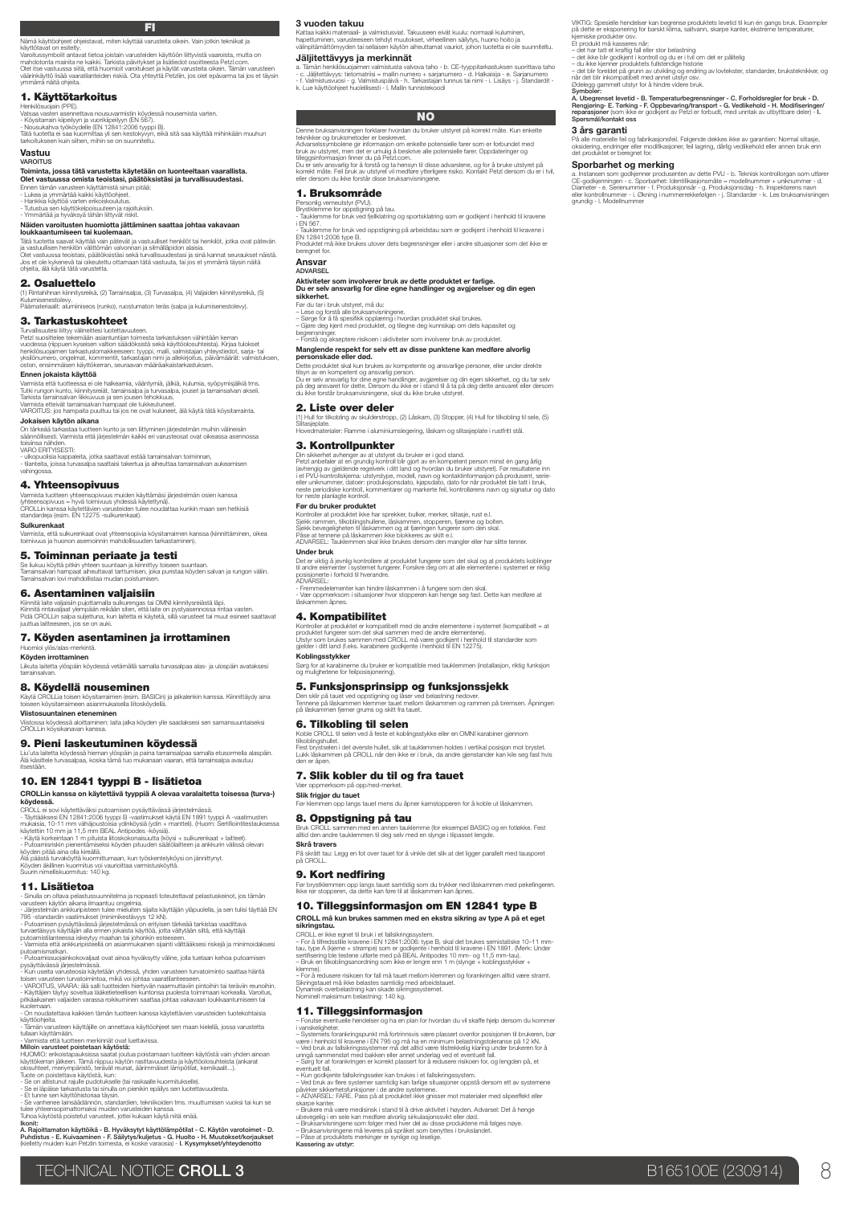# FI

Nämä käyttöohjeet ohjeistavat, miten käyttää varusteita oikein. Vain joitkin tekniikat ja käyttötavat on esitelty.
Varoitussymbolit antavat tietoa joistain varusteiden käyttöön liittyvistä vaaroista, mutta on mahdotonta mainita ne kaikki. Tarkista päivitykset ja lisätiedot osoitteesta Petzl.com.
Olet itse vastuussa siitä, että huomioit varoitukset ja käytät varusteita oikein. Tämän varusteen väärinkäyttö lisää vaaratilanteiden riskiä. Ota yhteyttä Petzliin, jos olet epävarma tai jos et täysin ymmärrä näitä ohjeita.

## 1. Käyttötarkoitus

Henkilösuojain (PPE).
Valsaa vasten asennettava nousuvarmistin köydessä nousemista varten.
- Köysitarrain kiipeilyyn ja vuorikiipeilyyn (EN 567).
- Nousukahva työköydelle (EN 12841:2006 tyyppi B).
Tätä tuotetta ei saa kuormittaa yli sen kestokyvyn, eikä sitä saa käyttää mihinkään muuhun tarkoitukseen kuin siihen, mihin se on suunniteltu.

### Vastuu

**VAROITUS**

**Toiminta, jossa tätä varustetta käytetään on luonteeltaan vaarallista. Olet vastuussa omista teoistasi, päätöksistäsi ja turvallisuudestasi.**
Ennen tämän varusteen käyttämistä sinun pitää:
- Lukea ja ymmärtää kaikki käyttöohjeet.
- Hankkia käyttöä varten erikoiskoulutus.
- Tutustua sen käyttöketpoisuuteen ja rajoituksiin.
- Ymmärtää ja hyväksyä tähän liittyvät riskit.

**Näiden varoitusten huomiotta jättäminen saattaa johtaa vakavaan loukkaantumiseen tai kuolemaan.**

Tätä tuotetta saavat käyttää vain pätevät ja vastuulliset henkilöt tai henkilöt, jotka ovat pätevän ja vastuullisen henkilön välittömän valvonnan ja silmälläpidon alaisia.
Olet vastuussa teoistasi, päätöksistäsi sekä turvallisuudestasi ja sinä kannat seuraukset näistä. Jos et ole kykenevä tai oikeutettu ottamaan tätä vastuuta, tai jos et ymmärrä täysin näitä ohjeita, älä käytä tätä varustetta.

## 2. Osaluettelo

(1) Rintahihnan kiinnitysreikä, (2) Tarrainsalpa, (3) Turvasalpa, (4) Valjaiden kiinnitysreikä, (5) Kulumisenestolevy.
Päämateriaalit: alumiiniseos (runko), ruostumaton teräs (salpa ja kulumisenestolevy).

## 3. Tarkastuskohteet

Turvallisuutesi liittyy välineittesi luotettavuuteen.
Petzl suosittelee tekemään asiantuntijan toimesta tarkastuksen vähintään kerran vuodessa (riippuen kyseisen valtion säädöksistä sekä käyttöolosuhteista). Kirjaa tulokset henkilösuojaimen tarkastuslomakkeeseen: tyyppi, malli, valmistajan yhteystiedot, sarja- tai yksilönumero, ongelmat, kommentit, tarkastajan nimi ja allekirjoitus, päivämäärät: valmistuksen, oston, ensimmäisen käyttökerran, seuraavan määräaikaistarkastuksen.

### Ennen jokaista käyttöä

Varmista että tuotteessa ei ole halkeamia, vääntymiä, jälkiä, kulumia, syöpymisjälkiä tms.
Tutki rungon kunto, kiinnitysreiät, tarrainsalpa ja turvasalpa, jouset ja tarrainsalvan akseli.
Tarkista tarrainsalvan liikkuvuus ja sen jousen tehokkuus.
Varmista ettevät tarrainsalvan hampaat ole tukkeutuneet.
VAROITUS: jos hampaita puuttuu tai jos ne ovat kuluneet, älä käytä tätä köysitarrainta.

### Jokaisen käytön aikana

On tärkeää tarkastaa tuotteen kunto ja sen liittyminen järjestelmän muihin välineisiin säännöllisesti. Varmista että järjestelmän kaikki eri varusteosat ovat oikeassa asennossa toisiinsa nähden.
VARO ERITYISESTI:
- ulkopuolisia kappaleita, jotka saattavat estää tarrainsalvan toiminnan,
- tilanteita, joissa turvasalpa saattaisi takertua ja aiheuttaa tarrainsalvan aukeamisen vahingossa.

## 4. Yhteensopivuus

Varmista tuotteen yhteensopivuus muiden käyttämäsi järjestelmän osien kanssa (yhteensopivuus = hyvä toimivuus yhdessä käytettynä).
CROLLin kanssa käytettävien varusteiden tulee noudattaa kunkin maan sen hetkisiä standardeja (esim. EN 12275 -sulkurenkaat).

### Sulkurenkaat

Varmista, että sulkurenkaat ovat yhteensopivia köysitarraimen kanssa (kiinnittäminen, oikea toimivuus ja huonon asemoinnin mahdollisuuden tarkastaminen).

## 5. Toiminnan periaate ja testi

Se lukuu köyttä pitkin yhteen suuntaan ja kiinnittyy toiseen suuntaan.
Tarrainsalvan hampaat aiheuttavat tarttumisen, joka puristaa köyden salvan ja rungon väliin.
Tarrainsalvan loivi mahdollistaa mudan poistumisen.

## 6. Asentaminen valjaisiin

Kiinnitä laite valjaisiin pujottamalla sulkurengas tai OMNI kiinnitysreiästä läpi.
Kiinnitä rintavaljaat ylempään reikään siten, että laite on pystyasennossa rintaa vasten.
Pidä CROLLin salpa suljettuna, kun laitetta ei käytetä, sillä varusteet tai muut esineet saattavat juuttua laitteeseen, jos se on auki.

## 7. Köyden asentaminen ja irrottaminen

Huomioi ylös/alas-merkintä.

### Köyden irrottaminen

Liikuta laitetta ylöspäin köydessä vetämällä samalla turvasalpaa alas- ja ulospäin avataksesi tarrainsalvan.

## 8. Köydellä nouseminen

Käytä CROLLia toisen köysitarraimen (esim. BASICin) ja jalkalenkin kanssa. Kiinnittäydy aina toiseen köysitarraimeen asianmukaisella liitoskoydellä.

### Viistosuuntainen eteneminen

Viistossa köydessä aloittaminen: laita jalka köyden ylle saadaksesi sen samansuuntaiseksi CROLLin köysikanavan kanssa.

## 9. Pieni laskeutuminen köydessä

Liu'uta laitetta köydessä hieman ylöspäin ja paina tarrainsalpaa samalla etusormella alaspäin. Älä käsittele turvasalpaa, koska tämä tuo mukanaan vaaran, että tarrainsalpa avautuu itsestään.

## 10. EN 12841 tyyppi B - lisätietoa

**CROLLin kanssa on käytettävä tyyppiä A olevaa varalaitetta toisessa (turva-) köydessä.**

CROLL ei sovi käytettäväksi putoamisen pysäyttävässä järjestelmässä.
- Täyttääksesi EN 12841:2006 tyyppi B -vaatimukset käytä EN 1891 tyyppi A -vaatimusten mukaisia, 10-11 mm vähäjoustoisia ydinköysiä (ydin + mantteli). (Huom: Sertifiointitestauksessa käytettiin 10 mm ja 11,5 mm BEAL Antipodes -köysiä).
- Käytä korkeintaan 1 m pituista liitoskokonaisuutta (köysi + sulkurenkaat + laitteet).
- Putoamisriskin pienentämiseksi köyden pituuden säätölaitteen ja ankkurin välissä olevan köyden pitää aina olla kireällä.
Älä päästä turvaköyttä kuormittumaan, kun työskentelykiyysi on jännittynyt.
Köyden äkillinen kuormitus voi vaurioittaa varmistusköyttä.
Suurin nimelliskuormitus: 140 kg.

## 11. Lisätietoa

- Sinulla on oltava pelastussuunnitelma ja nopeasti toteutettavat pelastuskeinot, jos tämän varusteen käytön aikana ilmaantuu ongelmia.
- Järjestelmän ankkuripisteen tulee mieluiten sijaita käyttäjän yläpuolella, ja sen tulisi täyttää EN 795 -standardin vaatimukset (minimikestävyys 12 kN).
- Putoamisen pysäyttävässä järjestelmässä on erityisen tärkeää tarkistaa vaadittava turvaetäisyys käyttäjän alla ennen jokaista käyttöä, jotta vältytään siltä, että käyttäjä putoamistilanteessa iskeytyy maahan tai johonkin esteeseen.
- Varmista että ankkuripisteellä on asianmukainen sijainti välttääksesi riskejä ja minimoidaksesi putoamismatkan.
- Putoamissuojainkokovaljaat ovat ainoa hyväksytty väline, jolla tuetaan kehoa putoamisen pysäyttävässä järjestelmässä.
- Kun useita varusteosia käytetään yhdessä, yhden varusteen turvatoiminto saattaa haitata toisen varusteen turvatoimintoa, mikä voi johtaa vaaratilanteeseen.
- VAROITUS, VAARA: älä salli tuotteiden hiertyvän naarmuttaviin pintoihin tai teräviin reunoihin.
- Käyttäjien täytyy soveltua lääketieteellisesti kuntonsa puolesta toimimaan korkealla. Varoitus, pitkäaikainen valjaiden varassa roikkuminen saattaa johtaa vakavaan loukkaantumiseen tai kuolemaan.
- On noudatettava kaikkien tämän tuotteen kanssa käytettävien varusteiden tuotekohtaisia käyttöohjeita.
- Tämän varusteen käyttäjille on annettava käyttöohjeet sen maan kielellä, jossa varusteita tullaan käyttämään.
- Varmista että tuotteen merkinnät ovat luettavissa.

**Milloin varusteet poistetaan käytöstä:**
HUOMIO: erikoistapauksissa saattaa joutua poistamaan tuotteen käytöstä vain yhden ainoan käyttökerran jälkeen. Tämä riippuu käytön rasittavuudesta ja käyttöolosuhteista (ankarat olosuhteet, meriympäristö, terävät reunat, äärimmäiset lämpötilat, kemikaalit...).
Tuote on poistettava käytöstä, kun:
- Se on altistunut rajulle pudotukselle (tai raskaalle kuormitukselle).
- Se ei läpäise tarkastusta tai sinulla on pienikin epäilys sen luotettavuudesta.
- Et tunne sen käyttöhistoriaa täysin.
- Se vanhenee lainsäädännön, standardien, tekniikoiden tms. muuttumisen vuoksi tai kun se tulee yhteensopimattomaksi muiden varusteiden kanssa.
Tuhoa käytöstä poistetut varusteet, jotteii kukaan käytä niitä enää.

**Ikonit:**
**A. Rajoittamaton käyttöikä - B. Hyväksytyt käyttölämpötilat - C. Käytön varotoimet - D. Puhdistus - E. Kuivaaminen - F. Säilytys/kuljetus - G. Huolto - H. Muutokset/korjaukset** (kielletty muiden kuin Petzlin toimesta, ei koske varaosia) **- I. Kysymykset/yhteydenotto**

## 3 vuoden takuu

Kattaa kaikki materiaali- ja valmistusviat. Takuuseen eivät kuulu: normaali kuluminen, hapettuminen, varusteeseen tehdyt muutokset, virheellinen säilytys, huono hoito ja välinpitämättömyyden tai sellaisen käytön aiheuttamat vauriot, johon tuotetta ei ole suunniteltu.

## Jäljitettävyys ja merkinnät

a. Tämän henkilösuojaimen valmistusta valvova taho - b. CE-tyyppitarkastuksen suorittava taho - c. Jäljitettävyys: tietomatriisi = mallin numero + sarjanumero - d. Halkaisija - e. Sarjanumero - f. Valmistusvuosi - g. Valmistuspäivä - h. Tarkastajan tunnus tai nimi - i. Lisäys - j. Standardit - k. Lue käyttöohjeet huolellisesti - l. Mallin tunnistekoodi

# NO

Denne bruksanvisningen forklarer hvordan du bruker utstyret på korrekt måte. Kun enkelte teknikker og bruksmetoder er beskrevet.
Advarselssymbolene gir informasjon om enkelte potensielle farer som er forbundet med bruk av utstyret, men det er umulig å beskrive alle potensielle farer. Oppdateringer og tilleggsinformasjon finner du på Petzl.com.
Du er selv ansvarlig for å forstå og ta hensyn til disse advarslene, og for å bruke utstyret på korrekt måte. Feil bruk av utstyret vil medføre ytterligere risiko. Kontakt Petzl dersom du er i tvil, eller dersom du ikke forstår disse bruksanvisningene.

## 1. Bruksområde

Personlig verneutstyr (PVU).
Brystklemme for oppstigning på tau.
- Tauklemme for bruk ved fjellklatring og sportsklatring som er godkjent i henhold til kravene i EN 567.
- Tauklemme for bruk ved oppstigning på arbeidstau som er godkjent i henhold til kravene i EN 12841:2006 type B.
Produktet må ikke brukes utover dets begrensninger eller i andre situasjoner som det ikke er beregnet for.

### Ansvar

**ADVARSEL**

**Aktiviteter som involverer bruk av dette produktet er farlige.**
**Du er selv ansvarlig for dine egne handlinger og avgjørelser og din egen sikkerhet.**
Før du tar i bruk utstyret, må du:
– Lese og forstå alle bruksanvisningene.
– Sørge for å få spesifikk opplæring i hvordan produktet skal brukes.
– Gjøre deg kjent med produktet, og tilegne deg kunnskap om dets kapasitet og begrensninger.
– Forstå og akseptere risikoen i aktiviteten som involverer bruk av produktet.

**Manglende respekt for selv ett av disse punktene kan medføre alvorlig personskade eller død.**

Dette produktet skal kun brukes av kompetente og ansvarlige personer, eller under direkte tilsyn av en kompetent og ansvarlig person.
Du er selv ansvarlig for dine egne handlinger, avgjørelser og din egen sikkerhet, og du tar selv på deg ansvaret for dette. Dersom du ikke er i stand til å ta på deg dette ansvaret eller dersom du ikke forstår bruksanvisningene, skal du ikke bruke utstyret.

## 2. Liste over deler

(1) Hull for tilkobling av skulderstropp, (2) Låskam, (3) Stopper, (4) Hull for tilkobling til sele, (5) Slitasjeplate.
Hovedmaterialer: Ramme i aluminiumslegering, låskam og slitasjeplate i rustfritt stål.

## 3. Kontrollpunkter

Din sikkerhet avhenger av at utstyret du bruker er i god stand.
Petzl anbefaler at en grundig kontroll blir gjort av en kompetent person minst én gang årlig (avhengig av gjeldende regelverk i ditt land og hvordan du bruker utstyret). For resultatene inn i et PVU-kontrollskjema: utstyrstype, modell, navn og kontaktinformasjon på produsent, serie- eller unikmummer, datoer: produksjonsdato, kjøpsdato, dato for når produktet ble tatt i bruk, neste periodiske kontroll, kommentarer og markerte feil, kontrollørens navn og signatur og dato for neste planlagte kontroll.

### Før du bruker produktet

Kontroller at produktet ikke har sprekker, bulker, merker, slitasje, rust e.l.
Sjekk rammen, tilkoblingshullene, låskammen, stopperen, fjærene og bolten.
Sjekk bevegeligheten til låskammen og at fjæringen fungerer som den skal.
Påse at tennene på låskammen ikke blokkeres av skitt e.l.
ADVARSEL: Tauklemmen skal ikke brukes dersom den mangler eller har slitte tenner.

### Under bruk

Det er viktig å jevnlig kontrollere at produktet fungerer som det skal og at produktets koblinger til andre elementer i systemet fungerer. Forsikre deg om at alle elementene i systemet er riktig posisjonerte i forhold til hverandre.
ADVARSEL:
- Fremmedelementer kan hindre låskammen i å fungere som den skal.
- Vær oppmerksom i situasjoner hvor stopperen kan henge seg fast. Dette kan medføre at låskammen åpnes.

## 4. Kompatibilitet

Kontroller at produktet er kompatibelt med de andre elementene i systemet (kompatibelt = at produktet fungerer som det skal sammen med de andre elementene).
Utstyr som brukes sammen med CROLL må være godkjent i henhold til standarder som gjelder i ditt land (f.eks. karabinere godkjente i henhold til EN 12275).

### Koblingsstykker

Sørg for at karabinerne du bruker er kompatible med tauklemmen (installasjon, riktig funksjon og muligheter for feilposisjonering).

## 5. Funksjonsprinsipp og funksjonssjekk

Den sklir på tauet ved oppstigning og låser ved belastning nedover.
Tennene på låskammen klemmer tauet mellom låskammen og rammen på bremsen. Åpningen på låskammen fjerner grums og skitt fra tauet.

## 6. Tilkobling til selen

Koble CROLL til selen ved å feste et koblingsstykke eller en OMNI karabiner gjennom tilkoblingshullet.
Fest brystselen i det øverste hullet, slik at tauklemmen holdes i vertikal posisjon mot brystet.
Lukk låskammen på CROLL når den ikke er i bruk, da andre gjenstander kan kile seg fast hvis den er åpen.

## 7. Slik kobler du til og fra tauet

Vær oppmerksom på opp/ned-merket.

### Slik frigjør du tauet

Før klemmen opp langs tauet mens du åpner kamstopperen for å koble ut låskammen.

## 8. Oppstigning på tau

Bruk CROLL sammen med en annen tauklemme (for eksempel BASIC) og en fotløkke. Fest alltid den andre tauklemmen til deg selv med en slynge i tilpasset lengde.

### Skrå travers

På skrått tau: Legg en fot over tauet for å vinkle det slik at det ligger parallelt med tausporet på CROLL.

## 9. Kort nedfiring

Før brystklemmen opp langs tauet samtidig som du trykker ned låskammen med pekefingeren. Ikke rør stopperen, da dette kan føre til at låskammen kan åpnes.

## 10. Tilleggsinformasjon om EN 12841 type B

**CROLL må kun brukes sammen med en ekstra sikring av type A på et eget sikringstau.**

CROLL er ikke egnet til bruk i et fallsikringssystem.
– For å tilfredsstille kravene i EN 12841:2006 type B, skal det brukes semistatiske 10–11 mm-tau, type A (kjerne + strømpe) som er godkjente i henhold til kravene i EN 1891. (Merk: Under sertifisering ble testene utførte med på BEAL Antipodes 10 mm- og 11,5 mm-tau).
– Bruk en tilkoblingsanordning som ikke er lengre enn 1 m (slynge + koblingsstykker + klemme).
– For å redusere risikoen for fall må tauet mellom klemmen og forankringen alltid være stramt.
Sikringstauet må ikke belastes samtidig med arbeidstauet.
Dynamisk overbelastning kan skade sikringssystemet.
Nominell maksimum belastning: 140 kg.

## 11. Tilleggsinformasjon

– Forutse eventuelle hendelser og ha en plan for hvordan du vil skaffe hjelp dersom du kommer i vanskeligheter.
– Systemets forankringspunkt må fortrinnsvis være plassert ovenfor posisjonen til brukeren, bør være i henhold til kravene i EN 795 og må ha en minimum belastningstoleranse på 12 kN.
– Ved bruk av fallsikringssystemer må det alltid være tilstrekkelig klaring under brukeren for å unngå sammenstøt med bakken eller annet underlag ved et eventuelt fall.
– Sørg for at forankringen er korrekt plassert for å redusere risikoen for, og lengden på, et eventuelt fall.
– Kun godkjente fallsikringsseler kan brukes i et fallsikringssystem.
– Ved bruk av flere systemer samtidig kan farlige situasjoner oppstå dersom ett av systemene påvirker sikkerhetsfunksjonen i de andre systemene.
– ADVARSEL: FARE. Pass på at produktet ikke gnisser mot materialer med slipeeffekt eller skarpe kanter.
– Brukere må være medisinsk i stand til å drive aktivitet i høyden. Advarsel: Det å henge ubevegelig i en sele kan medføre alvorlig sirkulasjonssvikt eller død.
– Bruksanvisningene som følger med hver del av disse produktene må følges nøye.
– Bruksanvisningene må leveres på språket som benyttes i bruksland.
– Påse at produktets merkinger er synlige og leselige.

**Kassering av utstyr:**
VIKTIG: Spesielle hendelser kan begrense produktets levetid til kun én gangs bruk. Eksempler på dette er eksponering for barskt klima, saltvann, skarpe kanter, ekstreme temperaturer, kjemiske produkter osv.
Et produkt må kasseres når:
– det har tatt et kraftig fall eller stor belastning
– det ikke blir godkjent i kontroll og du er i tvil om det er pålitelig
– du ikke kjenner produktets fullstendige historie
– det blir foreldet på grunn av utvikling og endring av lovtekster, standarder, brukstekniker, og når det blir inkompatibelt med annet utstyr osv.
Ødelegg gammelt utstyr for å hindre videre bruk.

**Symboler:**
**A. Ubegrenset levetid - B. Temperaturbegrensninger - C. Forholdsregler for bruk - D. Rengjøring- E. Tørking - F. Oppbevaring/transport - G. Vedlikehold - H. Modifiseringer/ reparasjoner** (som ikke er godkjent av Petzl er forbudt, med unntak av utbyttbare deler) **- I. Spørsmål/kontakt oss**

## 3 års garanti

På alle materielle feil og fabrikasjonsfeil. Følgende dekkes ikke av garantien: Normal slitasje, oksidering, endringer eller modifikasjoner, feil lagring, dårlig vedlikehold eller annen bruk enn det produktet er beregnet for.

## Sporbarhet og merking

a. Instansen som godkjenner produsenten av dette PVU - b. Teknisk kontrollorgan som utfører CE-godkjenningen - c. Sporbarhet: Identifikasjonsmåte = modellnummer + unikmummer - d. Diameter - e. Serienummer - f. Produksjonsår - g. Produksjonsdag - h. Inspektørens navn eller kontrollnummer - i. Økning i nummerrekkefølgen - j. Standarder - k. Les bruksanvisningen grundig - l. Modellnummer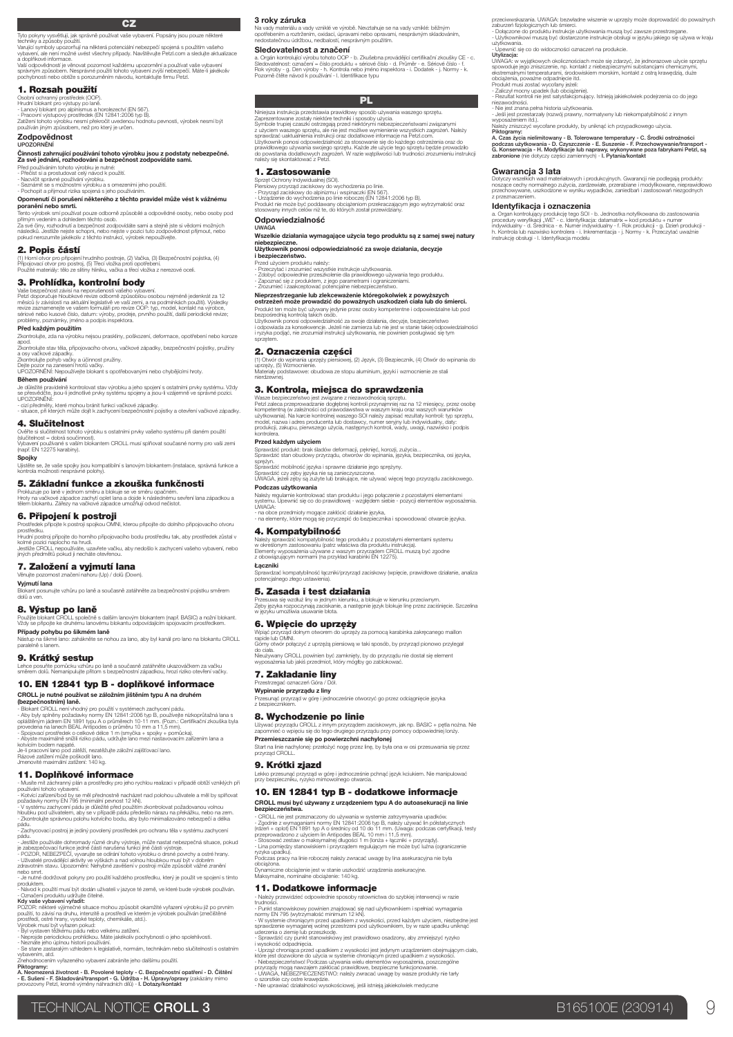# CZ

Tyto pokyny vysvětlují, jak správně používat vaše vybavení. Popsány jsou pouze některé techniky a způsoby použití.

Varující symboly upozorňují na některá potenciální nebezpečí spojená s použitím vašeho vybavení, ale není možné uvést všechny případy. Navštěvujte Petzl.com a sledujte aktualizace a doplňkové informace.

Vaší odpovědností je věnovat pozornost každému upozornění a používat vaše vybavení správným způsobem. Nesprávné použití tohoto vybavení zvýší nebezpečí. Máte-li jakékoliv pochybnosti nebo obtíže s porozuměním návodu, kontaktujte firmu Petzl.

## 1. Rozsah použití

Osobní ochranný prostředek (OOP).
Hrudní blokant pro výstupy po laně.
- Lanový blokant pro alpinismus a horolezectví (EN 567).
- Pracovní výstupový prostředek (EN 12841:2006 typ B).

Zatížení tohoto výrobku nesmí překročit uvedenou hodnotu pevnosti, výrobek nesmí být používán jiným způsobem, než pro který je určen.

### Zodpovědnost

**UPOZORNĚNÍ**

**Činnosti zahrnující používání tohoto výrobku jsou z podstaty nebezpečné. Za své jednání, rozhodování a bezpečnost zodpovídáte sami.**

Před používáním tohoto výrobku je nutné:
- Přečíst si a prostudovat celý návod k použití.
- Nacvičit správné používání výrobku.
- Seznámit se s možnostmi výrobku a s omezeními jeho použití.
- Pochopit a přijmout rizika spojená s jeho používáním.

**Opomenutí či porušení některého z těchto pravidel může vést k vážnému poranění nebo smrti.**

Tento výrobek smí používat pouze odborně způsobilé a odpovědné osoby, nebo osoby pod přímým vedením a dohledem těchto osob.

Za své činy, rozhodnutí a bezpečnost zodpovídáte sami a stejně jste si vědomi možných následků. Jestliže nejste schopni, nebo nejste v pozici tuto zodpovědnost přijmout, nebo pokud nerozumíte jakékoliv z těchto instrukcí, výrobek nepoužívejte.

## 2. Popis částí

(1) Horní otvor pro připojení hrudního postroje, (2) Vačka, (3) Bezpečnostní pojistka, (4) Připojovací otvor pro postroj, (5) Třecí vložka proti opotřebení.
Použité materiály: tělo ze slitiny hliníku, vačka a třecí vložka z nerezové oceli.

## 3. Prohlídka, kontrolní body

Vaše bezpečnost závisí na neporušenosti vašeho vybavení.
Petzl doporučuje hloubkové revize odborně způsobilou osobou nejméně jedenkrát za 12 měsíců (v závislosti na aktuální legislativě ve vaší zemi, a na podmínkách použití). Výsledky revize zaznamenejte ve vašem formuláři pro revize OOP: typ, model, kontakt na výrobce, sériové nebo kusové číslo, datum: výroby, prodeje, prvního použití, další periodické revize; problémy, poznámky, jméno a podpis inspektora.

### Před každým použitím

Zkontrolujte, zda na výrobku nejsou praskliny, poškození, deformace, opotřebení nebo koroze apod.
Zkontrolujte stav těla, připojovacího otvoru, vačkové západky, bezpečnostní pojistky, pružiny a osy vačkové západky.
Zkontrolujte pohyb vačky a účinnost pružiny.
Dejte pozor na zanesení hrotů vačky.
UPOZORNĚNÍ: Nepoužívejte blokant s opotřebovanými nebo chybějícími hroty.

### Během používání

Je důležité pravidelně kontrolovat stav výrobku a jeho spojení s ostatními prvky systému. Vždy se přesvědčte, jsou-li jednotlivé prvky systému spojeny a jsou-li vzájemně ve správné pozici.
UPOZORNĚNÍ:
- cizí předměty, které mohou bránit funkci vačkové západky.
- situace, při kterých může dojít k zachycení bezpečnostní pojistky a otevření vačkové západky.

## 4. Slučitelnost

Ověřte si slučitelnost tohoto výrobku s ostatními prvky vašeho systému při daném použití (slučitelnost = dobrá součinnost).
Vybavení používané s vaším blokantem CROLL musí splňovat současné normy pro vaši zemi (např. EN 12275 karabiny).

### Spojky

Ujistěte se, že vaše spojky jsou kompatibilní s lanovým blokantem (instalace, správná funkce a kontrola možnosti nesprávné polohy).

## 5. Základní funkce a zkouška funkčnosti

Prokluzuje po laně v jednom směru a blokuje se ve směru opačném.
Hroty na vačkové západce zachytí opláštění lana a dojde k následnému sevření lana západkou a tělem blokantu. Zářezy na vačkové západce umožňují odvod nečistot.

## 6. Připojení k postroji

Prostředek připojte k postroji spojkou OMNI, kterou připojíte do dolního připojovacího otvoru prostředku.
Hrudní postroj připojte do horního připojovacího bodu prostředku tak, aby prostředek zůstal v kolmé pozici naplocho na hrudi.
Jestliže CROLL nepoužíváte, uzavřete vačku, aby nedošlo k zachycení vašeho vybavení, nebo jiných předmětů pokud ji necháte otevřenou.

## 7. Založení a vyjmutí lana

Věnujte pozornost značení nahoru (Up) / dolů (Down).

### Vyjmutí lana

Blokant posuňte vzhůru po laně a současně zatáhněte za bezpečnostní pojistku směrem dolů a ven.

## 8. Výstup po laně

Použijte blokant CROLL společně s dalším lanovým blokantem (např. BASIC) a nožní blokant. Vždy se připojte ke druhému lanovému blokantu odpovídajícím spojovacím prostředkem.

### Případy pohybu po šikmém laně

Nástup na šikmé lano: zahákněte se nohou za lano, aby byl kanál pro lano na blokantu CROLL paralelně s lanem.

## 9. Krátký sestup

Lehce posuňte pomůcku vzhůru po laně a současně zatáhněte ukazováčkem za vačku směrem dolů. Nemanipulujte přitom s bezpečnostní západkou, hrozí riziko otevření vačky.

## 10. EN 12841 typ B - doplňkové informace

**CROLL je nutné používat se záložním jištěním typu A na druhém (bezpečnostním) laně.**

- Blokant CROLL není vhodný pro použití v systémech zachycení pádu.
- Aby byly splněny požadavky normy EN 12841:2006 typ B, používejte nízkoprůtažná lana s opláštěným jádrem EN 1891 typu A o průměrech 10-11 mm. (Pozn.: Certifikační zkouška byla provedena na lanech BEAL Antipodes o průměru 10 mm a 11,5 mm).
- Spojovací prostředek o celkové délce 1 m (smyčka + spojky + pomůcka).
- Abyste maximálně snížili riziko pádu, udržujte lano mezi nastavovacím zařízením a kotvícím bodem napjaté.

Je-li pracovní lano pod zátěží, nezatěžujte záložní zajišťovací lano.
Rázové zatížení může poškodit lano.
Jmenovité maximální zatížení: 140 kg.

## 11. Doplňkové informace

- Musíte mít záchranný plán a prostředky pro jeho rychlou realizaci v případě obtíží vzniklých při používání tohoto vybavení.
- Kotvící zařízení/bod by se měl přednostně nacházet nad polohou uživatele a měl by splňovat požadavky normy EN 795 (minimální pevnost 12 kN).
- V systému zachycení pádu je důležité před použitím zkontrolovat požadovanou volnou hloubku pod uživatelem, aby se v případě pádu předešlo nárazu na překážku, nebo na zem.
- Zkontrolujte správnou polohu kotvícího bodu, aby bylo minimalizováno nebezpečí a délka pádu.
- Zachycovací postroj je jediný povolený prostředek pro ochranu těla v systému zachycení pádu.
- Jestliže používáte dohromady různé druhy výstroje, může nastat nebezpečná situace, pokud je zabezpečovací funkce jedné části narušena funkcí jiné části výstroje.
- POZOR, NEBEZPEČÍ, vyvarujte se odírání tohoto výrobku o drsné povrchy a ostré hrany.
- Uživatelé provádějící aktivity ve výškách a nad volnou hloubkou musí být v dobrém zdravotním stavu. Upozornění: Nehybné zavěšení v postroji může způsobit vážné zranění nebo smrt.
- Je nutné dodržovat pokyny pro použití každého prostředku, který je použit ve spojení s tímto produktem.
- Návod k použití musí být dodán uživateli v jazyce té země, ve které bude výrobek používán.
- Označení produktu udržujte čitelné.

**Kdy se vybavení vyřadit:**
POZOR: některé výjimečné situace mohou způsobit okamžité vyřazení výrobku již po prvním použití, to závisí na druhu, intenzitě a prostředí ve kterém je výrobek používán (znečištěné prostředí, ostré hrany, vysoké teploty, chemikálie, atd.).
Výrobek musí být vyřazen pokud:
- Byl vystaven těžkému pádu nebo velkému zatížení.
- Neprojde periodickou prohlídkou. Máte jakékoliv pochybnosti o jeho spolehlivosti.
- Neznáte jeho úplnou historii používání.
- Se stane zastaralým vzhledem k legislativě, normám, technikám nebo slučitelnosti s ostatním vybavením, atd.

Znehodnocením vyřazeného vybavení zabráníte jeho dalšímu použití.

**Piktogramy:**
**A. Neomezená životnost - B. Povolené teploty - C. Bezpečnostní opatření - D. Čištění - E. Sušení - F. Skladování/transport - G. Údržba - H. Úpravy/opravy** (zakázány mimo provozovny Petzl, kromě výměny náhradních dílů) **- I. Dotazy/kontakt**

## 3 roky záruka

Na vady materiálu a vady vzniklé ve výrobě. Nevztahuje se na vady vzniklé: běžným opotřebením a roztržením, oxidací, úpravami nebo opravami, nesprávným skladováním, nedostatečnou údržbou, nedbalostí, nesprávným použitím.

## Sledovatelnost a značení

a. Orgán kontrolující výrobu tohoto OOP - b. Zkušebna provádějící certifikační zkoušky CE - c. Sledovatelnost: označení = číslo produktu + sériové číslo - d. Průměr - e. Sériové číslo - f. Rok výroby - g. Den výroby - h. Kontrola nebo jméno inspektora - i. Dodatek - j. Normy - k. Pozorně čtěte návod k používání - l. Identifikace typu

# PL

Niniejsza instrukcja przedstawia prawidłowy sposób używania waszego sprzętu. Zaprezentowane zostały niektóre techniki i sposoby użycia.

Symbole trupiej czaszki ostrzegają przed niektórymi niebezpieczeństwami związanymi z użyciem waszego sprzętu, ale nie jest możliwe wymienienie wszystkich zagrożeń. Należy sprawdzać uaktualnienia instrukcji oraz dodatkowe informacje na Petzl.com.

Użytkownik ponosi odpowiedzialność za stosowanie się do każdego ostrzeżenia oraz do prawidłowego używania swojego sprzętu. Każde źle używanie tego sprzętu będzie powodało do powstania dodatkowych zagrożeń. W razie wątpliwości lub trudności zrozumienia instrukcji należy się skontaktować z Petzl.

## 1. Zastosowanie

Sprzęt Ochrony Indywidualnej (SOI).
Piersiowy przyrząd zaciskowy do wychodzenia po linie.
- Przyrząd zaciskowy do alpinizmu i wspinaczki (EN 567).
- Urządzenie do wychodzenia po linie roboczej (EN 12841:2006 typ B).

Produkt nie może być poddawany obciążeniom przekraczającym jego wytrzymałość oraz stosowany innych celów niż te, do których został przewidziany.

### Odpowiedzialność

**UWAGA**

**Wszelkie działania wymagające użycia tego produktu są z samej swej natury niebezpieczne.**
**Użytkownik ponosi odpowiedzialność za swoje działania, decyzje i bezpieczeństwo.**

Przed użyciem produktu należy:
- Przeczytać i zrozumieć wszystkie instrukcje użytkowania.
- Zdobyć odpowiednie przeszkolenie dla prawidłowego używania tego produktu.
- Zapoznać się z produktem, z jego parametrami i ograniczeniami.
- Zrozumieć i zaakceptować potencjalne niebezpieczeństwo.

**Nieprzestrzeganie lub zlekceważenie któregokolwiek z powyższych ostrzeżeń może prowadzić do poważnych uszkodzeń ciała lub do śmierci.**

Produkt ten może być używany jedynie przez osoby kompetentne i odpowiedzialne lub pod bezpośrednią kontrolą takich osób.

Użytkownik ponosi odpowiedzialność za swoje działania, decyzje, bezpieczeństwo i odpowiada za konsekwencje. Jeżeli nie zamierza lub nie jest w stanie takiej odpowiedzialności i ryzyka podjąć, nie zrozumiał instrukcji użytkowania, nie powinien posługiwać się tym sprzętem.

## 2. Oznaczenia części

(1) Otwór do wpinania uprzęży piersiowej, (2) Język, (3) Bezpiecznik, (4) Otwór do wpinania do uprzęży, (5) Wzmocnienie.
Materiały podstawowe: obudowa ze stopu aluminium, języki i wzmocnienie ze stali nierdzewnej.

## 3. Kontrola, miejsca do sprawdzenia

Wasze bezpieczeństwo jest związane z niezawodnością sprzętu.
Petzl zaleca przeprowadzanie dogłębnej kontroli przynajmniej raz na 12 miesięcy, przez osobę kompetentną (w zależności od prawodawstwa w waszym kraju oraz waszych warunków użytkowania). Na karcie kontrolnej waszego SOI należy zapisać rezultaty kontroli: typ sprzętu, model, nazwa i adres producenta lub dostawcy, numer seryjny lub indywidualny, daty: produkcji, zakupu, pierwszego użycia, następnych kontroli, wady, uwagi, nazwisko i podpis kontrolera.

### Przed każdym użyciem

Sprawdzić produkt: brak śladów deformacji, pęknięć, korozji, zużycia...
Sprawdzić stan obudowy przyrządu, otworów do wpinania, języka, bezpiecznika, osi języka, sprężyn.
Sprawdzić mobilność języka i sprawne działanie jego sprężyny.
Sprawdzić czy zęby języka nie są zanieczyszczone.
UWAGA, jeżeli zęby są zużyte lub brakujące, nie używać więcej tego przyrządu zaciskowego.

### Podczas użytkowania

Należy regularnie kontrolować stan produktu i jego połączenie z pozostałymi elementami systemu. Upewnić się co do prawidłowej - względem siebie - pozycji elementów wyposażenia.
UWAGA:
- na obce przedmioty mogące zakłócić działanie języka,
- na elementy, które mogą się przyczepić do bezpiecznika i spowodować otwarcie języka.

## 4. Kompatybilność

Należy sprawdzić kompatybilność tego produktu z pozostałymi elementami systemu w określonym zastosowaniu (patrz właściwa dla produktu instrukcja).
Elementy wyposażenia używane z waszym przyrządem CROLL muszą być zgodne z obowiązującym normami (na przykład karabinki EN 12275).

### Łączniki

Sprawdzać kompatybilność łącznik/przyrząd zaciskowy (wpięcie, prawidłowe działanie, analiza potencjalnego złego ustawienia).

## 5. Zasada i test działania

Przesuwa się wzdłuż liny w jednym kierunku, a blokuje w kierunku przeciwnym.
Zęby języka rozpoczynają zaciskanie, a następnie język blokuje linę przez zaciśnięcie. Szczelina w języku umożliwia usuwanie błota.

## 6. Wpięcie do uprzęży

Wpiąć przyrząd dolnym otworem do uprzęży za pomocą karabinka zakręcanego maillon rapide lub OMNI.
Górny otwór połączyć z uprzężą piersiową w taki sposób, by przyrząd pionowo przylegał do ciała.
Nieużywany CROLL powinien być zamknięty, by do przyrządu nie dostał się element wyposażenia lub jakiś przedmiot, który mógłby go zablokować.

## 7. Zakładanie liny

Przestrzegać oznaczeń Góra / Dół.

### Wypinanie przyrządu z liny

Przesunąć przyrząd w górę i jednocześnie otworzyć go przez odciągnięcie języka z bezpiecznikiem.

## 8. Wychodzenie po linie

Używać przyrządu CROLL z innym przyrządem zaciskowym, jak np. BASIC + pętla nożna. Nie zapomnieć o wpięciu się do tego drugiego przyrządu przy pomocy odpowiedniej lonży.

### Przemieszczanie się po powierzchni nachylonej

Start na linie nachylonej: przełożyć nogę przez linę, by była ona w osi przesuwania się przez przyrząd CROLL.

## 9. Krótki zjazd

Lekko przesunąć przyrząd w górę i jednocześnie pchnąć język kciukiem. Nie manipulować przy bezpieczniku, ryzyko mimowolnego otwarcia.

## 10. EN 12841 typ B - dodatkowe informacje

**CROLL musi być używany z urządzeniem typu A do autoasekuracji na linie bezpieczeństwa.**

- CROLL nie jest przeznaczony do używania w systemie zatrzymywania upadków.
- Zgodnie z wymaganiami normy EN 12841:2006 typ B, należy używać lin półstatycznych (rdzeń + oplot) EN 1891 typ A o średnicy od 10 do 11 mm. (Uwaga: podczas certyfikacji, testy przeprowadzono z użyciem lin Antipodes BEAL 10 mm i 11,5 mm).
- Stosować zestaw o maksymalnej długości 1 m (lonża + łączniki + przyrząd).
- Lina pomiędzy stanowiskiem i przyrządem regulującym nie może być luźna (ograniczenie ryzyka upadku).

Podczas pracy na linie roboczej należy zwracać uwagę by lina asekuracyjna nie była obciążona.
Dynamiczne obciążenie jest w stanie uszkodzić urządzenia asekuracyjne.
Maksymalne, nominalne obciążenie: 140 kg.

## 11. Dodatkowe informacje

- Należy przewidzieć odpowiednie sposoby ratownictwa do szybkiej interwencji w razie trudności.
- Punkt stanowiskowy powinien znajdować się nad użytkownikiem i spełniać wymagania normy EN 795 (wytrzymałość minimum 12 kN).
- W systemie chroniącym przed upadkiem z wysokości, przed każdym użyciem, niezbędne jest sprawdzenie wymaganej wolnej przestrzeni pod użytkownikiem, by w razie upadku uniknąć uderzenia o ziemię lub przeszkodę.
- Sprawdzić czy punkt stanowiskowy jest prawidłowo osadzony, aby zmniejszyć ryzyko i wysokość odpadnięcia.
- Uprząż chroniąca przed upadkiem z wysokości jest jedynym urządzeniem obejmującym ciało, które jest dozwolone do użycia w systemie chroniącym przed upadkiem z wysokości.
- Niebezpieczeństwo! Podczas używania wielu elementów wyposażenia, poszczególne przyrządy mogą nawzajem zakłócać prawidłowe, bezpieczne funkcjonowanie.
- UWAGA, NIEBEZPIECZEŃSTWO: należy zwracać uwagę by wasze produkty nie tarły o szorstkie czy ostre krawędzie.
- Nie uprawiać działalności wysokościowej, jeśli istnieją jakiekolwiek medyczne przeciwwskazania. UWAGA: bezwładne wiszenie w uprzęży może doprowadzić do poważnych zaburzeń fizjologicznych lub śmierci.
- Dołączone do produktu instrukcje użytkowania muszą być zawsze przestrzegane.
- Użytkownikowi muszą być dostarczone instrukcje obsługi w języku jakiego się używa w kraju użytkowania.
- Upewnić się co do widoczności oznaczeń na produkcie.

**Utylizacja:**
UWAGA: w wyjątkowych okolicznościach może się zdarzyć, że jednorazowe użycie sprzętu spowoduje jego zniszczenie, np. kontakt z niebezpiecznymi substancjami chemicznymi, ekstremalnymi temperaturami, środowiskiem morskim, kontakt z ostrą krawędzią, duże obciążenia, poważne odpadnięcie itd.
Produkt musi zostać wycofany jeżeli:
- Zaliczył mocny upadek (lub obciążenie).
- Rezultat kontroli nie jest satysfakcjonujący. Istnieją jakiekolwiek podejrzenia co do jego niezawodności.
- Nie jest znana pełna historia użytkowania.
- Jeśli jest przestarzały (rozwój prawny, normatywny lub niekompatybilność z innym wyposażeniem itd.).

Należy zniszczyć wycofane produkty, by uniknąć ich przypadkowego użycia.

**Piktogramy:**
**A. Czas życia nielimitowany - B. Tolerowane temperatury - C. Środki ostrożności podczas użytkowania - D. Czyszczenie - E. Suszenie - F. Przechowywanie/transport - G. Konserwacja - H. Modyfikacje lub naprawy, wykonywane poza fabrykami Petzl, są zabronione** (nie dotyczy części zamiennych) **- I. Pytania/kontakt**

## Gwarancja 3 lata

Dotyczy wszelkich wad materiałowych i produkcyjnych. Gwarancji nie podlegają produkty: noszące cechy normalnego zużycia, zardzewiałe, przerabiane i modyfikowane, nieprawidłowo przechowywane, uszkodzone w wyniku wypadków, zaniedbań i zastosowań niezgodnych z przeznaczeniem.

## Identyfikacja i oznaczenia

a. Organ kontrolujący produkcję tego SOI - b. Jednostka notyfikowana do zastosowania procedury weryfikacji „WE" - c. Identyfikacja: datamatrix = kod produktu + numer indywidualny - d. Średnica - e. Numer indywidualny - f. Rok produkcji - g. Dzień produkcji - h. Kontrola lub nazwisko kontrolera - i. Inkrementacja - j. Normy - k. Przeczytać uważnie instrukcję obsługi - l. Identyfikacja modelu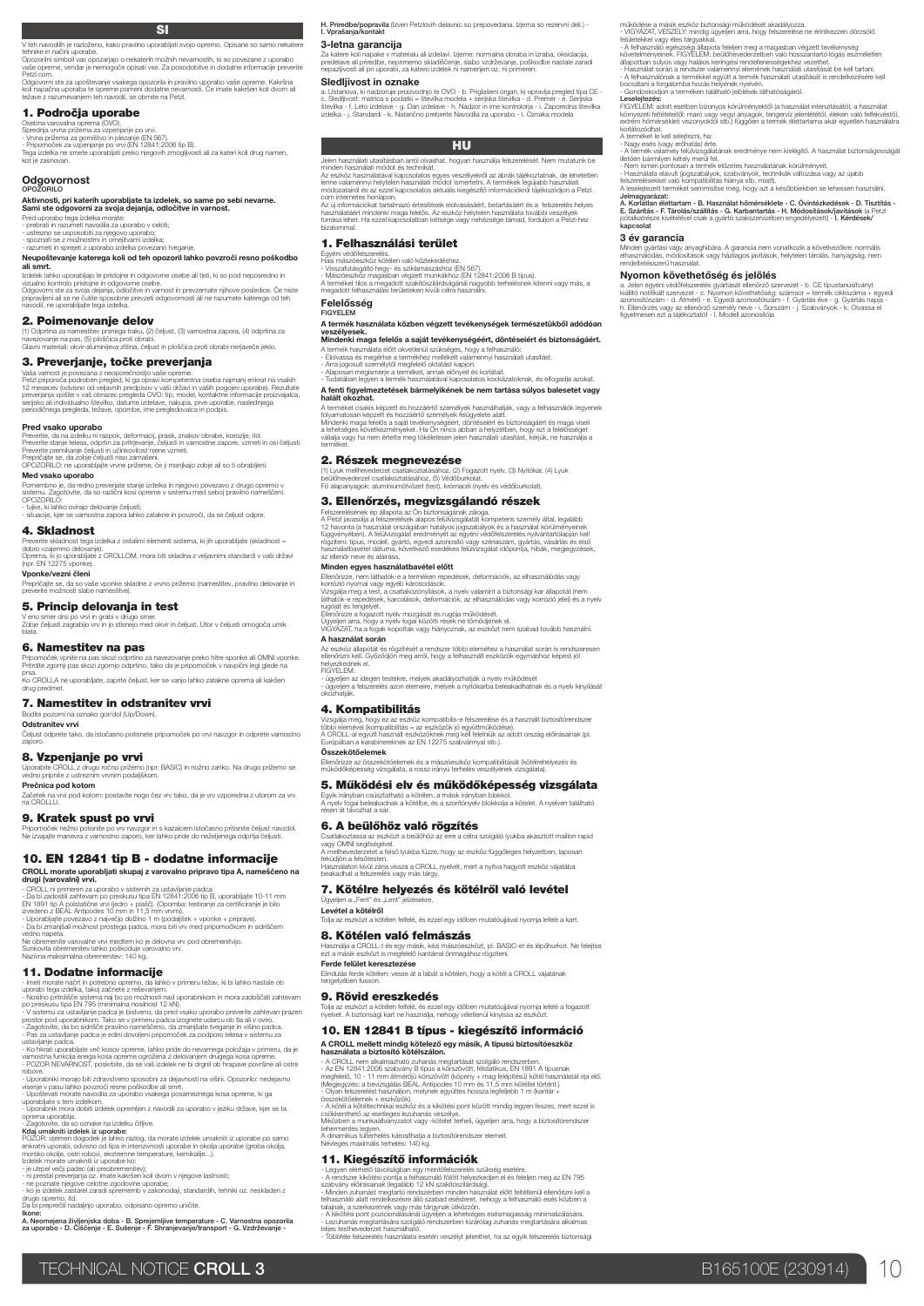# SI

V teh navodilih je razloženo, kako pravilno uporabljati svojo opremo. Opisane so samo nekatere tehnike in načini uporabe.

Opozorilni simboli vas opozarjajo o nekaterih možnih nevarnostih, ki so povezane z uporabo vaše opreme, vendar je nemogoče opisati vse. Za posodobitve in dodatne informacije preverite Petzl.com.

Odgovorni ste za upoštevanje vsakega opozorila in pravilno uporabo vaše opreme. Kakršna koli napačna uporaba te opreme pomeni dodatne nevarnosti. Če imate kakršen koli dvom ali težave z razumevanjem teh navodil, se obrnite na Petzl.

## 1. Področja uporabe

Osebna varovalna oprema (OVO).

Sprednja vrvna prižema za vzpenjanje po vrvi.

- Vrvna prižema za gorništvo in plezanje (EN 567).
- Pripomoček za vzpenjanje po vrvi (EN 12841:2006 tip B).

Tega izdelka ne smete uporabljati preko njegovih zmogljivosti ali za kateri koli drug namen, kot je zasnovan.

### Odgovornost

**OPOZORILO**

**Aktivnosti, pri katerih uporabljate ta izdelek, so same po sebi nevarne. Sami ste odgovorni za svoja dejanja, odločitve in varnost.**

Pred uporabo tega izdelka morate:

- prebrati in razumeti navodila za uporabo v celoti;
- ustrezno se usposobiti za njegovo uporabo;
- spoznati se z možnostmi in omejitvami izdelka;
- razumeti in sprejeti z uporabo izdelka povezana tveganja.

**Neupoštevanje katerega koli od teh opozoril lahko povzroči resno poškodbo ali smrt.**

Izdelek lahko uporabljajo le pristojne in odgovorne osebe ali tisti, ki so pod neposredno in vizualno kontrolo pristojne in odgovorne osebe.

Odgovorni ste za svoja dejanja, odločitve in varnost ter prevzemate njihove posledice. Če niste pripravljeni ali se ne čutite sposobne prevzeti odgovornosti ali ne razumete katerega od teh navodil, ne uporabljajte tega izdelka.

## 2. Poimenovanje delov

(1) Odprtina za namestitev prsnega traku, (2) čeljust, (3) varnostna zapora, (4) odprtina za navezovanje na pas, (5) ploščica proti obrabi.

Glavni materiali: okvir-aluminijeva zlitina, čeljust in ploščica proti obrabi-nerjavečo jeklo.

## 3. Preverjanje, točke preverjanja

Vaša varnost je povezana z neoporečnostjo vaše opreme.

Petzl priporoča podroben pregled, ki ga opravi kompetentna oseba najmanj enkrat na vsakih 12 mesecev (odvisno od veljavnih predpisov v vaši državi in vaših pogojev uporabe). Rezultate preverjanja vpišite v vaš obrazec pregleda OVO: tip, model, kontaktne informacije proizvajalca, serijsko ali individualno številko, datume izdelave, nakupa, prve uporabe, naslednjega periodičnega pregleda, težave, opombe, ime pregledovalca in podpis.

### Pred vsako uporabo

Preverite, da na izdelku ni razpok, deformacij, prask, znakov obrabe, korozije, itd.

Preverite stanje telesa, odprtin za pritrjevanje, čeljusti in varnostne zapore, vzmeti in osi čeljusti.

Preverite premikanje čeljusti in učinkovitost njene vzmeti.

Prepričajte se, da zobje čeljusti niso zamašeni.

OPOZORILO: ne uporabljajte vrvne prižeme, če ji manjkajo zobje ali so ti obrabljeni.

### Med vsako uporabo

Pomembno je, da redno preverjate stanje izdelka in njegovo povezavo z drugo opremo v sistemu. Zagotovite, da so različni kosi opreme v sistemu med seboj pravilno nameščeni.

OPOZORILO:

- tujke, ki lahko ovirajo delovanje čeljusti;
- situacije, kjer se varnostna zapora lahko zatakne in povzroči, da se čeljust odpre.

## 4. Skladnost

Preverite skladnost tega izdelka z ostalimi elementi sistema, ki jih uporabljate (skladnost = dobro vzajemno delovanje).

Oprema, ki jo uporabljate z CROLLOM, mora biti skladna z veljavnimi standardi v vaši državi (npr. EN 12275 vponke).

### Vponke/vezni členi

Prepričajte se, da so vaše vponke skladne z vrvno prižemo (namestitev, pravilno delovanje in preverite možnosti slabe namestitve).

## 5. Princip delovanja in test

V eno smer drsi po vrvi in grabi v drugo smer.

Zobje čeljusti zagrabijo vrv in jo stisnejo med okvir in čeljust. Utor v čeljusti omogoča umik blata.

## 6. Namestitev na pas

Pripomoček vpnite na pas skozi odprtino za navezovanje preko hitre sponke ali OMNI vponke. Pritrdite zgornji pas skozi zgornjo odprtino, tako da je pripomoček v navpični legi glede na prsa.

Ko CROLLA ne uporabljate, zaprite čeljust, ker se vanjo lahko zatakne oprema ali kakšen drug predmet.

## 7. Namestitev in odstranitev vrvi

Bodite pozorni na oznako gor/dol (Up/Down).

### Odstranitev vrvi

Čeljust odprete tako, da istočasno potisnete pripomoček po vrvi navzgor in odprete varnostno zaporo.

## 8. Vzpenjanje po vrvi

Uporabite CROLL z drugo ročno prižemo (npr. BASIC) in nožno zanko. Na drugo prižemo se vedno pripnite z ustreznim vrvnim podaljškom.

### Prečnica pod kotom

Začetek na vrvi pod kotom: postavite nogo čez vrv tako, da je vrv vpredena z utorom za vrv na CROLLU.

## 9. Kratek spust po vrvi

Pripomoček nežno potisnite po vrvi navzgor in s kazalcem istočasno pritisnite čeljust navzdol. Ne izvajajte manevra z varnostno zaporo, ker lahko pride do neželjenega odprtja čeljusti.

## 10. EN 12841 tip B - dodatne informacije

**CROLL morate uporabljati skupaj z varovalno pripravo tipa A, nameščeno na drugi (varovalni) vrvi.**

- CROLL ni primeren za uporabo v sistemih za ustavljanje padca.
- Da bi zadostili zahtevam po preskusu tipa EN 12841:2006 tip B, uporabljajte 10-11 mm EN 1891 tip A polstatične vrvi (jedro + plašč). (Opomba: testiranje za certificiranje je bilo izvedeno z BEAL Antipodes 10 mm in 11,5 mm vrvmi).
- Uporabljajte povezavo z največjo dolžino 1 m (podaljšek + vponke + priprave).
- Da bi zmanjšali možnost prostega padca, mora biti vrv med pripomočkom in sidriščem vedno napeta.

Ne obremenite varovalne vrvi medtem ko je delovna vrv pod obremenitvijo.

Sunkovita obremenitev lahko poškoduje varovalno vrv.

Nazivna maksimalna obremenitev: 140 kg.

## 11. Dodatne informacije

- Imeti morate načrt in potrebno opremo, da lahko v primeru težav, ki bi lahko nastale ob uporabi tega izdelka, takoj začnete z reševanjem.
- Nosilno pritrdišče sistema naj bo po možnosti nad uporabnikom in mora zadoščati zahtevam po preskusu tipa EN 795 (minimalna nosilnost 12 kN).
- V sistemu za ustavljanje padca je bistveno, da pred vsako uporabo preverite zahtevan prazen prostor pod uporabnikom. Tako se v primeru padca izognete udarcu ob tla ali v oviro.
- Zagotovite, da bo sidrišče pravilno nameščeno, da zmanjšate tveganje in višino padca.
- Pas za ustavljanje padca je edini dovoljeni pripomoček za podporo telesa v sistemu za ustavljanje padca.
- Ko hkrati uporabljate več kosov opreme, lahko pride do nevarnega položaja v primeru, da je varnostna funkcija enega kosa opreme ogrožena z delovanjem drugega kosa opreme.
- POZOR NEVARNOST, poskrbite, da se vaš izdelek ne bi drgnil ob hrapave površine ali ostre robove.
- Uporabniki morajo biti zdravstveno sposobni za dejavnosti na višini. Opozorilo: nedejavno visenje v pasu lahko povzroči resne poškodbe ali smrt.
- Upoštevati morate navodila za uporabo vsakega posameznega kosa opreme, ki ga uporabljate s tem izdelkom.
- Uporabnik mora dobiti izdelek opremljen z navodili za uporabo v jeziku države, kjer se ta oprema uporablja.
- Zagotovite, da so oznake na izdelku čitljive.

**Kdaj umakniti izdelek iz uporabe:**

POZOR: izjemen dogodek je lahko razlog, da morate izdelek umakniti iz uporabe po samo enkratni uporabi, odvisno od tipa in intenzivnosti uporabe in okolja uporabe (groba okolja, morsko okolje, ostri robovi, ekstremne temperature, kemikalije...).

Izdelek morate umakniti iz uporabe ko:

- je utrpel večji padec (ali preobremenitev);
- ni prestal preverjanja oz. imate kakršen koli dvom v njegove lastnosti;
- ne poznate njegove celotne zgodovine uporabe;
- ko je zastarel zaradi sprememb v zakonodaji, standardih, tehniki oz. neskladen z drugo opremo, itd.

Da bi preprečili nadaljnjo uporabo, odslužen opremo uničite.

**Ikone:**

**A. Neomejena življenjska doba - B. Sprejemljive temperature - C. Varnostna opozorila za uporabo - D. Čiščenje - E. Sušenje - F. Shranjevanje/transport - G. Vzdrževanje - H. Priredbe/popravila** (izven Petzlovih delavnic so prepovedana. Izjema so rezervni deli.) - **I. Vprašanja/kontakt**

## 3-letna garancija

Za katere koli napake v materialu ali izdelavi. Izjeme so: normalna obraba in izraba, oksidacija, predelave ali priredbe, nepravilno skladiščenje, slabo vzdrževanje, poškodbe nastale zaradi nepazljivosti ali pri uporabi, za katero izdelek ni namenjen oz. ni primeren.

## Sledljivost in oznake

a. Ustanova, ki nadzoruje proizvodnjo te OVO - b. Priglašeni organ, ki opravlja pregled tipa CE - c. Sledljivost: matrica s podatki = številka modela + serijska številka - d. Premer - e. Serijska številka - f. Leto izdelave - g. Dan izdelave - h. Nadzor in ime kontrolorja - i. Zaporedna številka izdelka - j. Standardi - k. Natančno preberite Navodila za uporabo - l. Oznaka modela

# HU

Jelen használati utasításban arról olvashat, hogyan használja felszerelését. Nem mutatunk be minden használati módot és technikát.

Az eszköz használatával kapcsolatos egyes veszélyekről az ábrák tájékoztatnak, de lehetetlen lenne valamennyi helytelen használati módot ismertetni. A termékek legújabb használati módozatairól és az ezzel kapcsolatos aktuális kiegészítő információkról tájékozódjon a Petzl.com internetes honlapon.

Az új információkat értesítések elolvasásáért, betartásáért és a felszerelés helyes használatáért mindenki maga felelős. Az eszköz helytelen használata további veszélyek forrása lehet. Ha ezzel kapcsolatban kétsége vagy nehézsége támad, forduljon a Petzl-hez bizalommal.

## 1. Felhasználási terület

Egyéni védőfelszerelés.

Hasi mászóeszköz kötélen való közlekedéshez.

- Visszafutásgátló hegy- és sziklamászáshoz (EN 567).
- Mászóeszköz magasban végzett munkákhoz (EN 12841:2006 B típus).

A terméket tilos a megadott szakítószilárdságánál nagyobb terhelésnek kitenni vagy más, a megadott felhasználási területeken kívül célra használni.

### Felelősség

**FIGYELEM**

**A termék használata közben végzett tevékenységek természetükből adódóan veszélyesek.**

**Mindenki maga felelős saját tevékenységéért, döntéseiért és biztonságáért.**

A termék használata előtt okvetlenül szükséges, hogy a felhasználó:

- Elolvassa és megértse a termékhez mellékelt valamennyi használati utasítást.
- Arra jogosult személytől megfelelő oktatást kapjon.
- Alaposan megismerje a terméket, annak előnyeit és korlátait.
- Tudatában legyen a termék használatával kapcsolatos kockázatoknak, és elfogadja azokat.

**A fenti figyelmeztetések bármelyikének be nem tartása súlyos balesetet vagy halált okozhat.**

A terméket csakis képzett és hozzáértő személyek használhatják, vagy a felhasználók legyenek folyamatosan képzett és hozzáértő személyek felügyelete alatt.

Mindenki maga felelős a saját tevékenységéért, döntéseiért és biztonságáért és maga viseli a lehetséges következményeket. Ha Ön nincs abban a helyzetben, hogy ezt a felelősséget vállalja vagy nem értette meg tökéletesen jelen használati utasítást, kérjük, ne használja a terméket.

## 2. Részek megnevezése

(1) Lyuk mellhevederzet csatlakoztatásához, (2) Fogazott nyelv, (3) Nyitókar, (4) Lyuk beülőhevederzet csatlakoztatásához, (5) Védőburkolat.

Fő alapanyagok: alumíniumötvözet (test), krómacél (nyelv és védőburkolat).

## 3. Ellenőrzés, megvizsgálandó részek

Felszerelésének ép állapota az Ön biztonságának záloga.

A Petzl javasolja a felszerelések alapos felülvizsgálatát kompetens személy által, legalább 12 havonta (a használat országában hatályos jogszabályok és a használat körülményeinek függvényében). A felülvizsgálat eredményét az egyéni védőfelszerelés nyilvántartólapján kell rögzíteni: típus, modell, gyártó, egyedi azonosító vagy sorozatszám, gyártás, vásárlás és első használatbavétel dátuma, következő esedékes felülvizsgálat időpontja, hibák, megjegyzések, az ellenőr neve és aláírása.

### Minden egyes használatbavétel előtt

Ellenőrizze, nem láthatók-e a terméken repedések, deformációk, az elhasználódás vagy korrózió nyomai vagy egyéb károsodások.

Vizsgálja meg a test, a csatlakozónyílások, a nyelv valamint a biztonsági kar állapotát (nem láthatók-e repedések, karcolások, deformációk, az elhasználódás vagy korrózió jelei) és a nyelv rugóját és tengelyét.

Ellenőrizze a fogazott nyelv mozgását és rugója működését.

Ügyeljen arra, hogy a nyelv fogai közötti rések ne tömődjenek el.

VIGYÁZAT, ha a fogak kopottak vagy hiányoznak, az eszközt nem szabad tovább használni.

### A használat során

Az eszköz állapotát és rögzítését a rendszer többi eleméhez a használat során is rendszeresen ellenőrizni kell. Győződjön meg arról, hogy a felhasznált eszközök egymáshoz képest jól helyezkednek el.

FIGYELEM:

- ügyeljen az idegen testekre, melyek akadályozhatják a nyelv működését
- ügyeljen a felszerelés azon elemeire, melyek a nyitókarba beleakadhatnak és a nyelv kinyílását okozhatják.

## 4. Kompatibilitás

Vizsgálja meg, hogy ez az eszköz kompatibilis-e felszerelése és a használt biztosítórendszer többi elemével (kompatibilitás = az eszközök jó együttműködése).

A CROLL-al együtt használt eszközöknek meg kell felelniük az adott ország előírásainak (pl. Európában a karabinereknek az EN 12275 szabványnak stb.).

### Összekötőelemek

Ellenőrizze az összekötőelemek és a mászóeszköz kompatibilitását (kötélrehelyezés és működőképesség vizsgálata, a rossz irányú terhelés veszélyének vizsgálata).

## 5. Működési elv és működőképesség vizsgálata

Egyik irányban csúsztatható a kötélen, a másik irányban blokkol.

A nyelv fogai beleakadnak a kötélbe, és a szorítónyelv blokkolja a kötelet. A nyelven található résen át távozhat a sár.

## 6. A beülőhöz való rögzítés

Csatlakoztassa az eszközt a beülőhöz az erre a célra szolgáló lyukba akasztott maillon rapid vagy OMNI segítségével.

A mellhevederzet a felső lyukba fűzze, hogy az eszköz függőleges helyzetben, laposan feküdjön a felsőtesten.

Használaton kívül zárja vissza a CROLL nyelvét, mert a nyitva hagyott eszköz vájatába beakadhat a felszerelés vagy más tárgy.

## 7. Kötélre helyezés és kötélről való levétel

Ügyeljen a „Fent" és „Lent" jelzésekre.

### Levétel a kötélről

Tolja az eszközt a kötélen felfelé, és ezzel egy időben mutatóujjával nyomja lefelé a kart.

## 8. Kötélen való felmászás

Használja a CROLL-t és egy másik, kézi mászóeszközt, pl. BASIC-et és lépőhurkot. Ne felejtse ezt a másik eszközt is megfelelő kantárral önmagához rögzíteni.

### Ferde falon keresztezése

Elindulás ferde kötélen: vesse át a lábát a kötélen, hogy a kötél a CROLL vájatának tengelyében fusson.

## 9. Rövid ereszkedés

Tolja az eszközt a kötélen felfelé, és ezzel egy időben mutatóujjával nyomja lefelé a fogazott nyelvet. A biztonsági kart ne használja, nehogy véletlenül kinyissa az eszközt.

## 10. EN 12841 B típus - kiegészítő információ

**A CROLL mellett mindig kötelező egy másik, A típusú biztosítóeszköz használata a biztosító kötélszálon.**

- A CROLL nem alkalmazható zuhanás megtartását szolgáló rendszerben.
- Az EN 12841:2006 szabvány B típus á körszövött, félstatikus, EN 1891 A típusnak megfelelő, 10 - 11 mm átmérőjű körszövött (köpeny + mag felépítésű) kötél használatát írja elő. (Megjegyzés: a bevizsgálás BEAL Antipodes 10 mm és 11,5 mm kötéllel történt.)
- Olyan felszerelést használjon, melynek együttes hossza legfeljebb 1 m (kantár + összekötőelemek + eszközök).
- A kötél a kötéltechnikai eszköz és a kikötési pont között mindig legyen feszes, mert ezzel is csökkenthető az esetleges lezuhanás veszélye.

Miközben a munkaállványzatot vagy -kötelet terheli, ügyeljen arra, hogy a biztosítórendszer tehermentes legyen.

A dinamikus túlterhelés károsíthatja a biztosítórendszer elemeit.

Névleges maximális terhelés: 140 kg.

## 11. Kiegészítő információk

- Legyen elérhető távolságban egy mentőfelszerelés szükség esetére.
- A rendszer kikötési pontja a felhasználó fölött helyezkedjen el és feleljen meg az EN 795 szabvány előírásainak (legalább 12 kN szakítószilárdság).
- Minden zuhanást megtartó rendszerben minden használat előtt feltétlenül ellenőrizni kell a felhasználó alatt rendelkezésre álló szabad esésteret, nehogy a felhasználó esés közben a talajnak, a szerkezetnek vagy más tárgynak ütközzön.
- A kikötési pont pozícionálásánál ügyeljen a lehetséges esésmagasság minimalizálására.
- Lezuhanás megtartására szolgáló rendszerben kizárólag zuhanás megtartására alkalmas teljes testhevederzet használható.
- Többféle felszerelés használata esetén veszélyt jelenthet, ha az egyik felszerelés biztonsági működése a másik eszköz biztonsági működését akadályozza.
- VIGYÁZAT, VESZÉLY: mindig ügyeljen arra, hogy felszerelése ne érintkezzen dörzsölő felületekkel vagy éles tárgyakkal.
- A felhasználó egészségi állapota feleljen meg a magasban végzett tevékenység követelményeinek. FIGYELEM: beülőhevederzetben való hosszantartó lógás eszméletlen állapotban súlyos vagy halálos keringési rendellenességeket vezethet.
- Használat során a rendszer valamennyi elemének használati utasítását be kell tartani.
- A felhasználónak a termékkel együtt a termék használati utasítását is rendelkezésre kell bocsátani a forgalomba hozás helyének nyelvén.
- Gondoskodjon a terméken található jelölések láthatóságáról.

**Leselejtezés:**

FIGYELEM: adott esetben bizonyos körülményektől (a használat intenzitásától, a használat környezeti feltételeitől: maró vagy egyéb anyagok, tengervíz jelenlététől, éleken való felfekvéstől, extrém hőmérsékleti viszonyoktól stb.) függően a termék élettartama akár egyetlen használatra korlátozódhat.

A terméket le kell selejtezni, ha:

- Nagy esés (vagy erőhatás) érte.
- A termék valamely felülvizsgálatának eredménye nem kielégítő. A használat biztonságosságát illetően bármilyen kétely merül fel.
- Nem ismeri pontosan a termék előzetes használatának körülményeit.
- Használata elavult (jogszabályok, szabványok, technikák változása vagy az újabb felszerelésekkel való kompatibilitás hiánya stb. miatt).

A leselejtezett terméket semmisítse meg, hogy azt a későbbiekben se lehessen használni.

**Jelmagyarázat:**

**A. Korlátlan élettartam - B. Használat hőmérséklete - C. Óvintézkedések - D. Tisztítás - E. Szárítás - F. Tárolás/szállítás - G. Karbantartás - H. Módosítások/javítások** (a Petzl pótalkatrésze kivételével csak a gyártó szakszervizében engedélyezett) - **I. Kérdések/kapcsolat**

## 3 év garancia

Minden gyártási vagy anyaghibára. A garancia nem vonatkozik a következőkre: normális elhasználódás, módosítások vagy házilagos javítások, helytelen tárolás, hanyagság, nem rendeltetésszerű használat.

## Nyomon követhetőség és jelölés

a. Jelen egyéni védőfelszerelés gyártását ellenőrző szervezet - b. CE típusnásvizsgálatot kiállító notifikált szervezet - c. Nyomon követhetőség: számsor = termék cikkszáma + egyedi azonosítószám - d. Átmérő - e. Egyedi azonosítószám - f. Gyártás éve - g. Gyártás napja - h. Ellenőrzés vagy az ellenőrző személy neve - i. Sorszám - j. Szabványok - k. Olvassa el figyelmesen ezt a tájékoztatót - l. Modell azonosítója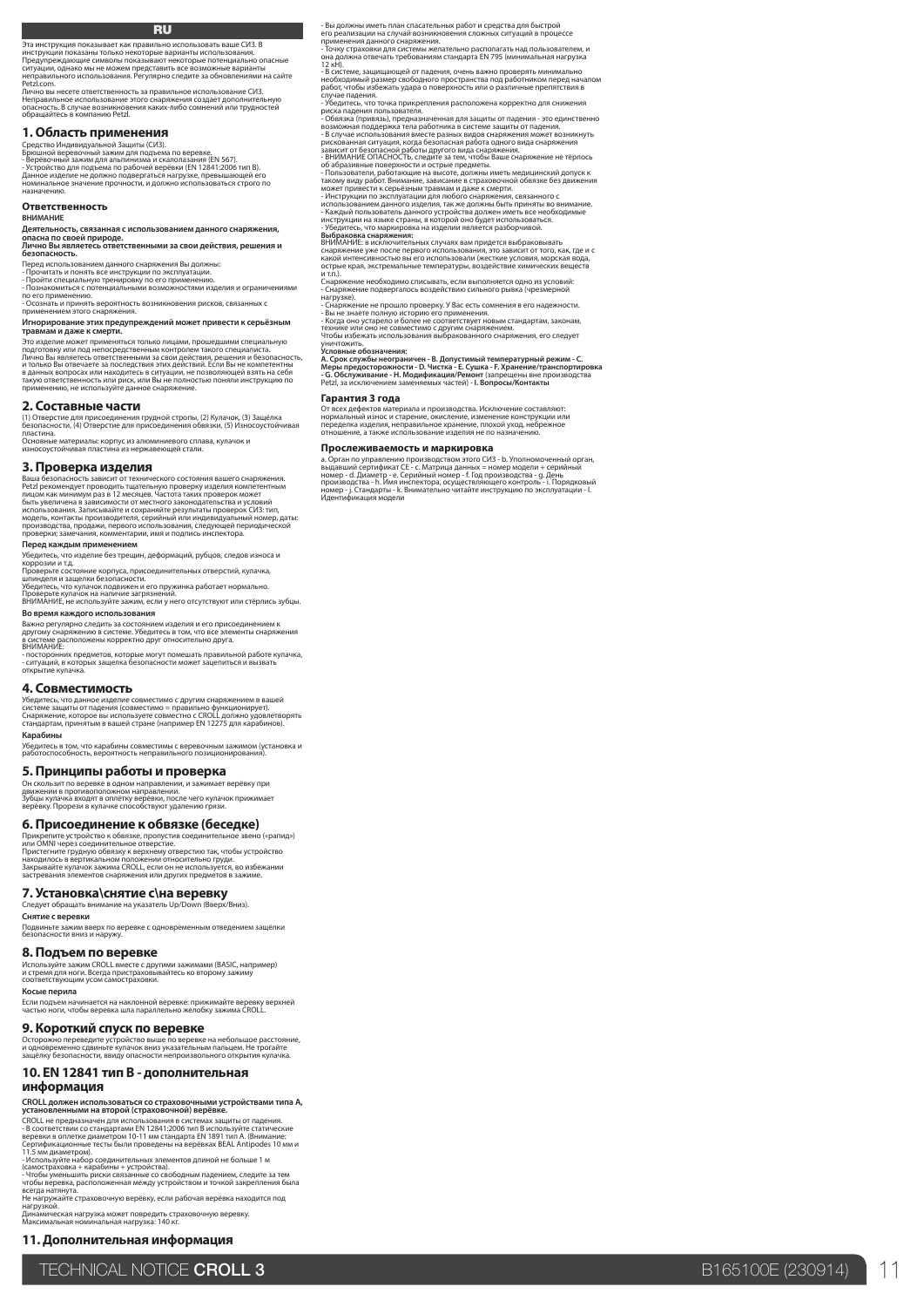RU

Эта инструкция показывает как правильно использовать ваше СИЗ. В инструкции показаны только некоторые варианты использования. Предупреждающие символы показывают некоторые потенциально опасные ситуации, однако мы не можем представить все возможные варианты неправильного использования. Регулярно следите за обновлениями на сайте Petzl.com.

Лично вы несете ответственность за правильное использование СИЗ. Неправильное использование этого снаряжения создает дополнительную опасность. В случае возникновения каких-либо сомнений или трудностей обращайтесь в компанию Petzl.

## 1. Область применения

Средство Индивидуальной Защиты (СИЗ).

Брюшной веревочный зажим для подъема по веревке.

- Верёвочный зажим для альпинизма и скалолазания (EN 567).
- Устройство для подъема по рабочей верёвки (EN 12841:2006 тип B).

Данное изделие не должно подвергаться нагрузке, превышающей его номинальное значение прочности, и должно использоваться строго по назначению.

### Ответственность

**ВНИМАНИЕ**

**Деятельность, связанная с использованием данного снаряжения, опасна по своей природе.**

**Лично Вы являетесь ответственными за свои действия, решения и безопасность.**

Перед использованием данного снаряжения Вы должны:

- Прочитать и понять все инструкции по эксплуатации.
- Пройти специальную тренировку по его применению.
- Познакомиться с потенциальными возможностями изделия и ограничениями по его применению.
- Осознать и принять вероятность возникновения рисков, связанных с применением этого снаряжения.

**Игнорирование этих предупреждений может привести к серьёзным травмам и даже к смерти.**

Это изделие может применяться только лицами, прошедшими специальную подготовку или под непосредственным контролем такого специалиста.

Лично Вы являетесь ответственными за свои действия, решения и безопасность, и только Вы отвечаете за последствия этих действий. Если Вы не компетентны в данных вопросах или находитесь в ситуации, не позволяющей взять на себя такую ответственность или риск, или Вы не полностью поняли инструкцию по применению, не используйте данное снаряжение.

## 2. Составные части

(1) Отверстие для присоединения грудной стропы, (2) Кулачок, (3) Защёлка безопасности, (4) Отверстие для присоединения обвязки, (5) Износоустойчивая пластина.

Основные материалы: корпус из алюминиевого сплава, кулачок и износоустойчивая пластина из нержавеющей стали.

## 3. Проверка изделия

Ваша безопасность зависит от технического состояния вашего снаряжения.

Petzl рекомендует проводить тщательную проверку изделия компетентным лицом как минимум раз в 12 месяцев. Частота таких проверок может быть увеличена в зависимости от местного законодательства и условий использования. Записывайте и сохраняйте результаты проверок СИЗ: тип, модель, контакты производителя, серийный или индивидуальный номер, даты: производства, продажи, первого использования, следующей периодической проверки; замечания, комментарии, имя и подпись инспектора.

### Перед каждым применением

Убедитесь, что изделие без трещин, деформаций, рубцов, следов износа и коррозии и т.д.

Проверьте состояние корпуса, присоединительных отверстий, кулачка, шпинделя и защелки безопасности.

Убедитесь, что кулачок подвижен и его пружинка работает нормально.

Проверьте кулачок на наличие загрязнений.

ВНИМАНИЕ, не используйте зажим, если у него отсутствуют или стёрлись зубцы.

### Во время каждого использования

Важно регулярно следить за состоянием изделия и его присоединением к другому снаряжению в системе. Убедитесь в том, что все элементы снаряжения в системе расположены корректно друг относительно друга.

ВНИМАНИЕ:

- посторонних предметов, которые могут помешать правильной работе кулачка,
- ситуаций, в которых защелка безопасности может зацепиться и вызвать открытие кулачка.

## 4. Совместимость

Убедитесь, что данное изделие совместимо с другим снаряжением в вашей системе защиты от падения (совместимо = правильно функционирует).

Снаряжение, которое вы используете совместно с CROLL должно удовлетворять стандартам, принятым в вашей стране (например EN 12275 для карабинов).

### Карабины

Убедитесь в том, что карабины совместимы с веревочным зажимом (установка и работоспособность, вероятность неправильного позиционирования).

## 5. Принципы работы и проверка

Он скользит по веревке в одном направлении, и зажимает верёвку при движении в противоположном направлении.

Зубцы кулачка входят в оплётку верёвки, после чего кулачок прижимает верёвку. Прорези в кулачке способствуют удалению грязи.

## 6. Присоединение к обвязке (беседке)

Прикрепите устройство к обвязке, пропустив соединительное звено («рапид») или OMNI через соединительное отверстие.

Пристегните грудную обвязку к верхнему отверстию так, чтобы устройство находилось в вертикальном положении относительно груди.

Закрывайте кулачок зажима CROLL, если он не используется, во избежании застревания элементов снаряжения или других предметов в зажиме.

## 7. Установка\снятие с\на веревку

Следует обращать внимание на указатель Up/Down (Вверх/Вниз).

### Снятие с веревки

Подвиньте зажим вверх по веревке с одновременным отведением защёлки безопасности вниз и наружу.

## 8. Подъем по веревке

Используйте зажим CROLL вместе с другими зажимами (BASIC, например) и стремя для ноги. Всегда пристраховывайтесь ко второму зажиму соответствующим усом самостраховки.

### Косые перила

Если подъем начинается на наклонной веревке: прижимайте веревку верхней частью ноги, чтобы веревка шла параллельно желобку зажима CROLL.

## 9. Короткий спуск по веревке

Осторожно переведите устройство выше по веревке на небольшое расстояние, и одновременно сдвиньте кулачок вниз указательным пальцем. Не трогайте защёлку безопасности, ввиду опасности непроизвольного открытия кулачка.

## 10. EN 12841 тип B - дополнительная информация

**CROLL должен использоваться со страховочными устройствами типа A, установленными на второй (страховочной) верёвке.**

CROLL не предназначен для использования в системах защиты от падения.

- В соответствии со стандартами EN 12841:2006 тип B используйте статические веревки в оплетке диаметром 10-11 мм стандарта EN 1891 тип A. (Внимание: Сертификационные тесты были проведены на верёвках BEAL Antipodes 10 мм и 11.5 мм диаметром).
- Используйте набор соединительных элементов длиной не больше 1 м (самостраховка + карабины + устройства).
- Чтобы уменьшить риски связанные со свободным падением, следите за тем чтобы веревка, расположенная между устройством и точкой закрепления была всегда натянута.

Не нагружайте страховочную верёвку, если рабочая верёвка находится под нагрузкой.

Динамическая нагрузка может повредить страховочную веревку.

Максимальная номинальная нагрузка: 140 кг.

## 11. Дополнительная информация

- Вы должны иметь план спасательных работ и средства для быстрой его реализации на случай возникновения сложных ситуаций в процессе применения данного снаряжения.
- Точку страховки для системы желательно располагать над пользователем, и она должна отвечать требованиям стандарта EN 795 (минимальная нагрузка 12 кН).
- В системе, защищающей от падения, очень важно проверять минимально необходимый размер свободного пространства под работником перед началом работ, чтобы избежать удара о поверхность или о различные препятствия в случае падения.
- Убедитесь, что точка прикрепления расположена корректно для снижения риска падения пользователя.
- Обвязка (привязь), предназначенная для защиты от падения - это единственно возможная поддержка тела работника в системе защиты от падения.
- В случае использования вместе разных видов снаряжения может возникнуть рискованная ситуация, когда безопасная работа одного вида снаряжения зависит от безопасной работы другого вида снаряжения.
- ВНИМАНИЕ ОПАСНОСТЬ, следите за тем, чтобы Ваше снаряжение не тёрлось об абразивные поверхности и острые предметы.
- Пользователи, работающие на высоте, должны иметь медицинский допуск к такому виду работ. Внимание, зависание в страховочной обвязке без движения может привести к серьёзным травмам и даже к смерти.
- Инструкции по эксплуатации для любого снаряжения, связанного с использованием данного изделия, так же должны быть приняты во внимание.
- Каждый пользователь данного устройства должен иметь все необходимые инструкции на языке страны, в которой оно будет использоваться.
- Убедитесь, что маркировка на изделии является разборчивой.

**Выбраковка снаряжения:**

ВНИМАНИЕ: в исключительных случаях вам придется выбраковывать снаряжение уже после первого использования, это зависит от того, как, где и с какой интенсивностью вы его использовали (жесткие условия, морская вода, острые края, экстремальные температуры, воздействие химических веществ и т.п.).

Снаряжение необходимо списывать, если выполняется одно из условий:

- Снаряжение подвергалось воздействию сильного рывка (чрезмерной нагрузке).
- Снаряжение не прошло проверку. У Вас есть сомнения в его надежности.
- Вы не знаете полную историю его применения.
- Когда оно устарело и более не соответствует новым стандартам, законам, технике или оно не совместимо с другим снаряжением.

Чтобы избежать использования выбракованного снаряжения, его следует уничтожить.

**Условные обозначения:**

**A. Срок службы неограничен - B. Допустимый температурный режим - C. Меры предосторожности - D. Чистка - E. Сушка - F. Хранение/транспортировка - G. Обслуживание - H. Модификация/Ремонт** (запрещены вне производства Petzl, за исключением заменяемых частей) - **I. Вопросы/Контакты**

### Гарантия 3 года

От всех дефектов материала и производства. Исключение составляют: нормальный износ и старение, окисление, изменение конструкции или переделка изделия, неправильное хранение, плохой уход, небрежное отношение, а также использование изделия не по назначению.

### Прослеживаемость и маркировка

a. Орган по управлению производством этого СИЗ - b. Уполномоченный орган, выдавший сертификат CE - c. Матрица данных = номер модели + серийный номер - d. Диаметр - e. Серийный номер - f. Год производства - g. День производства - h. Имя инспектора, осуществляющего контроль - i. Порядковый номер - j. Стандарты - k. Внимательно читайте инструкцию по эксплуатации - l. Идентификация модели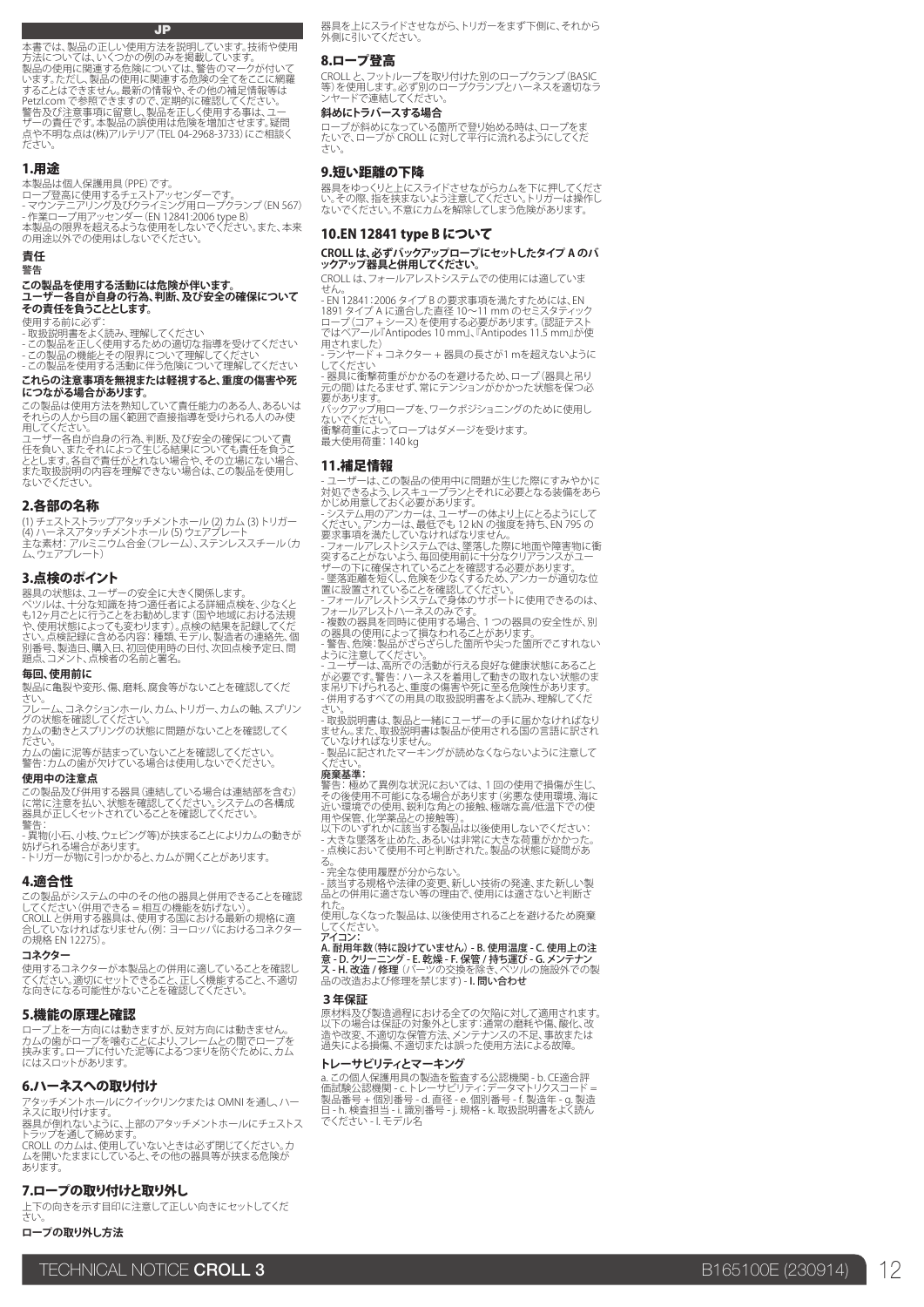JP

本書では、製品の正しい使用方法を説明しています。技術や使用方法については、いくつかの例のみを掲載しています。

製品の使用に関連する危険については、警告のマークが付いています。ただし、製品の使用に関連する危険の全てをここに網羅することはできません。最新の情報や、その他の補足情報等は Petzl.com で参照できますので、定期的に確認してください。

警告及び注意事項に留意し、製品を正しく使用する事は、ユーザーの責任です。本製品の誤使用は危険を増加させます。疑問点や不明な点は(株)アルテリア (TEL 04-2968-3733) にご相談ください。

## 1.用途

本製品は個人保護用具 (PPE) です。

ロープ登高に使用するチェストアッセンダーです。

- マウンテニアリング及びクライミング用ロープクランプ (EN 567)
- 作業ロープ用アッセンダー (EN 12841:2006 type B)

本製品の限界を超えるような使用をしないでください。また、本来の用途以外での使用はしないでください。

### 責任

**警告**

**この製品を使用する活動には危険が伴います。**
**ユーザー各自が自身の行為、判断、及び安全の確保についてその責任を負うこととします。**

使用する前に必ず:

- 取扱説明書をよく読み、理解してください
- この製品を正しく使用するための適切な指導を受けてください
- この製品の機能とその限界について理解してください
- この製品を使用する活動に伴う危険について理解してください

**これらの注意事項を無視または軽視すると、重度の傷害や死につながる場合があります。**

この製品は使用方法を熟知していて責任能力のある人、あるいはそれらの人から目の届く範囲で直接指導を受けられる人のみ使用してください。

ユーザー各自が自身の行為、判断、及び安全の確保について責任を負い、またそれによって生じる結果についても責任を負うこととします。各自で責任がとれない場合や、その立場にない場合、また取扱説明の内容を理解できない場合は、この製品を使用しないでください。

## 2.各部の名称

(1) チェストストラップアタッチメントホール (2) カム (3) トリガー (4) ハーネスアタッチメントホール (5) ウェアプレート

主な素材: アルミニウム合金 (フレーム)、ステンレススチール (カム、ウェアプレート)

## 3.点検のポイント

器具の状態は、ユーザーの安全に大きく関係します。

ペツルは、十分な知識を持つ適任者による詳細点検を、少なくとも12ヶ月ごとに行うことをお勧めします (国や地域における法規や、使用状態によっても変わります)。点検の結果を記録してください。点検記録に含める内容: 種類、モデル、製造者の連絡先、個別番号、製造日、購入日、初回使用時の日付、次回点検予定日、問題点、コメント、点検者の名前と署名。

### 毎回、使用前に

製品に亀裂や変形、傷、磨耗、腐食等がないことを確認してください。

フレーム、コネクションホール、カム、トリガー、カムの軸、スプリングの状態を確認してください。

カムの動きとスプリングの状態に問題がないことを確認してください。

カムの歯に泥等が詰まっていないことを確認してください。

警告: カムの歯が欠けている場合は使用しないでください。

### 使用中の注意点

この製品及び併用する器具 (連結している場合は連結部を含む) に常に注意を払い、状態を確認してください。システムの各構成器具が正しくセットされていることを確認してください。

警告:

- 異物 (小石、小枝、ウェビング等) が挟まることによりカムの動きが妨げられる場合があります。
- トリガーが物に引っかかると、カムが開くことがあります。

## 4.適合性

この製品がシステムの中のその他の器具と併用できることを確認してください (併用できる = 相互の機能を妨げない)。

CROLL と併用する器具は、使用する国における最新の規格に適合していなければなりません (例: ヨーロッパにおけるコネクターの規格 EN 12275)。

### コネクター

使用するコネクターが本製品との併用に適していることを確認してください。適切にセットできること、正しく機能すること、不適切な向きになる可能性がないことを確認してください。

## 5.機能の原理と確認

ロープ上を一方向には動きますが、反対方向には動きません。

カムの歯がロープを噛むことにより、フレームとの間でロープを挟みます。ロープに付いた泥等によるつまりを防ぐために、カムにはスロットがあります。

## 6.ハーネスへの取り付け

アタッチメントホールにクイックリンクまたは OMNI を通し、ハーネスに取り付けます。

器具が倒れないように、上部のアタッチメントホールにチェストストラップを通して締めます。

CROLL のカムは、使用していないときは必ず閉じてください。カムを開いたままにしていると、その他の器具等が挟まる危険があります。

## 7.ロープの取り付けと取り外し

上下の向きを示す目印に注意して正しい向きにセットしてください。

### ロープの取り外し方法

器具を上にスライドさせながら、トリガーをまず下側に、それから外側に引いてください。

## 8.ロープ登高

CROLL と、フットループを取り付けた別のロープクランプ (BASIC 等) を使用します。必ず別のロープクランプとハーネスを適切なランヤードで連結してください。

### 斜めにトラバースする場合

ロープが斜めになっている箇所で登り始める時は、ロープをまたいで、ロープが CROLL に対して平行に流れるようにしてください。

## 9.短い距離の下降

器具をゆっくりと上にスライドさせながらカムを下に押してください。その際、指を挟まないよう注意してください。トリガーは操作しないでください。不意にカムを解除してしまう危険があります。

## 10.EN 12841 type B について

**CROLL は、必ずバックアップロープにセットしたタイプ A のバックアップ器具と併用してください。**

CROLL は、フォールアレストシステムでの使用には適していません。

- EN 12841 : 2006 タイプ B の要求事項を満たすためには、EN 1891 タイプ A に適合した直径 10〜11 mm のセミスタティックロープ (コア + シース) を使用する必要があります。(認証テストではベアール『Antipodes 10 mm』、『Antipodes 11.5 mm』が使用されました)
- ランヤード + コネクター + 器具の長さが 1 mを超えないようにしてください。
- 器具に衝撃荷重がかかるのを避けるため、ロープ (器具と吊り元の間) はたるませず、常にテンションがかかった状態を保つ必要があります。

バックアップ用ロープを、ワークポジショニングのために使用しないでください。

衝撃荷重によってロープはダメージを受けます。

最大使用荷重: 140 kg

## 11.補足情報

- ユーザーは、この製品の使用中に問題が生じた際にすみやかに対処できるよう、レスキュープランとそれに必要となる装備をあらかじめ用意しておく必要があります。
- システム用のアンカーは、ユーザーの体より上にとるようにしてください。アンカーは、最低でも 12 kN の強度を持ち、EN 795 の要求事項を満たしていなければなりません。
- フォールアレストシステムでは、墜落した際に地面や障害物に衝突することがないよう、毎回使用前に十分なクリアランスがユーザーの下に確保されていることを確認する必要があります。
- 墜落距離を短くし、危険を少なくするため、アンカーが適切な位置に設置されていることを確認してください。
- フォールアレストシステムで身体のサポートに使用できるのは、フォールアレストハーネスのみです。
- 複数の器具を同時に使用する場合、1 つの器具の安全性が、別の器具の使用によって損なわれることがあります。
- 警告、危険: 製品がざらざらした箇所や尖った箇所でこすれないように注意してください。
- ユーザーは、高所での活動が行える良好な健康状態にあることが必要です。警告: ハーネスを着用して動きの取れない状態のまま吊り下げられると、重度の傷害や死に至る危険性があります。
- 併用するすべての用具の取扱説明書をよく読み、理解してください。
- 取扱説明書は、製品と一緒にユーザーの手に届かなければなりません。また、取扱説明書は製品が使用される国の言語に訳されていなければなりません。
- 製品に記されたマーキングが読めなくならないように注意してください。

**廃棄基準:**

警告: 極めて異例な状況においては、1 回の使用で損傷が生じ、その後使用不可能になる場合があります (劣悪な使用環境、海に近い環境での使用、鋭利な角との接触、極端な高/低温下での使用や保管、化学薬品との接触等)。

以下のいずれかに該当する製品は以後使用しないでください:

- 大きな墜落を止めた、あるいは非常に大きな荷重がかかった。
- 点検において使用不可と判断された。製品の状態に疑問がある。
- 完全な使用履歴が分からない。
- 該当する規格や法律の変更、新しい技術の発達、また新しい製品との併用に適さない等の理由で、使用には適さないと判断された。

使用しなくなった製品は、以後使用されることを避けるため廃棄してください。

**アイコン:**

**A. 耐用年数 (特に設けていません) - B. 使用温度 - C. 使用上の注意 - D. クリーニング - E. 乾燥 - F. 保管 / 持ち運び - G. メンテナンス - H. 改造 / 修理** (パーツの交換を除き、ペツルの施設外での製品の改造および修理を禁じます) **- I. 問い合わせ**

### 3年保証

原材料及び製造過程における全ての欠陥に対して適用されます。以下の場合は保証の対象外とします: 通常の磨耗や傷、酸化、改造や改変、不適切な保管方法、メンテナンスの不足、事故または過失による損傷、不適切または誤った使用方法による故障。

### トレーサビリティとマーキング

a. この個人保護用具の製造を監査する公認機関 - b. CE適合評価試験公認機関 - c. トレーサビリティ: データマトリクスコード = 製品番号 + 個別番号 - d. 直径 - e. 個別番号 - f. 製造年 - g. 製造日 - h. 検査担当 - i. 識別番号 - j. 規格 - k. 取扱説明書をよく読んでください - l. モデル名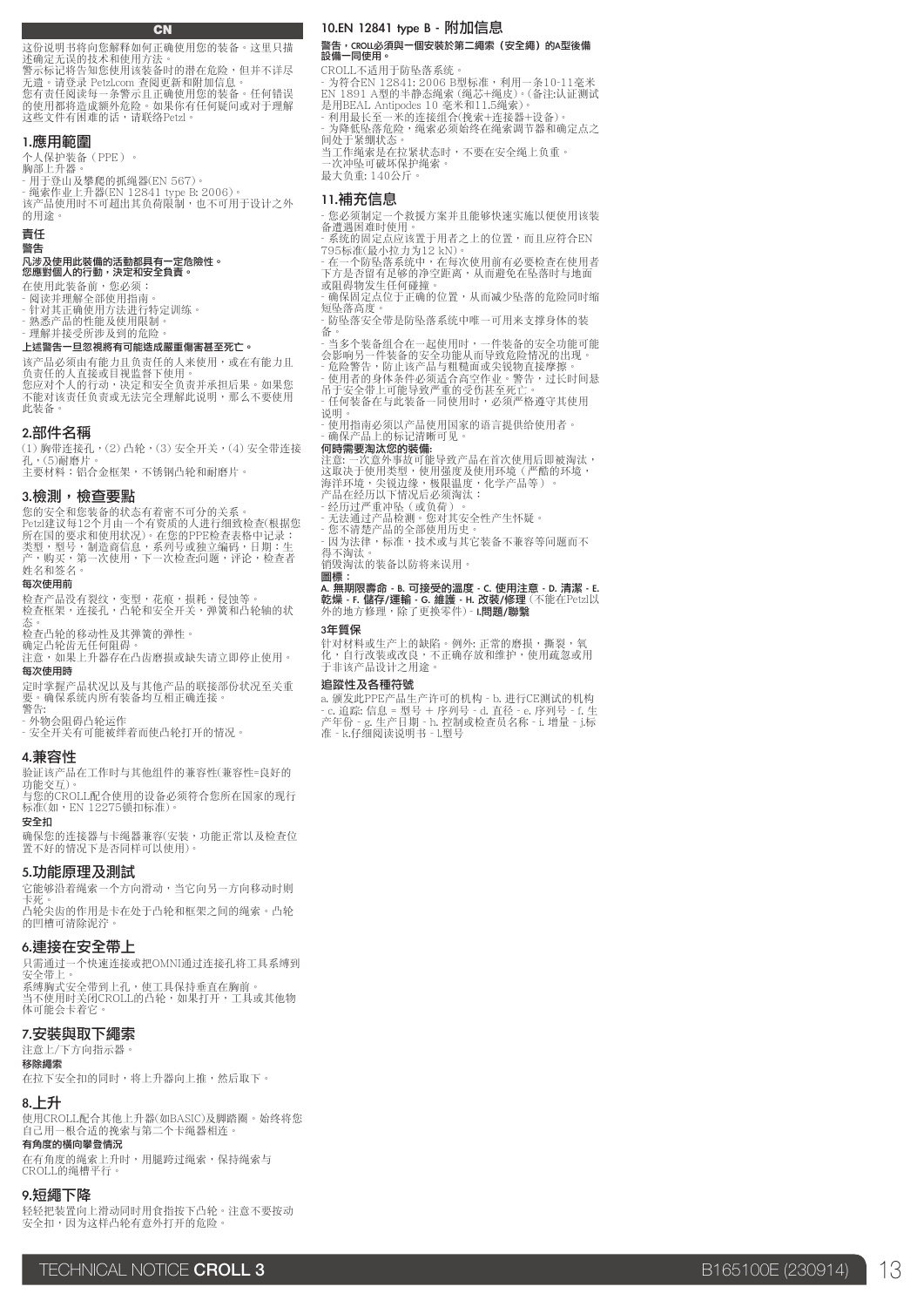CN

这份说明书将向您解释如何正确使用您的装备。这里只描述确定无误的技术和使用方法。
警示标记将告知您使用该装备时的潜在危险，但并不详尽无遗。请登录 Petzl.com 查阅更新和附加信息。
您有责任阅读每一条警示且正确使用您的装备。任何错误的使用都将造成额外危险。如果你有任何疑问或对于理解这些文件有困难的话，请联络Petzl。

## 1.應用範圍

个人保护装备（PPE）。
胸部上升器。
- 用于登山及攀爬的抓绳器(EN 567)。
- 绳索作业上升器(EN 12841 type B: 2006)。
该产品使用时不可超出其负荷限制，也不可用于设计之外的用途。

### 責任

**警告**

**凡涉及使用此装備的活動都具有一定危險性。您應對個人的行動，決定和安全負責。**

在使用此装备前，您必须：
- 阅读并理解全部使用指南。
- 针对其正确使用方法进行特定训练。
- 熟悉产品的性能及使用限制。
- 理解并接受所涉及到的危险。

**上述警告一旦忽視將有可能造成嚴重傷害甚至死亡。**

该产品必须由有能力且负责任的人来使用，或在有能力且负责任的人直接或目视监督下使用。
您应对个人的行动，决定和安全负责并承担后果。如果您不能对该责任负责或无法完全理解此说明，那么不要使用此装备。

## 2.部件名稱

(1) 胸带连接孔，(2) 凸轮，(3) 安全开关，(4) 安全带连接孔，(5)耐磨片。
主要材料：铝合金框架，不锈钢凸轮和耐磨片。

## 3.檢測，檢查要點

您的安全和您装备的状态有着密不可分的关系。
Petzl建议每12个月由一个有资质的人进行细致检查(根据您所在国的要求和使用状况)。在您的PPE检查表格中记录：类型，型号，制造商信息，系列号或独立编码，日期：生产，购买，第一次使用，下一次检查;问题，评论，检查者姓名和签名。

### 每次使用前

检查产品没有裂纹，变型，花痕，损耗，侵蚀等。
检查框架，连接孔，凸轮和安全开关，弹簧和凸轮轴的状态。
检查凸轮的移动性及其弹簧的弹性。
确定凸轮齿无任何阻碍。
注意，如果上升器存在凸齿磨损或缺失请立即停止使用。

### 每次使用時

定时掌握产品状况以及与其他产品的联接部份状况至关重要。确保系统内所有装备均互相正确连接。
警告:
- 外物会阻碍凸轮运作
- 安全开关有可能被绊着而使凸轮打开的情况。

## 4.兼容性

验证该产品在工作时与其他组件的兼容性(兼容性=良好的功能交互)。
与您的CROLL配合使用的设备必须符合您所在国家的现行标准(如，EN 12275锁扣标准)。

### 安全扣

确保您的连接器与卡绳器兼容(安装，功能正常以及检查位置不好的情况下是否同样可以使用)。

## 5.功能原理及測試

它能够沿着绳索一个方向滑动，当它向另一方向移动时则卡死。
凸轮尖齿的作用是卡在处于凸轮和框架之间的绳索。凸轮的凹槽可清除泥沙。

## 6.連接在安全帶上

只需通过一个快速连接或把OMNI通过连接孔将工具系缚到安全带上。
系缚胸式安全带到上孔，使工具保持垂直在胸前。
当不使用时关闭CROLL的凸轮，如果打开，工具或其他物体可能会卡着它。

## 7.安裝與取下繩索

注意上/下方向指示器。

### 移除繩索

在拉下安全扣的同时，将上升器向上推，然后取下。

## 8.上升

使用CROLL配合其他上升器(如BASIC)及脚踏圈。始终将您自己用一根合适的挽索与第二个卡绳器相连。

### 有角度的橫向攀登情況

在有角度的绳索上升时，用腿跨过绳索，保持绳索与CROLL的绳槽平行。

## 9.短繩下降

轻轻把装置向上滑动同时用食指按下凸轮。注意不要按动安全扣，因为这样凸轮有意外打开的危险。

## 10.EN 12841 type B - 附加信息

**警告，CROLL必須與一個安裝於第二繩索（安全繩）的A型後備設備一同使用。**

CROLL不适用于防坠落系统。
- 为符合EN 12841: 2006 B型标准，利用一条10-11毫米EN 1891 A型的半静态绳索 (绳芯+绳皮)。(备注:认证测试是用BEAL Antipodes 10 毫米和11.5毫米)。
- 利用最长至一米的连接组合(挽索+连接器+设备)。
- 为降低坠落危险，绳索必须始终在绳索调节器和确定点之间处于紧绷状态。
当工作绳索是在拉紧状态时，不要在安全绳上负重。
一次冲坠可破坏保护绳索。
最大负重: 140公斤。

## 11.補充信息

- 您必须制定一个救援方案并且能够快速实施以便使用该装备遭遇困难时使用。
- 系统的固定点应该设置于用者之上的位置，而且应符合EN 795标准(最小拉力为12 kN)。
- 在一个防坠落系统中，在每次使用前有必要检查在使用者下方是否留有足够的净空距离，从而避免在坠落时与地面或阻碍物发生任何碰撞。
- 确保固定点位于正确的位置，从而减少坠落的危险同时缩短坠落高度。
- 防坠落安全带是防坠落系统中唯一可用来支撑身体的装备。
- 当多个装备组合在一起使用时，一件装备的安全功能可能会影响另一件装备的安全功能从而导致危险情况的出现。
- 危险警告，防止该产品与粗糙面或尖锐物直接摩擦。
- 使用者的身体条件必须适合高空作业。警告，过长时间悬吊于安全带上可能导致严重的受伤甚至死亡。
- 任何装备在与此装备一同使用时，必须严格遵守其使用说明。
- 使用指南必须以产品使用国家的语言提供给使用者。
- 确保产品上的标记清晰可见。

### 何時需要淘汰您的裝備:

注意: 一次意外事故可能导致产品在首次使用后即被淘汰，这取决于使用类型，使用强度及使用环境（严酷的环境，海洋环境，尖锐边缘，极限温度，化学产品等）。
产品在经历以下情况后必须淘汰：
- 经历过严重冲坠（或负荷）。
- 无法通过产品检测。您对其安全性产生怀疑。
- 您不清楚产品的全部使用历史。
- 因为法律，标准，技术或与其它装备不兼容等问题而不得不淘汰。
销毁淘汰的装备以防将来误用。

### 圖標：

**A. 無期限壽命 - B. 可接受的溫度 - C. 使用注意 - D. 清潔 - E. 乾燥 - F. 儲存/運輸 - G. 維護 - H. 改裝/修理** (不能在Petzl以外的地方修理，除了更换零件) **- I.問題/聯繫**

### 3年質保

针对材料或生产上的缺陷。例外: 正常的磨损，撕裂，氧化，自行改装或改良，不正确存放和维护，使用疏忽或用于非该产品设计之用途。

### 追蹤性及各種符號

a. 颁发此PPE产品生产许可的机构 - b. 进行CE测试的机构 - c. 追踪: 信息 = 型号 + 序列号 - d. 直径 - e. 序列号 - f. 生产年份 - g. 生产日期 - h. 控制或检查员名称 - i. 增量 - j.标准 - k.仔细阅读说明书 - l.型号